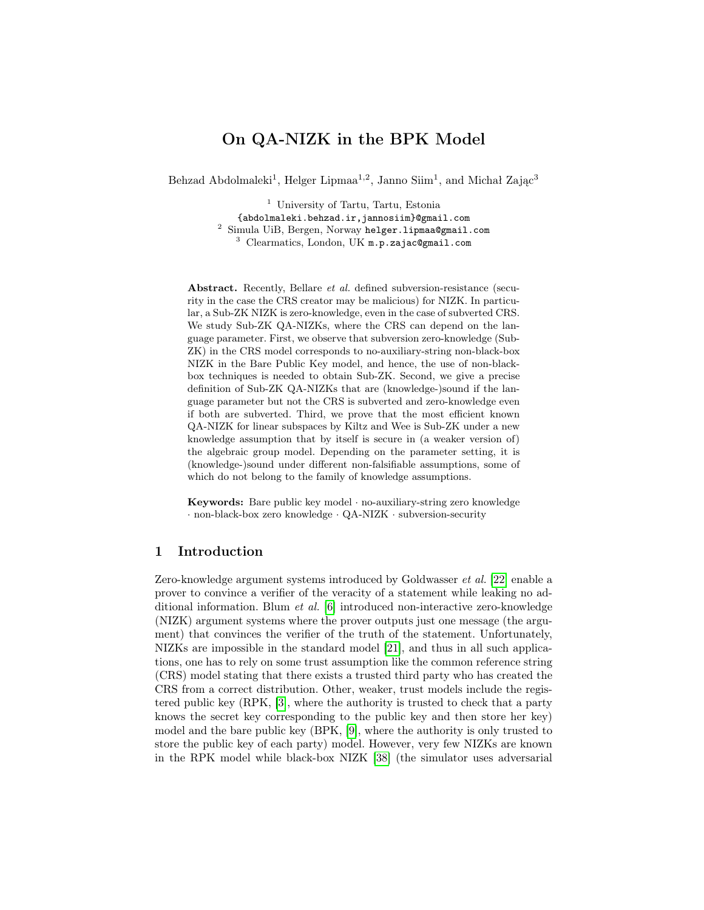# On QA-NIZK in the BPK Model

Behzad Abdolmaleki[1], Helger Lipmaa[1,2], Janno Siim[1], and Michał Zając[3]

[1] University of Tartu, Tartu, Estonia
{abdolmaleki.behzad.ir,jannosiim}@gmail.com
[2] Simula UiB, Bergen, Norway helger.lipmaa@gmail.com
[3] Clearmatics, London, UK m.p.zajac@gmail.com

**Abstract.** Recently, Bellare *et al.* defined subversion-resistance (security in the case the CRS creator may be malicious) for NIZK. In particular, a Sub-ZK NIZK is zero-knowledge, even in the case of subverted CRS. We study Sub-ZK QA-NIZKs, where the CRS can depend on the language parameter. First, we observe that subversion zero-knowledge (Sub-ZK) in the CRS model corresponds to no-auxiliary-string non-black-box NIZK in the Bare Public Key model, and hence, the use of non-black-box techniques is needed to obtain Sub-ZK. Second, we give a precise definition of Sub-ZK QA-NIZKs that are (knowledge-)sound if the language parameter but not the CRS is subverted and zero-knowledge even if both are subverted. Third, we prove that the most efficient known QA-NIZK for linear subspaces by Kiltz and Wee is Sub-ZK under a new knowledge assumption that by itself is secure in (a weaker version of) the algebraic group model. Depending on the parameter setting, it is (knowledge-)sound under different non-falsifiable assumptions, some of which do not belong to the family of knowledge assumptions.

**Keywords:** Bare public key model · no-auxiliary-string zero knowledge · non-black-box zero knowledge · QA-NIZK · subversion-security

## 1 Introduction

Zero-knowledge argument systems introduced by Goldwasser *et al.* [22] enable a prover to convince a verifier of the veracity of a statement while leaking no additional information. Blum *et al.* [6] introduced non-interactive zero-knowledge (NIZK) argument systems where the prover outputs just one message (the argument) that convinces the verifier of the truth of the statement. Unfortunately, NIZKs are impossible in the standard model [21], and thus in all such applications, one has to rely on some trust assumption like the common reference string (CRS) model stating that there exists a trusted third party who has created the CRS from a correct distribution. Other, weaker, trust models include the registered public key (RPK, [3], where the authority is trusted to check that a party knows the secret key corresponding to the public key and then store her key) model and the bare public key (BPK, [9], where the authority is only trusted to store the public key of each party) model. However, very few NIZKs are known in the RPK model while black-box NIZK [38] (the simulator uses adversarial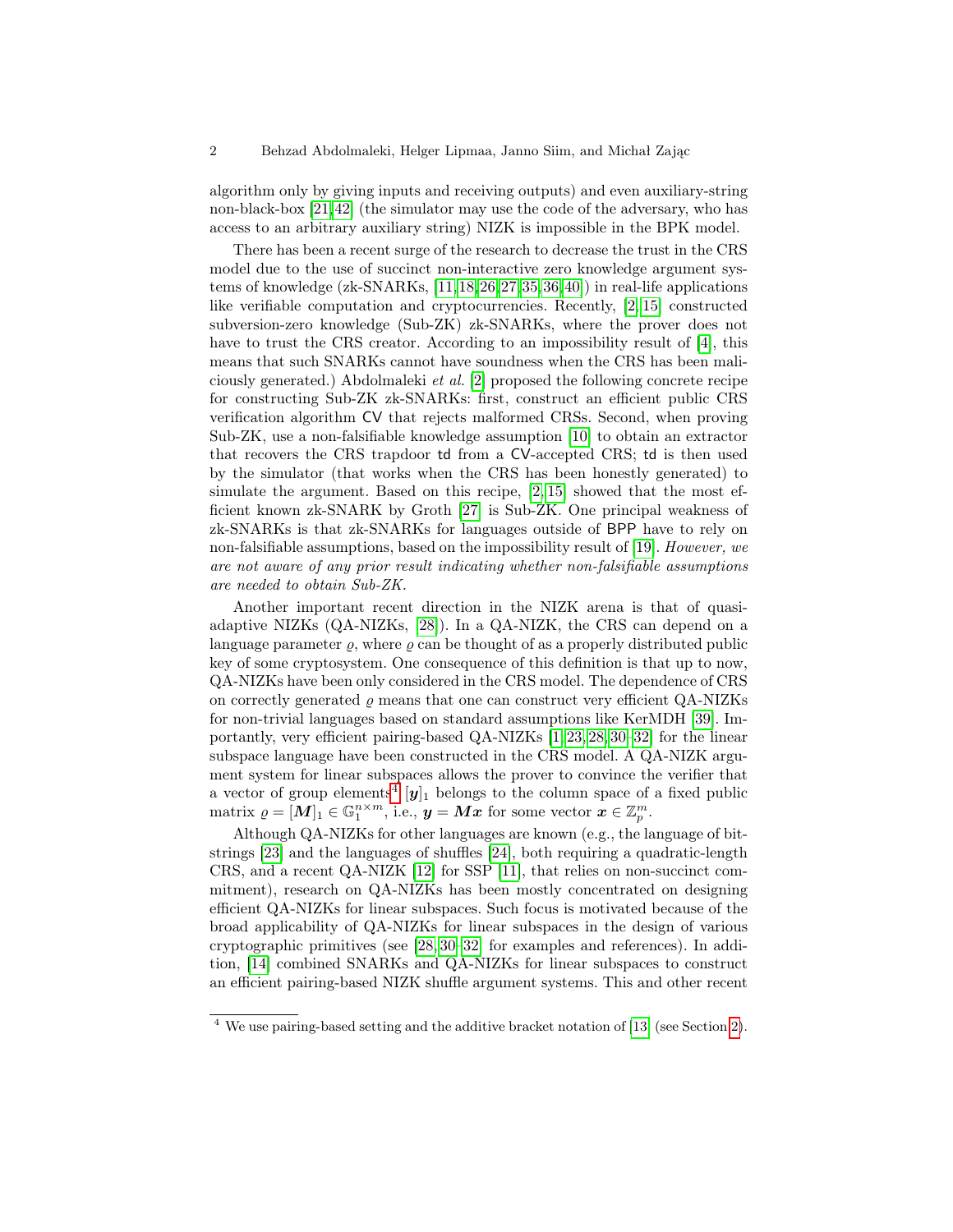algorithm only by giving inputs and receiving outputs) and even auxiliary-string non-black-box [21,42] (the simulator may use the code of the adversary, who has access to an arbitrary auxiliary string) NIZK is impossible in the BPK model.

There has been a recent surge of the research to decrease the trust in the CRS model due to the use of succinct non-interactive zero knowledge argument systems of knowledge (zk-SNARKs, [11,18,26,27,35,36,40]) in real-life applications like verifiable computation and cryptocurrencies. Recently, [2,15] constructed subversion-zero knowledge (Sub-ZK) zk-SNARKs, where the prover does not have to trust the CRS creator. According to an impossibility result of [4], this means that such SNARKs cannot have soundness when the CRS has been maliciously generated.) Abdolmaleki *et al.* [2] proposed the following concrete recipe for constructing Sub-ZK zk-SNARKs: first, construct an efficient public CRS verification algorithm $\mathsf{CV}$ that rejects malformed CRSs. Second, when proving Sub-ZK, use a non-falsifiable knowledge assumption [10] to obtain an extractor that recovers the CRS trapdoor $\mathsf{td}$ from a $\mathsf{CV}$-accepted CRS; $\mathsf{td}$ is then used by the simulator (that works when the CRS has been honestly generated) to simulate the argument. Based on this recipe, [2,15] showed that the most efficient known zk-SNARK by Groth [27] is Sub-ZK. One principal weakness of zk-SNARKs is that zk-SNARKs for languages outside of $\mathsf{BPP}$ have to rely on non-falsifiable assumptions, based on the impossibility result of [19]. *However, we are not aware of any prior result indicating whether non-falsifiable assumptions are needed to obtain Sub-ZK.*

Another important recent direction in the NIZK arena is that of quasi-adaptive NIZKs (QA-NIZKs, [28]). In a QA-NIZK, the CRS can depend on a language parameter $\varrho$, where $\varrho$ can be thought of as a properly distributed public key of some cryptosystem. One consequence of this definition is that up to now, QA-NIZKs have been only considered in the CRS model. The dependence of CRS on correctly generated $\varrho$ means that one can construct very efficient QA-NIZKs for non-trivial languages based on standard assumptions like KerMDH [39]. Importantly, very efficient pairing-based QA-NIZKs [1,23,28,30–32] for the linear subspace language have been constructed in the CRS model. A QA-NIZK argument system for linear subspaces allows the prover to convince the verifier that a vector of group elements[4] $[\boldsymbol{y}]_1$ belongs to the column space of a fixed public matrix $\varrho = [\boldsymbol{M}]_1 \in \mathbb{G}_1^{n \times m}$, i.e., $\boldsymbol{y} = \boldsymbol{M}\boldsymbol{x}$ for some vector $\boldsymbol{x} \in \mathbb{Z}_p^m$.

Although QA-NIZKs for other languages are known (e.g., the language of bit-strings [23] and the languages of shuffles [24], both requiring a quadratic-length CRS, and a recent QA-NIZK [12] for SSP [11], that relies on non-succinct commitment), research on QA-NIZKs has been mostly concentrated on designing efficient QA-NIZKs for linear subspaces. Such focus is motivated because of the broad applicability of QA-NIZKs for linear subspaces in the design of various cryptographic primitives (see [28,30–32] for examples and references). In addition, [14] combined SNARKs and QA-NIZKs for linear subspaces to construct an efficient pairing-based NIZK shuffle argument systems. This and other recent

---

[4] We use pairing-based setting and the additive bracket notation of [13] (see Section 2).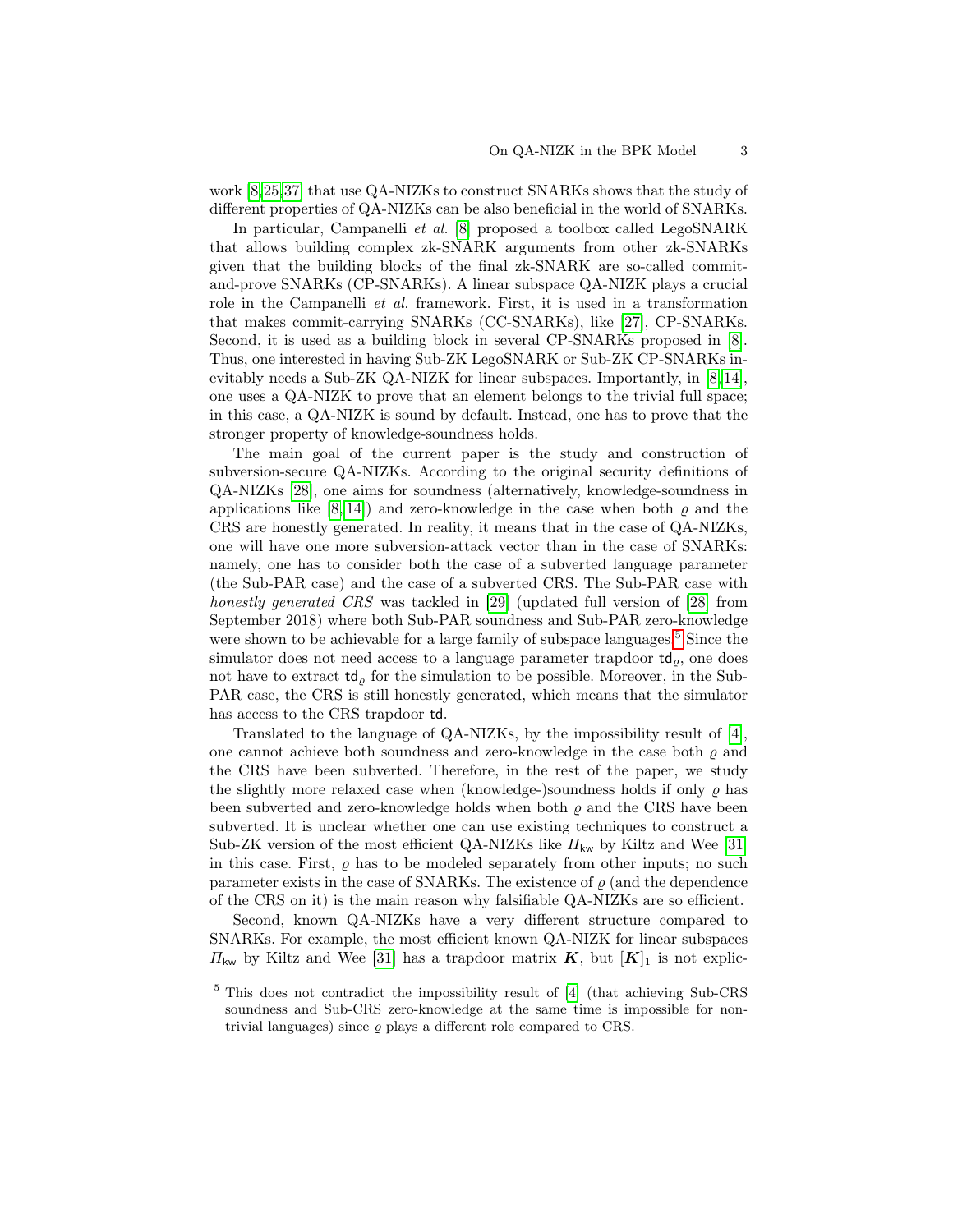work [8,25,37] that use QA-NIZKs to construct SNARKs shows that the study of different properties of QA-NIZKs can be also beneficial in the world of SNARKs.

In particular, Campanelli *et al.* [8] proposed a toolbox called LegoSNARK that allows building complex zk-SNARK arguments from other zk-SNARKs given that the building blocks of the final zk-SNARK are so-called commit-and-prove SNARKs (CP-SNARKs). A linear subspace QA-NIZK plays a crucial role in the Campanelli *et al.* framework. First, it is used in a transformation that makes commit-carrying SNARKs (CC-SNARKs), like [27], CP-SNARKs. Second, it is used as a building block in several CP-SNARKs proposed in [8]. Thus, one interested in having Sub-ZK LegoSNARK or Sub-ZK CP-SNARKs inevitably needs a Sub-ZK QA-NIZK for linear subspaces. Importantly, in [8,14], one uses a QA-NIZK to prove that an element belongs to the trivial full space; in this case, a QA-NIZK is sound by default. Instead, one has to prove that the stronger property of knowledge-soundness holds.

The main goal of the current paper is the study and construction of subversion-secure QA-NIZKs. According to the original security definitions of QA-NIZKs [28], one aims for soundness (alternatively, knowledge-soundness in applications like [8,14]) and zero-knowledge in the case when both $\varrho$ and the CRS are honestly generated. In reality, it means that in the case of QA-NIZKs, one will have one more subversion-attack vector than in the case of SNARKs: namely, one has to consider both the case of a subverted language parameter (the Sub-PAR case) and the case of a subverted CRS. The Sub-PAR case with *honestly generated CRS* was tackled in [29] (updated full version of [28] from September 2018) where both Sub-PAR soundness and Sub-PAR zero-knowledge were shown to be achievable for a large family of subspace languages.[5] Since the simulator does not need access to a language parameter trapdoor $\mathsf{td}_\varrho$, one does not have to extract $\mathsf{td}_\varrho$ for the simulation to be possible. Moreover, in the Sub-PAR case, the CRS is still honestly generated, which means that the simulator has access to the CRS trapdoor $\mathsf{td}$.

Translated to the language of QA-NIZKs, by the impossibility result of [4], one cannot achieve both soundness and zero-knowledge in the case both $\varrho$ and the CRS have been subverted. Therefore, in the rest of the paper, we study the slightly more relaxed case when (knowledge-)soundness holds if only $\varrho$ has been subverted and zero-knowledge holds when both $\varrho$ and the CRS have been subverted. It is unclear whether one can use existing techniques to construct a Sub-ZK version of the most efficient QA-NIZKs like $\Pi_{\mathsf{kw}}$ by Kiltz and Wee [31] in this case. First, $\varrho$ has to be modeled separately from other inputs; no such parameter exists in the case of SNARKs. The existence of $\varrho$ (and the dependence of the CRS on it) is the main reason why falsifiable QA-NIZKs are so efficient.

Second, known QA-NIZKs have a very different structure compared to SNARKs. For example, the most efficient known QA-NIZK for linear subspaces $\Pi_{\mathsf{kw}}$ by Kiltz and Wee [31] has a trapdoor matrix $\boldsymbol{K}$, but $[\boldsymbol{K}]_1$ is not explic-

[5] This does not contradict the impossibility result of [4] (that achieving Sub-CRS soundness and Sub-CRS zero-knowledge at the same time is impossible for non-trivial languages) since $\varrho$ plays a different role compared to CRS.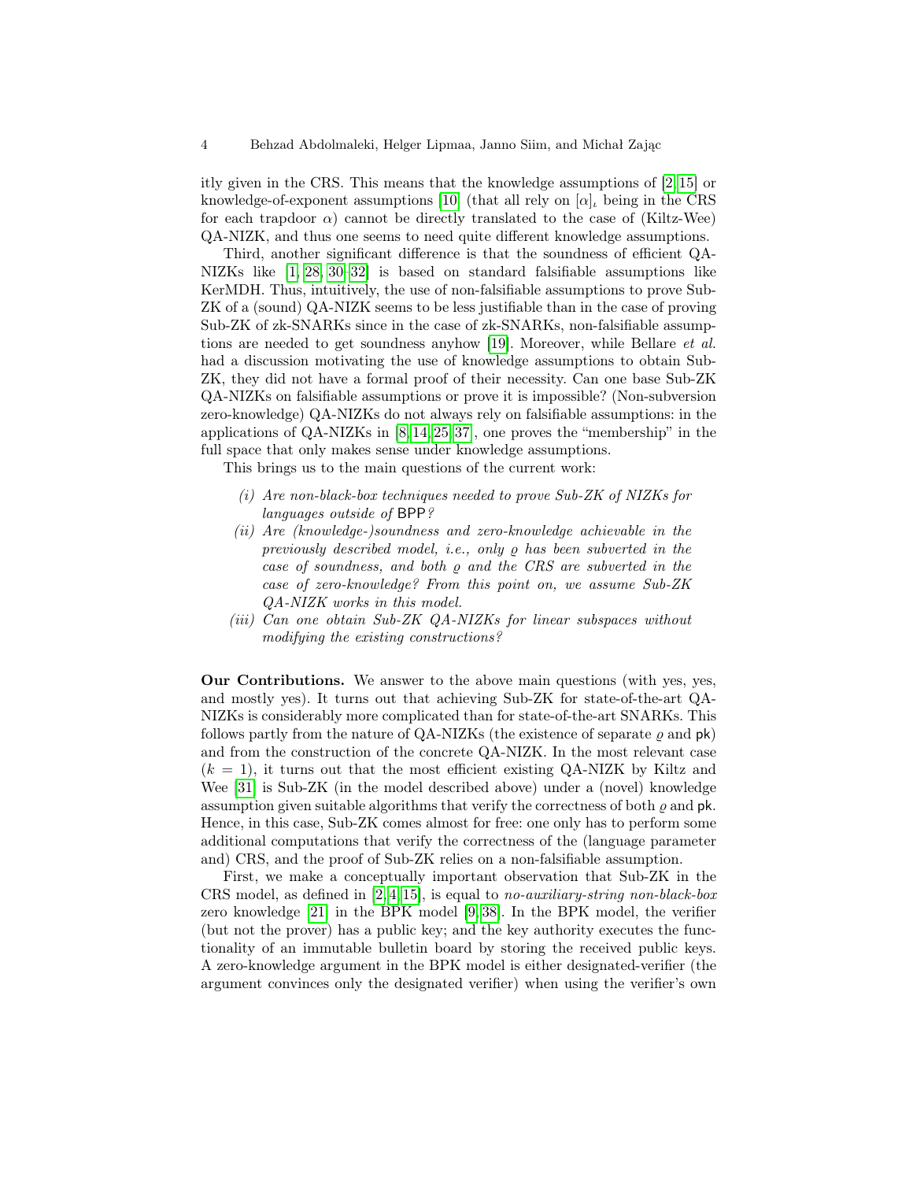itly given in the CRS. This means that the knowledge assumptions of [2,15] or knowledge-of-exponent assumptions [10] (that all rely on $[\alpha]_\iota$ being in the CRS for each trapdoor $\alpha$) cannot be directly translated to the case of (Kiltz-Wee) QA-NIZK, and thus one seems to need quite different knowledge assumptions.

Third, another significant difference is that the soundness of efficient QA-NIZKs like [1,28,30–32] is based on standard falsifiable assumptions like KerMDH. Thus, intuitively, the use of non-falsifiable assumptions to prove Sub-ZK of a (sound) QA-NIZK seems to be less justifiable than in the case of proving Sub-ZK of zk-SNARKs since in the case of zk-SNARKs, non-falsifiable assumptions are needed to get soundness anyhow [19]. Moreover, while Bellare *et al.* had a discussion motivating the use of knowledge assumptions to obtain Sub-ZK, they did not have a formal proof of their necessity. Can one base Sub-ZK QA-NIZKs on falsifiable assumptions or prove it is impossible? (Non-subversion zero-knowledge) QA-NIZKs do not always rely on falsifiable assumptions: in the applications of QA-NIZKs in [8,14,25,37], one proves the "membership" in the full space that only makes sense under knowledge assumptions.

This brings us to the main questions of the current work:

*(i) Are non-black-box techniques needed to prove Sub-ZK of NIZKs for languages outside of* $\mathsf{BPP}$*?*

*(ii) Are (knowledge-)soundness and zero-knowledge achievable in the previously described model, i.e., only* $\varrho$ *has been subverted in the case of soundness, and both* $\varrho$ *and the CRS are subverted in the case of zero-knowledge? From this point on, we assume Sub-ZK QA-NIZK works in this model.*

*(iii) Can one obtain Sub-ZK QA-NIZKs for linear subspaces without modifying the existing constructions?*

**Our Contributions.** We answer to the above main questions (with yes, yes, and mostly yes). It turns out that achieving Sub-ZK for state-of-the-art QA-NIZKs is considerably more complicated than for state-of-the-art SNARKs. This follows partly from the nature of QA-NIZKs (the existence of separate $\varrho$ and $\mathsf{pk}$) and from the construction of the concrete QA-NIZK. In the most relevant case ($k = 1$), it turns out that the most efficient existing QA-NIZK by Kiltz and Wee [31] is Sub-ZK (in the model described above) under a (novel) knowledge assumption given suitable algorithms that verify the correctness of both $\varrho$ and $\mathsf{pk}$. Hence, in this case, Sub-ZK comes almost for free: one only has to perform some additional computations that verify the correctness of the (language parameter and) CRS, and the proof of Sub-ZK relies on a non-falsifiable assumption.

First, we make a conceptually important observation that Sub-ZK in the CRS model, as defined in [2,4,15], is equal to *no-auxiliary-string non-black-box* zero knowledge [21] in the BPK model [9,38]. In the BPK model, the verifier (but not the prover) has a public key; and the key authority executes the functionality of an immutable bulletin board by storing the received public keys. A zero-knowledge argument in the BPK model is either designated-verifier (the argument convinces only the designated verifier) when using the verifier's own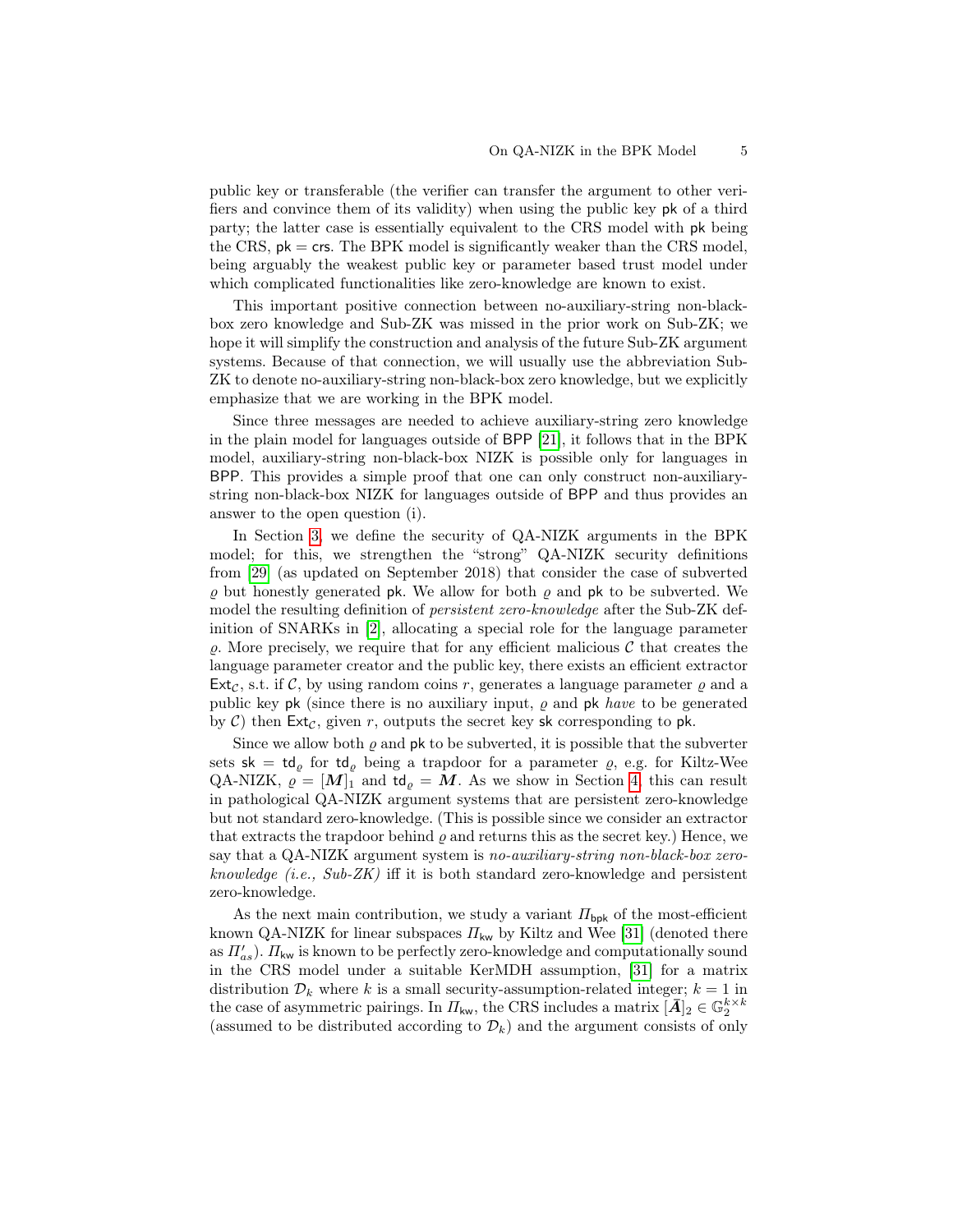public key or transferable (the verifier can transfer the argument to other verifiers and convince them of its validity) when using the public key $\mathsf{pk}$ of a third party; the latter case is essentially equivalent to the CRS model with $\mathsf{pk}$ being the CRS, $\mathsf{pk} = \mathsf{crs}$. The BPK model is significantly weaker than the CRS model, being arguably the weakest public key or parameter based trust model under which complicated functionalities like zero-knowledge are known to exist.

This important positive connection between no-auxiliary-string non-black-box zero knowledge and Sub-ZK was missed in the prior work on Sub-ZK; we hope it will simplify the construction and analysis of the future Sub-ZK argument systems. Because of that connection, we will usually use the abbreviation Sub-ZK to denote no-auxiliary-string non-black-box zero knowledge, but we explicitly emphasize that we are working in the BPK model.

Since three messages are needed to achieve auxiliary-string zero knowledge in the plain model for languages outside of $\mathsf{BPP}$ [21], it follows that in the BPK model, auxiliary-string non-black-box NIZK is possible only for languages in $\mathsf{BPP}$. This provides a simple proof that one can only construct non-auxiliary-string non-black-box NIZK for languages outside of $\mathsf{BPP}$ and thus provides an answer to the open question (i).

In Section 3, we define the security of QA-NIZK arguments in the BPK model; for this, we strengthen the "strong" QA-NIZK security definitions from [29] (as updated on September 2018) that consider the case of subverted $\varrho$ but honestly generated $\mathsf{pk}$. We allow for both $\varrho$ and $\mathsf{pk}$ to be subverted. We model the resulting definition of *persistent zero-knowledge* after the Sub-ZK definition of SNARKs in [2], allocating a special role for the language parameter $\varrho$. More precisely, we require that for any efficient malicious $\mathcal{C}$ that creates the language parameter creator and the public key, there exists an efficient extractor $\mathsf{Ext}_{\mathcal{C}}$, s.t. if $\mathcal{C}$, by using random coins $r$, generates a language parameter $\varrho$ and a public key $\mathsf{pk}$ (since there is no auxiliary input, $\varrho$ and $\mathsf{pk}$ *have* to be generated by $\mathcal{C}$) then $\mathsf{Ext}_{\mathcal{C}}$, given $r$, outputs the secret key $\mathsf{sk}$ corresponding to $\mathsf{pk}$.

Since we allow both $\varrho$ and $\mathsf{pk}$ to be subverted, it is possible that the subverter sets $\mathsf{sk} = \mathsf{td}_\varrho$ for $\mathsf{td}_\varrho$ being a trapdoor for a parameter $\varrho$, e.g. for Kiltz-Wee QA-NIZK, $\varrho = [\boldsymbol{M}]_1$ and $\mathsf{td}_\varrho = \boldsymbol{M}$. As we show in Section 4, this can result in pathological QA-NIZK argument systems that are persistent zero-knowledge but not standard zero-knowledge. (This is possible since we consider an extractor that extracts the trapdoor behind $\varrho$ and returns this as the secret key.) Hence, we say that a QA-NIZK argument system is *no-auxiliary-string non-black-box zero-knowledge (i.e., Sub-ZK)* iff it is both standard zero-knowledge and persistent zero-knowledge.

As the next main contribution, we study a variant $\Pi_{\mathsf{bpk}}$ of the most-efficient known QA-NIZK for linear subspaces $\Pi_{\mathsf{kw}}$ by Kiltz and Wee [31] (denoted there as $\Pi'_{as}$). $\Pi_{\mathsf{kw}}$ is known to be perfectly zero-knowledge and computationally sound in the CRS model under a suitable KerMDH assumption, [31] for a matrix distribution $\mathcal{D}_k$ where $k$ is a small security-assumption-related integer; $k = 1$ in the case of asymmetric pairings. In $\Pi_{\mathsf{kw}}$, the CRS includes a matrix $[\bar{\boldsymbol{A}}]_2 \in \mathbb{G}_2^{k \times k}$ (assumed to be distributed according to $\mathcal{D}_k$) and the argument consists of only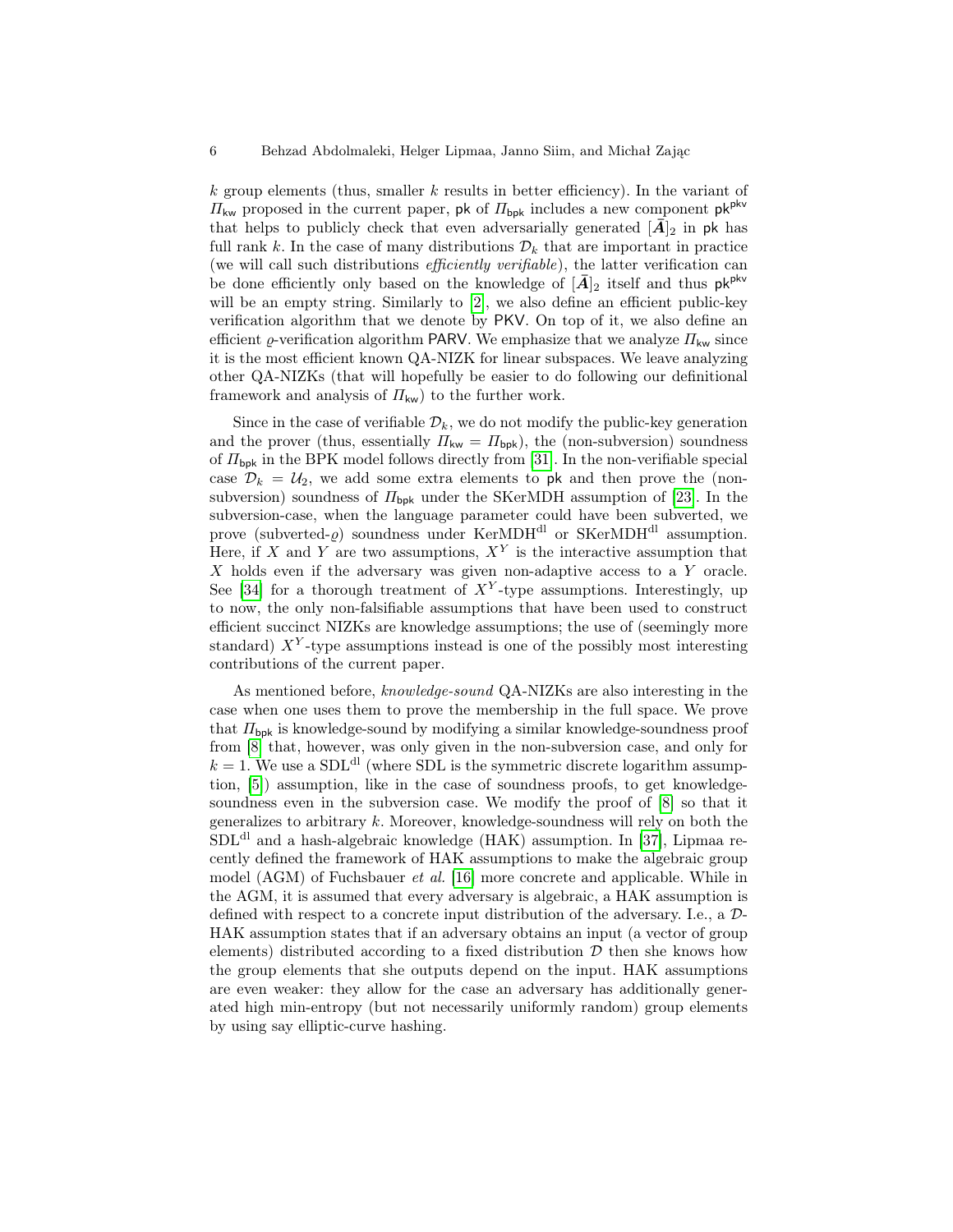$k$ group elements (thus, smaller $k$ results in better efficiency). In the variant of $\Pi_{\mathsf{kw}}$ proposed in the current paper, $\mathsf{pk}$ of $\Pi_{\mathsf{bpk}}$ includes a new component $\mathsf{pk}^{\mathsf{pkv}}$ that helps to publicly check that even adversarially generated $[\bar{\boldsymbol{A}}]_2$ in $\mathsf{pk}$ has full rank $k$. In the case of many distributions $\mathcal{D}_k$ that are important in practice (we will call such distributions *efficiently verifiable*), the latter verification can be done efficiently only based on the knowledge of $[\bar{\boldsymbol{A}}]_2$ itself and thus $\mathsf{pk}^{\mathsf{pkv}}$ will be an empty string. Similarly to [2], we also define an efficient public-key verification algorithm that we denote by $\mathsf{PKV}$. On top of it, we also define an efficient $\varrho$-verification algorithm $\mathsf{PARV}$. We emphasize that we analyze $\Pi_{\mathsf{kw}}$ since it is the most efficient known QA-NIZK for linear subspaces. We leave analyzing other QA-NIZKs (that will hopefully be easier to do following our definitional framework and analysis of $\Pi_{\mathsf{kw}}$) to the further work.

Since in the case of verifiable $\mathcal{D}_k$, we do not modify the public-key generation and the prover (thus, essentially $\Pi_{\mathsf{kw}} = \Pi_{\mathsf{bpk}}$), the (non-subversion) soundness of $\Pi_{\mathsf{bpk}}$ in the BPK model follows directly from [31]. In the non-verifiable special case $\mathcal{D}_k = \mathcal{U}_2$, we add some extra elements to $\mathsf{pk}$ and then prove the (non-subversion) soundness of $\Pi_{\mathsf{bpk}}$ under the SKerMDH assumption of [23]. In the subversion-case, when the language parameter could have been subverted, we prove (subverted-$\varrho$) soundness under KerMDH$^{\text{dl}}$ or SKerMDH$^{\text{dl}}$ assumption. Here, if $X$ and $Y$ are two assumptions, $X^Y$ is the interactive assumption that $X$ holds even if the adversary was given non-adaptive access to a $Y$ oracle. See [34] for a thorough treatment of $X^Y$-type assumptions. Interestingly, up to now, the only non-falsifiable assumptions that have been used to construct efficient succinct NIZKs are knowledge assumptions; the use of (seemingly more standard) $X^Y$-type assumptions instead is one of the possibly most interesting contributions of the current paper.

As mentioned before, *knowledge-sound* QA-NIZKs are also interesting in the case when one uses them to prove the membership in the full space. We prove that $\Pi_{\mathsf{bpk}}$ is knowledge-sound by modifying a similar knowledge-soundness proof from [8] that, however, was only given in the non-subversion case, and only for $k = 1$. We use a SDL$^{\text{dl}}$ (where SDL is the symmetric discrete logarithm assumption, [5]) assumption, like in the case of soundness proofs, to get knowledge-soundness even in the subversion case. We modify the proof of [8] so that it generalizes to arbitrary $k$. Moreover, knowledge-soundness will rely on both the SDL$^{\text{dl}}$ and a hash-algebraic knowledge (HAK) assumption. In [37], Lipmaa recently defined the framework of HAK assumptions to make the algebraic group model (AGM) of Fuchsbauer *et al.* [16] more concrete and applicable. While in the AGM, it is assumed that every adversary is algebraic, a HAK assumption is defined with respect to a concrete input distribution of the adversary. I.e., a $\mathcal{D}$-HAK assumption states that if an adversary obtains an input (a vector of group elements) distributed according to a fixed distribution $\mathcal{D}$ then she knows how the group elements that she outputs depend on the input. HAK assumptions are even weaker: they allow for the case an adversary has additionally generated high min-entropy (but not necessarily uniformly random) group elements by using say elliptic-curve hashing.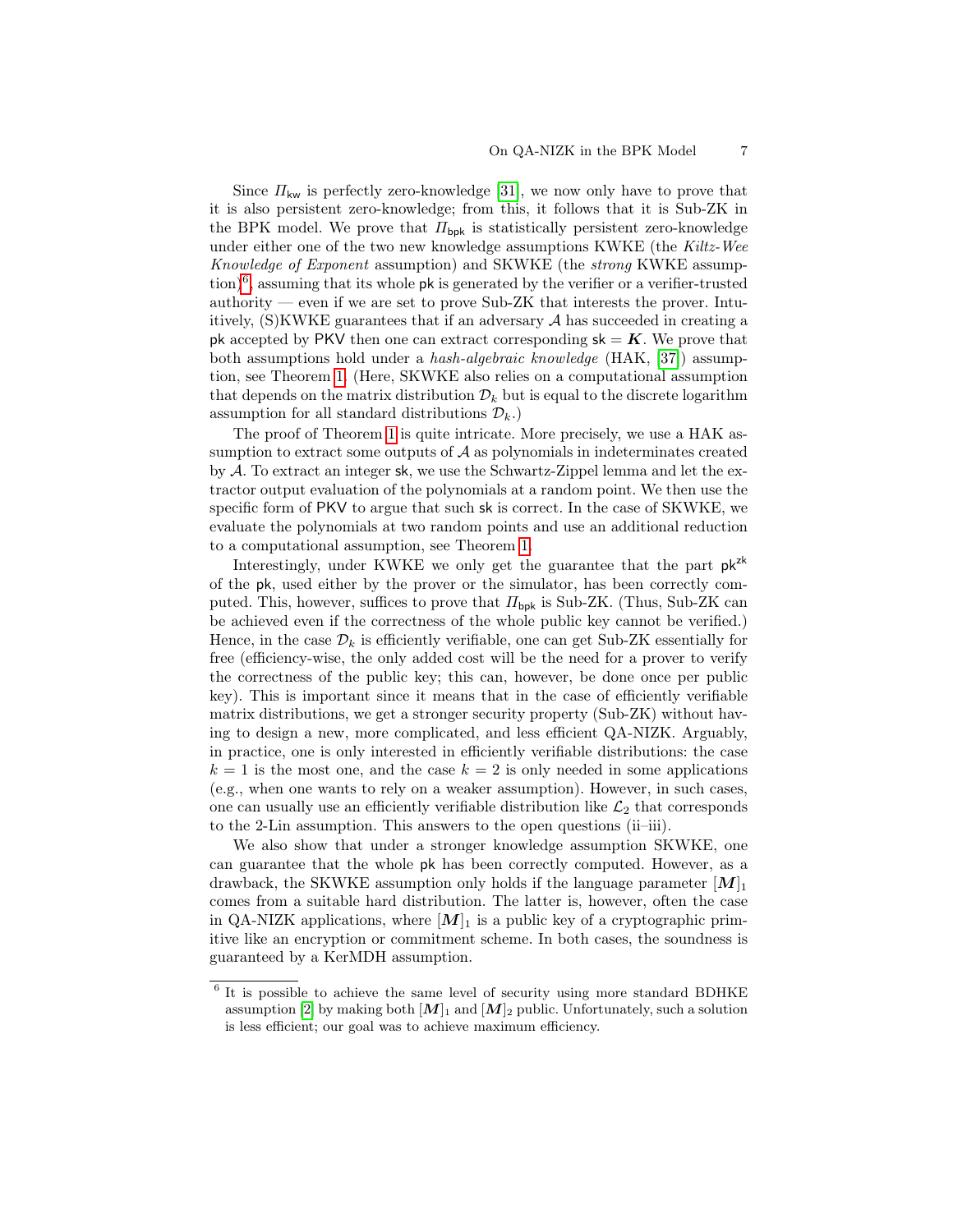Since $\mathit{\Pi}_{\mathsf{kw}}$ is perfectly zero-knowledge [31], we now only have to prove that it is also persistent zero-knowledge; from this, it follows that it is Sub-ZK in the BPK model. We prove that $\mathit{\Pi}_{\mathsf{bpk}}$ is statistically persistent zero-knowledge under either one of the two new knowledge assumptions KWKE (the *Kiltz-Wee Knowledge of Exponent* assumption) and SKWKE (the *strong* KWKE assumption)[6], assuming that its whole $\mathsf{pk}$ is generated by the verifier or a verifier-trusted authority — even if we are set to prove Sub-ZK that interests the prover. Intuitively, (S)KWKE guarantees that if an adversary $\mathcal{A}$ has succeeded in creating a $\mathsf{pk}$ accepted by $\mathsf{PKV}$ then one can extract corresponding $\mathsf{sk} = \boldsymbol{K}$. We prove that both assumptions hold under a *hash-algebraic knowledge* (HAK, [37]) assumption, see Theorem 1. (Here, SKWKE also relies on a computational assumption that depends on the matrix distribution $\mathcal{D}_k$ but is equal to the discrete logarithm assumption for all standard distributions $\mathcal{D}_k$.)

The proof of Theorem 1 is quite intricate. More precisely, we use a HAK assumption to extract some outputs of $\mathcal{A}$ as polynomials in indeterminates created by $\mathcal{A}$. To extract an integer $\mathsf{sk}$, we use the Schwartz-Zippel lemma and let the extractor output evaluation of the polynomials at a random point. We then use the specific form of $\mathsf{PKV}$ to argue that such $\mathsf{sk}$ is correct. In the case of SKWKE, we evaluate the polynomials at two random points and use an additional reduction to a computational assumption, see Theorem 1.

Interestingly, under KWKE we only get the guarantee that the part $\mathsf{pk}^{\mathsf{zk}}$ of the $\mathsf{pk}$, used either by the prover or the simulator, has been correctly computed. This, however, suffices to prove that $\mathit{\Pi}_{\mathsf{bpk}}$ is Sub-ZK. (Thus, Sub-ZK can be achieved even if the correctness of the whole public key cannot be verified.) Hence, in the case $\mathcal{D}_k$ is efficiently verifiable, one can get Sub-ZK essentially for free (efficiency-wise, the only added cost will be the need for a prover to verify the correctness of the public key; this can, however, be done once per public key). This is important since it means that in the case of efficiently verifiable matrix distributions, we get a stronger security property (Sub-ZK) without having to design a new, more complicated, and less efficient QA-NIZK. Arguably, in practice, one is only interested in efficiently verifiable distributions: the case $k = 1$ is the most one, and the case $k = 2$ is only needed in some applications (e.g., when one wants to rely on a weaker assumption). However, in such cases, one can usually use an efficiently verifiable distribution like $\mathcal{L}_2$ that corresponds to the 2-Lin assumption. This answers to the open questions (ii–iii).

We also show that under a stronger knowledge assumption SKWKE, one can guarantee that the whole $\mathsf{pk}$ has been correctly computed. However, as a drawback, the SKWKE assumption only holds if the language parameter $[\boldsymbol{M}]_1$ comes from a suitable hard distribution. The latter is, however, often the case in QA-NIZK applications, where $[\boldsymbol{M}]_1$ is a public key of a cryptographic primitive like an encryption or commitment scheme. In both cases, the soundness is guaranteed by a KerMDH assumption.

[6] It is possible to achieve the same level of security using more standard BDHKE assumption [2] by making both $[\boldsymbol{M}]_1$ and $[\boldsymbol{M}]_2$ public. Unfortunately, such a solution is less efficient; our goal was to achieve maximum efficiency.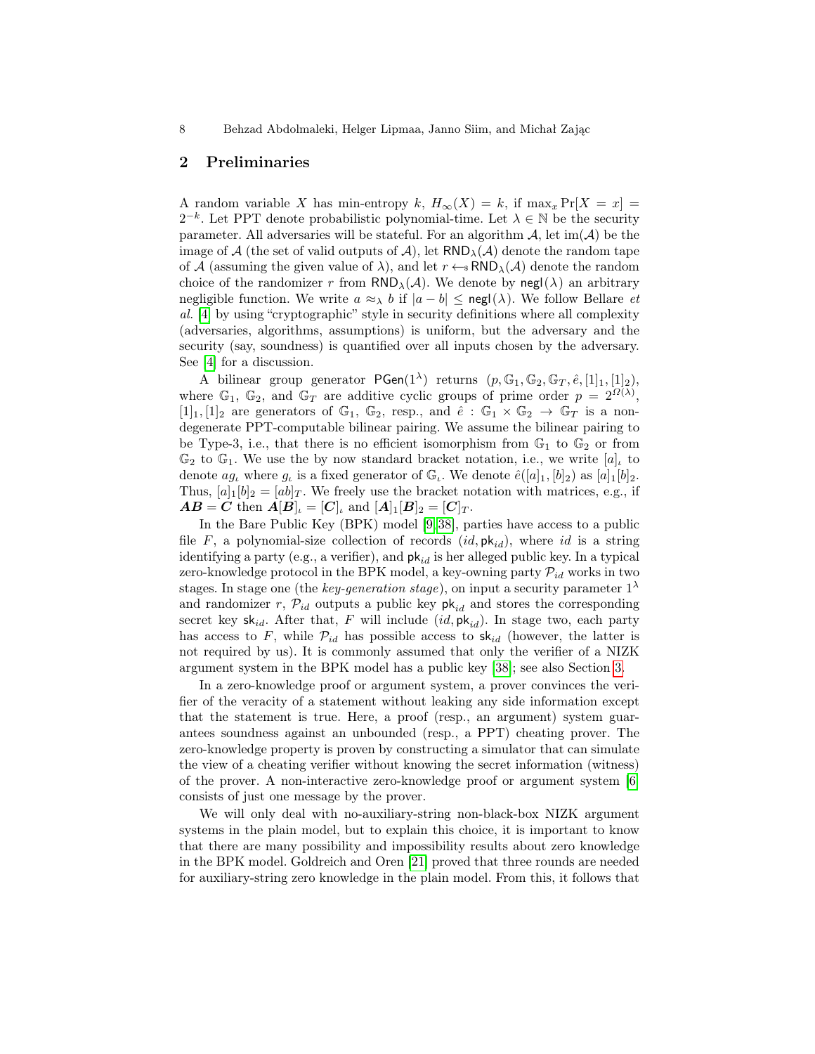## 2 Preliminaries

A random variable $X$ has min-entropy $k$, $H_\infty(X) = k$, if $\max_x \Pr[X = x] = 2^{-k}$. Let PPT denote probabilistic polynomial-time. Let $\lambda \in \mathbb{N}$ be the security parameter. All adversaries will be stateful. For an algorithm $\mathcal{A}$, let $\mathrm{im}(\mathcal{A})$ be the image of $\mathcal{A}$ (the set of valid outputs of $\mathcal{A}$), let $\mathsf{RND}_\lambda(\mathcal{A})$ denote the random tape of $\mathcal{A}$ (assuming the given value of $\lambda$), and let $r \leftarrow_{\$} \mathsf{RND}_\lambda(\mathcal{A})$ denote the random choice of the randomizer $r$ from $\mathsf{RND}_\lambda(\mathcal{A})$. We denote by $\mathsf{negl}(\lambda)$ an arbitrary negligible function. We write $a \approx_\lambda b$ if $|a - b| \leq \mathsf{negl}(\lambda)$. We follow Bellare *et al.* [4] by using "cryptographic" style in security definitions where all complexity (adversaries, algorithms, assumptions) is uniform, but the adversary and the security (say, soundness) is quantified over all inputs chosen by the adversary. See [4] for a discussion.

A bilinear group generator $\mathsf{PGen}(1^\lambda)$ returns $(p, \mathbb{G}_1, \mathbb{G}_2, \mathbb{G}_T, \hat{e}, [1]_1, [1]_2)$, where $\mathbb{G}_1$, $\mathbb{G}_2$, and $\mathbb{G}_T$ are additive cyclic groups of prime order $p = 2^{\Omega(\lambda)}$, $[1]_1, [1]_2$ are generators of $\mathbb{G}_1$, $\mathbb{G}_2$, resp., and $\hat{e} : \mathbb{G}_1 \times \mathbb{G}_2 \rightarrow \mathbb{G}_T$ is a non-degenerate PPT-computable bilinear pairing. We assume the bilinear pairing to be Type-3, i.e., that there is no efficient isomorphism from $\mathbb{G}_1$ to $\mathbb{G}_2$ or from $\mathbb{G}_2$ to $\mathbb{G}_1$. We use the by now standard bracket notation, i.e., we write $[a]_\iota$ to denote $a g_\iota$ where $g_\iota$ is a fixed generator of $\mathbb{G}_\iota$. We denote $\hat{e}([a]_1, [b]_2)$ as $[a]_1[b]_2$. Thus, $[a]_1[b]_2 = [ab]_T$. We freely use the bracket notation with matrices, e.g., if $\boldsymbol{AB} = \boldsymbol{C}$ then $\boldsymbol{A}[\boldsymbol{B}]_\iota = [\boldsymbol{C}]_\iota$ and $[\boldsymbol{A}]_1[\boldsymbol{B}]_2 = [\boldsymbol{C}]_T$.

In the Bare Public Key (BPK) model [9,38], parties have access to a public file $F$, a polynomial-size collection of records $(id, \mathsf{pk}_{id})$, where $id$ is a string identifying a party (e.g., a verifier), and $\mathsf{pk}_{id}$ is her alleged public key. In a typical zero-knowledge protocol in the BPK model, a key-owning party $\mathcal{P}_{id}$ works in two stages. In stage one (the *key-generation stage*), on input a security parameter $1^\lambda$ and randomizer $r$, $\mathcal{P}_{id}$ outputs a public key $\mathsf{pk}_{id}$ and stores the corresponding secret key $\mathsf{sk}_{id}$. After that, $F$ will include $(id, \mathsf{pk}_{id})$. In stage two, each party has access to $F$, while $\mathcal{P}_{id}$ has possible access to $\mathsf{sk}_{id}$ (however, the latter is not required by us). It is commonly assumed that only the verifier of a NIZK argument system in the BPK model has a public key [38]; see also Section 3.

In a zero-knowledge proof or argument system, a prover convinces the verifier of the veracity of a statement without leaking any side information except that the statement is true. Here, a proof (resp., an argument) system guarantees soundness against an unbounded (resp., a PPT) cheating prover. The zero-knowledge property is proven by constructing a simulator that can simulate the view of a cheating verifier without knowing the secret information (witness) of the prover. A non-interactive zero-knowledge proof or argument system [6] consists of just one message by the prover.

We will only deal with no-auxiliary-string non-black-box NIZK argument systems in the plain model, but to explain this choice, it is important to know that there are many possibility and impossibility results about zero knowledge in the BPK model. Goldreich and Oren [21] proved that three rounds are needed for auxiliary-string zero knowledge in the plain model. From this, it follows that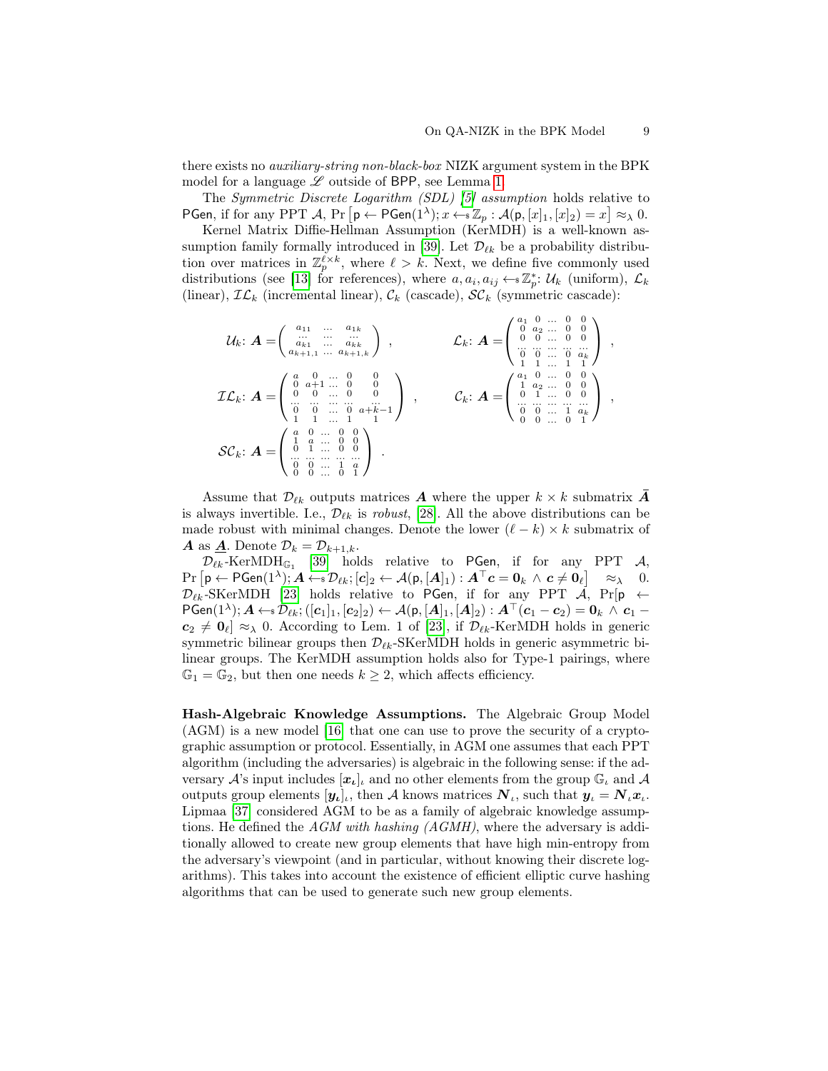there exists no *auxiliary-string non-black-box* NIZK argument system in the BPK model for a language $\mathscr{L}$ outside of BPP, see Lemma 1.

The *Symmetric Discrete Logarithm (SDL)* [5] *assumption* holds relative to $\mathsf{PGen}$, if for any PPT $\mathcal{A}$, $\Pr\left[\mathsf{p} \leftarrow \mathsf{PGen}(1^\lambda); x \leftarrow_{\$} \mathbb{Z}_p : \mathcal{A}(\mathsf{p}, [x]_1, [x]_2) = x\right] \approx_\lambda 0$.

Kernel Matrix Diffie-Hellman Assumption (KerMDH) is a well-known assumption family formally introduced in [39]. Let $\mathcal{D}_{\ell k}$ be a probability distribution over matrices in $\mathbb{Z}_p^{\ell \times k}$, where $\ell > k$. Next, we define five commonly used distributions (see [13] for references), where $a, a_i, a_{ij} \leftarrow_{\$} \mathbb{Z}_p^*$: $\mathcal{U}_k$ (uniform), $\mathcal{L}_k$ (linear), $\mathcal{IL}_k$ (incremental linear), $\mathcal{C}_k$ (cascade), $\mathcal{SC}_k$ (symmetric cascade):

$$\mathcal{U}_k\colon \boldsymbol{A} = \begin{pmatrix} a_{11} & \dots & a_{1k} \\ \dots & \dots & \dots \\ a_{k1} & \dots & a_{kk} \\ a_{k+1,1} & \dots & a_{k+1,k} \end{pmatrix}, \qquad \mathcal{L}_k\colon \boldsymbol{A} = \begin{pmatrix} a_1 & 0 & \dots & 0 & 0 \\ 0 & a_2 & \dots & 0 & 0 \\ 0 & 0 & \dots & 0 & 0 \\ \dots & \dots & \dots & \dots & \dots \\ 0 & 0 & \dots & 0 & a_k \\ 1 & 1 & \dots & 1 & 1 \end{pmatrix},$$

$$\mathcal{IL}_k\colon \boldsymbol{A} = \begin{pmatrix} a & 0 & \dots & 0 & 0 \\ 0 & a+1 & \dots & 0 & 0 \\ 0 & 0 & \dots & 0 & 0 \\ \dots & \dots & \dots & \dots & \dots \\ 0 & 0 & \dots & 0 & a+k-1 \\ 1 & 1 & \dots & 1 & 1 \end{pmatrix}, \qquad \mathcal{C}_k\colon \boldsymbol{A} = \begin{pmatrix} a_1 & 0 & \dots & 0 & 0 \\ 1 & a_2 & \dots & 0 & 0 \\ 0 & 1 & \dots & 0 & 0 \\ \dots & \dots & \dots & \dots & \dots \\ 0 & 0 & \dots & 1 & a_k \\ 0 & 0 & \dots & 0 & 1 \end{pmatrix},$$

$$\mathcal{SC}_k\colon \boldsymbol{A} = \begin{pmatrix} a & 0 & \dots & 0 & 0 \\ 1 & a & \dots & 0 & 0 \\ 0 & 1 & \dots & 0 & 0 \\ \dots & \dots & \dots & \dots & \dots \\ 0 & 0 & \dots & 1 & a \\ 0 & 0 & \dots & 0 & 1 \end{pmatrix}.$$

Assume that $\mathcal{D}_{\ell k}$ outputs matrices $\boldsymbol{A}$ where the upper $k \times k$ submatrix $\bar{\boldsymbol{A}}$ is always invertible. I.e., $\mathcal{D}_{\ell k}$ is *robust*, [28]. All the above distributions can be made robust with minimal changes. Denote the lower $(\ell - k) \times k$ submatrix of $\boldsymbol{A}$ as $\underline{\boldsymbol{A}}$. Denote $\mathcal{D}_k = \mathcal{D}_{k+1,k}$.

$\mathcal{D}_{\ell k}$-KerMDH$_{\mathbb{G}_1}$ [39] holds relative to $\mathsf{PGen}$, if for any PPT $\mathcal{A}$, $\Pr\left[\mathsf{p} \leftarrow \mathsf{PGen}(1^\lambda); \boldsymbol{A} \leftarrow_{\$} \mathcal{D}_{\ell k}; [\boldsymbol{c}]_2 \leftarrow \mathcal{A}(\mathsf{p}, [\boldsymbol{A}]_1) : \boldsymbol{A}^\top \boldsymbol{c} = \boldsymbol{0}_k \wedge \boldsymbol{c} \neq \boldsymbol{0}_\ell\right] \approx_\lambda 0$. $\mathcal{D}_{\ell k}$-SKerMDH [23] holds relative to $\mathsf{PGen}$, if for any PPT $\mathcal{A}$, $\Pr[\mathsf{p} \leftarrow \mathsf{PGen}(1^\lambda); \boldsymbol{A} \leftarrow_{\$} \mathcal{D}_{\ell k}; ([\boldsymbol{c}_1]_1, [\boldsymbol{c}_2]_2) \leftarrow \mathcal{A}(\mathsf{p}, [\boldsymbol{A}]_1, [\boldsymbol{A}]_2) : \boldsymbol{A}^\top(\boldsymbol{c}_1 - \boldsymbol{c}_2) = \boldsymbol{0}_k \wedge \boldsymbol{c}_1 - \boldsymbol{c}_2 \neq \boldsymbol{0}_\ell] \approx_\lambda 0$. According to Lem. 1 of [23], if $\mathcal{D}_{\ell k}$-KerMDH holds in generic symmetric bilinear groups then $\mathcal{D}_{\ell k}$-SKerMDH holds in generic asymmetric bilinear groups. The KerMDH assumption holds also for Type-1 pairings, where $\mathbb{G}_1 = \mathbb{G}_2$, but then one needs $k \geq 2$, which affects efficiency.

**Hash-Algebraic Knowledge Assumptions.** The Algebraic Group Model (AGM) is a new model [16] that one can use to prove the security of a cryptographic assumption or protocol. Essentially, in AGM one assumes that each PPT algorithm (including the adversaries) is algebraic in the following sense: if the adversary $\mathcal{A}$'s input includes $[\boldsymbol{x}_\iota]_\iota$ and no other elements from the group $\mathbb{G}_\iota$ and $\mathcal{A}$ outputs group elements $[\boldsymbol{y}_\iota]_\iota$, then $\mathcal{A}$ knows matrices $\boldsymbol{N}_\iota$, such that $\boldsymbol{y}_\iota = \boldsymbol{N}_\iota \boldsymbol{x}_\iota$. Lipmaa [37] considered AGM to be as a family of algebraic knowledge assumptions. He defined the *AGM with hashing (AGMH)*, where the adversary is additionally allowed to create new group elements that have high min-entropy from the adversary's viewpoint (and in particular, without knowing their discrete logarithms). This takes into account the existence of efficient elliptic curve hashing algorithms that can be used to generate such new group elements.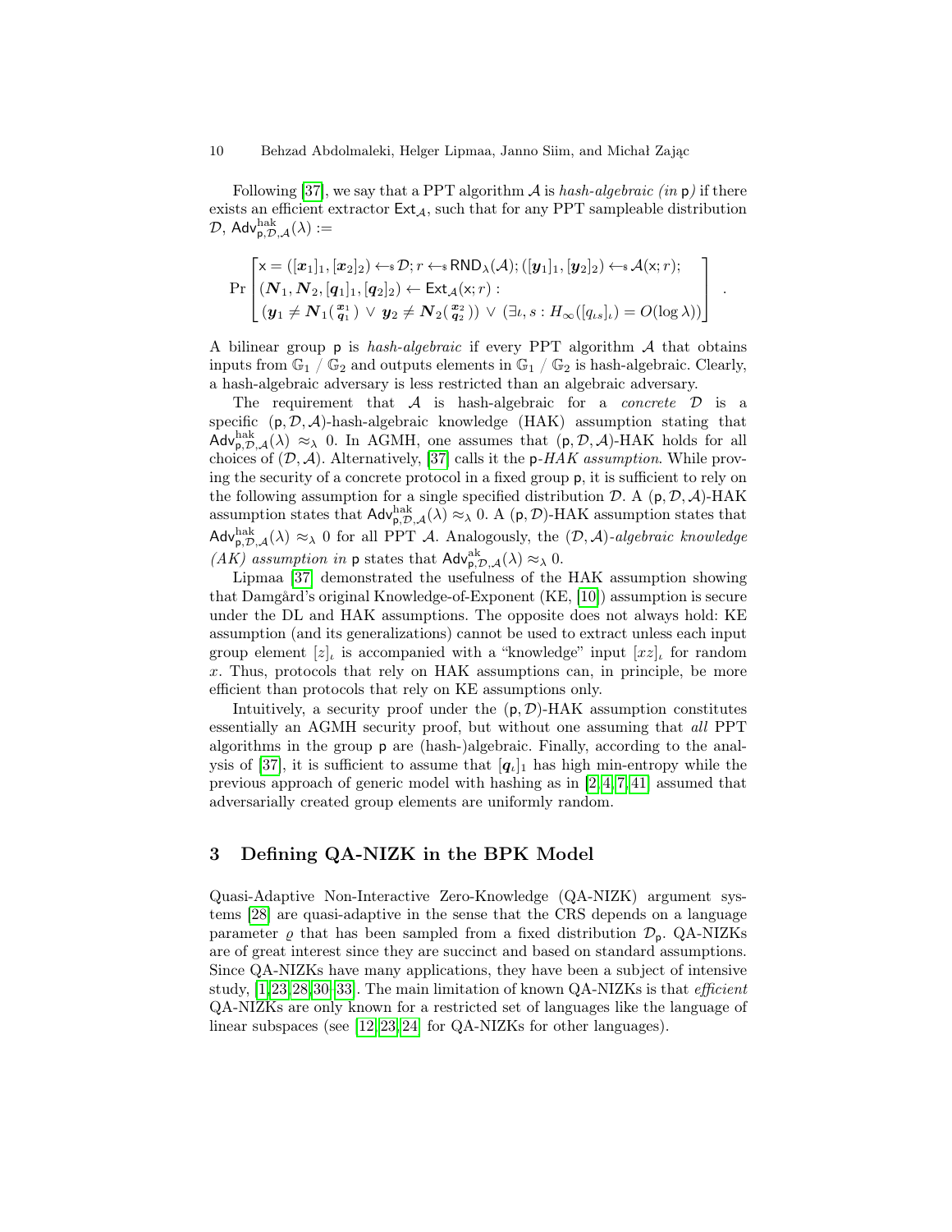Following [37], we say that a PPT algorithm $\mathcal{A}$ is *hash-algebraic (in* $\mathsf{p}$*)* if there exists an efficient extractor $\mathsf{Ext}_{\mathcal{A}}$, such that for any PPT sampleable distribution $\mathcal{D}$, $\mathsf{Adv}^{\mathrm{hak}}_{\mathsf{p},\mathcal{D},\mathcal{A}}(\lambda) :=$

$$\Pr\left[\begin{array}{l}\mathsf{x} = ([\boldsymbol{x}_1]_1, [\boldsymbol{x}_2]_2) \leftarrow_{\$} \mathcal{D}; r \leftarrow_{\$} \mathsf{RND}_\lambda(\mathcal{A}); ([\boldsymbol{y}_1]_1, [\boldsymbol{y}_2]_2) \leftarrow_{\$} \mathcal{A}(\mathsf{x}; r);\\ (\boldsymbol{N}_1, \boldsymbol{N}_2, [\boldsymbol{q}_1]_1, [\boldsymbol{q}_2]_2) \leftarrow \mathsf{Ext}_{\mathcal{A}}(\mathsf{x}; r):\\ (\boldsymbol{y}_1 \neq \boldsymbol{N}_1 \left(\begin{smallmatrix}\boldsymbol{x}_1\\ \boldsymbol{q}_1\end{smallmatrix}\right) \vee \boldsymbol{y}_2 \neq \boldsymbol{N}_2 \left(\begin{smallmatrix}\boldsymbol{x}_2\\ \boldsymbol{q}_2\end{smallmatrix}\right)) \vee (\exists \iota, s : H_\infty([q_{\iota s}]_\iota) = O(\log \lambda))\end{array}\right] .$$

A bilinear group $\mathsf{p}$ is *hash-algebraic* if every PPT algorithm $\mathcal{A}$ that obtains inputs from $\mathbb{G}_1$ / $\mathbb{G}_2$ and outputs elements in $\mathbb{G}_1$ / $\mathbb{G}_2$ is hash-algebraic. Clearly, a hash-algebraic adversary is less restricted than an algebraic adversary.

The requirement that $\mathcal{A}$ is hash-algebraic for a *concrete* $\mathcal{D}$ is a specific $(\mathsf{p}, \mathcal{D}, \mathcal{A})$-hash-algebraic knowledge (HAK) assumption stating that $\mathsf{Adv}^{\mathrm{hak}}_{\mathsf{p},\mathcal{D},\mathcal{A}}(\lambda) \approx_\lambda 0$. In AGMH, one assumes that $(\mathsf{p}, \mathcal{D}, \mathcal{A})$-HAK holds for all choices of $(\mathcal{D}, \mathcal{A})$. Alternatively, [37] calls it the $\mathsf{p}$-*HAK assumption*. While proving the security of a concrete protocol in a fixed group $\mathsf{p}$, it is sufficient to rely on the following assumption for a single specified distribution $\mathcal{D}$. A $(\mathsf{p}, \mathcal{D}, \mathcal{A})$-HAK assumption states that $\mathsf{Adv}^{\mathrm{hak}}_{\mathsf{p},\mathcal{D},\mathcal{A}}(\lambda) \approx_\lambda 0$. A $(\mathsf{p}, \mathcal{D})$-HAK assumption states that $\mathsf{Adv}^{\mathrm{hak}}_{\mathsf{p},\mathcal{D},\mathcal{A}}(\lambda) \approx_\lambda 0$ for all PPT $\mathcal{A}$. Analogously, the $(\mathcal{D}, \mathcal{A})$-*algebraic knowledge (AK) assumption in* $\mathsf{p}$ states that $\mathsf{Adv}^{\mathrm{ak}}_{\mathsf{p},\mathcal{D},\mathcal{A}}(\lambda) \approx_\lambda 0$.

Lipmaa [37] demonstrated the usefulness of the HAK assumption showing that Damgård's original Knowledge-of-Exponent (KE, [10]) assumption is secure under the DL and HAK assumptions. The opposite does not always hold: KE assumption (and its generalizations) cannot be used to extract unless each input group element $[z]_\iota$ is accompanied with a "knowledge" input $[xz]_\iota$ for random $x$. Thus, protocols that rely on HAK assumptions can, in principle, be more efficient than protocols that rely on KE assumptions only.

Intuitively, a security proof under the $(\mathsf{p}, \mathcal{D})$-HAK assumption constitutes essentially an AGMH security proof, but without one assuming that *all* PPT algorithms in the group $\mathsf{p}$ are (hash-)algebraic. Finally, according to the analysis of [37], it is sufficient to assume that $[\boldsymbol{q}_\iota]_1$ has high min-entropy while the previous approach of generic model with hashing as in [2,4,7,41] assumed that adversarially created group elements are uniformly random.

## 3 Defining QA-NIZK in the BPK Model

Quasi-Adaptive Non-Interactive Zero-Knowledge (QA-NIZK) argument systems [28] are quasi-adaptive in the sense that the CRS depends on a language parameter $\varrho$ that has been sampled from a fixed distribution $\mathcal{D}_{\mathsf{p}}$. QA-NIZKs are of great interest since they are succinct and based on standard assumptions. Since QA-NIZKs have many applications, they have been a subject of intensive study, [1,23,28,30–33]. The main limitation of known QA-NIZKs is that *efficient* QA-NIZKs are only known for a restricted set of languages like the language of linear subspaces (see [12,23,24] for QA-NIZKs for other languages).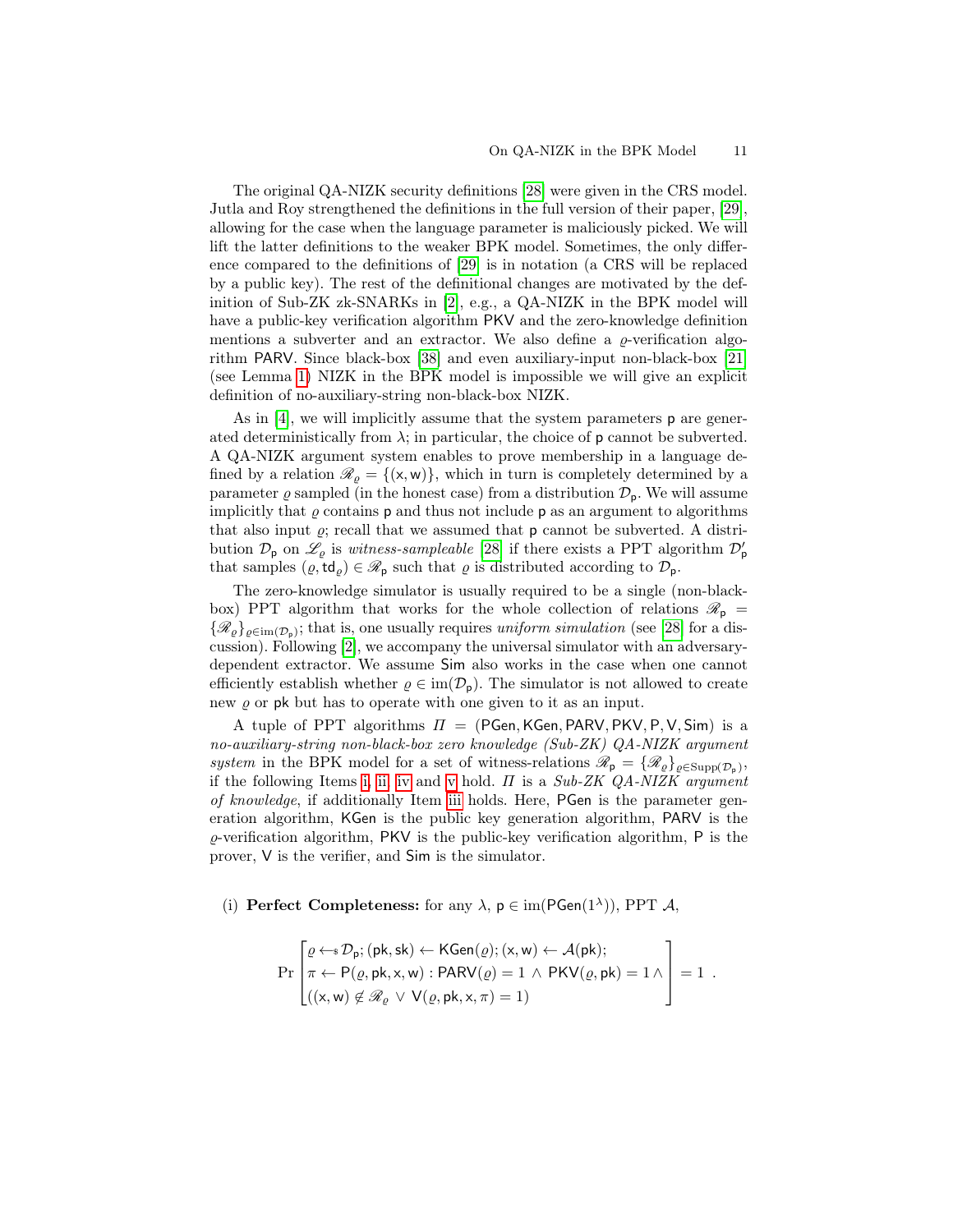The original QA-NIZK security definitions [28] were given in the CRS model. Jutla and Roy strengthened the definitions in the full version of their paper, [29], allowing for the case when the language parameter is maliciously picked. We will lift the latter definitions to the weaker BPK model. Sometimes, the only difference compared to the definitions of [29] is in notation (a CRS will be replaced by a public key). The rest of the definitional changes are motivated by the definition of Sub-ZK zk-SNARKs in [2], e.g., a QA-NIZK in the BPK model will have a public-key verification algorithm $\mathsf{PKV}$ and the zero-knowledge definition mentions a subverter and an extractor. We also define a $\varrho$-verification algorithm $\mathsf{PARV}$. Since black-box [38] and even auxiliary-input non-black-box [21] (see Lemma 1) NIZK in the BPK model is impossible we will give an explicit definition of no-auxiliary-string non-black-box NIZK.

As in [4], we will implicitly assume that the system parameters $\mathsf{p}$ are generated deterministically from $\lambda$; in particular, the choice of $\mathsf{p}$ cannot be subverted. A QA-NIZK argument system enables to prove membership in a language defined by a relation $\mathscr{R}_\varrho = \{(\mathsf{x}, \mathsf{w})\}$, which in turn is completely determined by a parameter $\varrho$ sampled (in the honest case) from a distribution $\mathcal{D}_\mathsf{p}$. We will assume implicitly that $\varrho$ contains $\mathsf{p}$ and thus not include $\mathsf{p}$ as an argument to algorithms that also input $\varrho$; recall that we assumed that $\mathsf{p}$ cannot be subverted. A distribution $\mathcal{D}_\mathsf{p}$ on $\mathscr{L}_\varrho$ is *witness-sampleable* [28] if there exists a PPT algorithm $\mathcal{D}'_\mathsf{p}$ that samples $(\varrho, \mathsf{td}_\varrho) \in \mathscr{R}_\mathsf{p}$ such that $\varrho$ is distributed according to $\mathcal{D}_\mathsf{p}$.

The zero-knowledge simulator is usually required to be a single (non-black-box) PPT algorithm that works for the whole collection of relations $\mathscr{R}_\mathsf{p} = \{\mathscr{R}_\varrho\}_{\varrho \in \mathrm{im}(\mathcal{D}_\mathsf{p})}$; that is, one usually requires *uniform simulation* (see [28] for a discussion). Following [2], we accompany the universal simulator with an adversary-dependent extractor. We assume $\mathsf{Sim}$ also works in the case when one cannot efficiently establish whether $\varrho \in \mathrm{im}(\mathcal{D}_\mathsf{p})$. The simulator is not allowed to create new $\varrho$ or $\mathsf{pk}$ but has to operate with one given to it as an input.

A tuple of PPT algorithms $\Pi = (\mathsf{PGen}, \mathsf{KGen}, \mathsf{PARV}, \mathsf{PKV}, \mathsf{P}, \mathsf{V}, \mathsf{Sim})$ is a *no-auxiliary-string non-black-box zero knowledge (Sub-ZK) QA-NIZK argument system* in the BPK model for a set of witness-relations $\mathscr{R}_\mathsf{p} = \{\mathscr{R}_\varrho\}_{\varrho \in \mathrm{Supp}(\mathcal{D}_\mathsf{p})}$, if the following Items i, ii, iv and v hold. $\Pi$ is a *Sub-ZK QA-NIZK argument of knowledge*, if additionally Item iii holds. Here, $\mathsf{PGen}$ is the parameter generation algorithm, $\mathsf{KGen}$ is the public key generation algorithm, $\mathsf{PARV}$ is the $\varrho$-verification algorithm, $\mathsf{PKV}$ is the public-key verification algorithm, $\mathsf{P}$ is the prover, $\mathsf{V}$ is the verifier, and $\mathsf{Sim}$ is the simulator.

(i) **Perfect Completeness:** for any $\lambda$, $\mathsf{p} \in \mathrm{im}(\mathsf{PGen}(1^\lambda))$, PPT $\mathcal{A}$,

$$\Pr\left[\begin{array}{l}\varrho \leftarrow_{\$} \mathcal{D}_\mathsf{p}; (\mathsf{pk}, \mathsf{sk}) \leftarrow \mathsf{KGen}(\varrho); (\mathsf{x}, \mathsf{w}) \leftarrow \mathcal{A}(\mathsf{pk}); \\ \pi \leftarrow \mathsf{P}(\varrho, \mathsf{pk}, \mathsf{x}, \mathsf{w}) : \mathsf{PARV}(\varrho) = 1 \;\wedge\; \mathsf{PKV}(\varrho, \mathsf{pk}) = 1 \;\wedge \\ ((\mathsf{x}, \mathsf{w}) \notin \mathscr{R}_\varrho \;\vee\; \mathsf{V}(\varrho, \mathsf{pk}, \mathsf{x}, \pi) = 1)\end{array}\right] = 1 \enspace .$$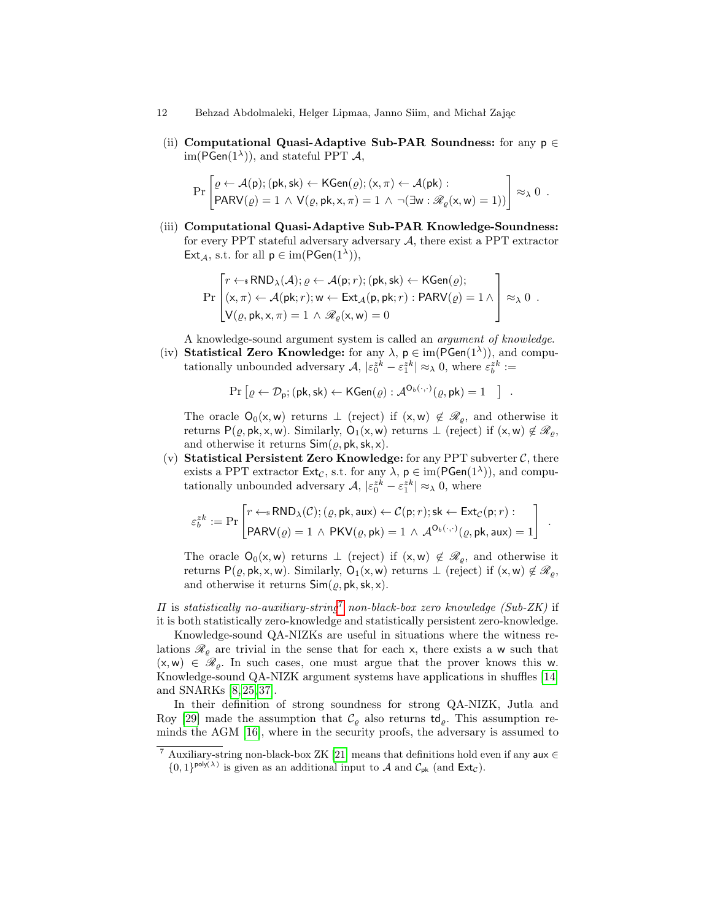(ii) **Computational Quasi-Adaptive Sub-PAR Soundness:** for any $\mathsf{p} \in \mathrm{im}(\mathsf{PGen}(1^\lambda))$, and stateful PPT $\mathcal{A}$,

$$\Pr\left[\begin{matrix}\varrho \leftarrow \mathcal{A}(\mathsf{p}); (\mathsf{pk}, \mathsf{sk}) \leftarrow \mathsf{KGen}(\varrho); (\mathsf{x}, \pi) \leftarrow \mathcal{A}(\mathsf{pk}) : \\ \mathsf{PARV}(\varrho) = 1 \wedge \mathsf{V}(\varrho, \mathsf{pk}, \mathsf{x}, \pi) = 1 \wedge \neg(\exists \mathsf{w} : \mathscr{R}_\varrho(\mathsf{x}, \mathsf{w}) = 1))\end{matrix}\right] \approx_\lambda 0 \ .$$

(iii) **Computational Quasi-Adaptive Sub-PAR Knowledge-Soundness:** for every PPT stateful adversary adversary $\mathcal{A}$, there exist a PPT extractor $\mathsf{Ext}_\mathcal{A}$, s.t. for all $\mathsf{p} \in \mathrm{im}(\mathsf{PGen}(1^\lambda))$,

$$\Pr\left[\begin{matrix}r \leftarrow_\$ \mathsf{RND}_\lambda(\mathcal{A}); \varrho \leftarrow \mathcal{A}(\mathsf{p}; r); (\mathsf{pk}, \mathsf{sk}) \leftarrow \mathsf{KGen}(\varrho); \\ (\mathsf{x}, \pi) \leftarrow \mathcal{A}(\mathsf{pk}; r); \mathsf{w} \leftarrow \mathsf{Ext}_\mathcal{A}(\mathsf{p}, \mathsf{pk}; r) : \mathsf{PARV}(\varrho) = 1 \wedge \\ \mathsf{V}(\varrho, \mathsf{pk}, \mathsf{x}, \pi) = 1 \wedge \mathscr{R}_\varrho(\mathsf{x}, \mathsf{w}) = 0\end{matrix}\right] \approx_\lambda 0 \ .$$

A knowledge-sound argument system is called an *argument of knowledge*.

(iv) **Statistical Zero Knowledge:** for any $\lambda$, $\mathsf{p} \in \mathrm{im}(\mathsf{PGen}(1^\lambda))$, and computationally unbounded adversary $\mathcal{A}$, $|\varepsilon_0^{zk} - \varepsilon_1^{zk}| \approx_\lambda 0$, where $\varepsilon_b^{zk} :=$

$$\Pr\left[\varrho \leftarrow \mathcal{D}_\mathsf{p}; (\mathsf{pk}, \mathsf{sk}) \leftarrow \mathsf{KGen}(\varrho) : \mathcal{A}^{\mathsf{O}_b(\cdot,\cdot)}(\varrho, \mathsf{pk}) = 1 \ \ \right] \ .$$

The oracle $\mathsf{O}_0(\mathsf{x}, \mathsf{w})$ returns $\bot$ (reject) if $(\mathsf{x}, \mathsf{w}) \notin \mathscr{R}_\varrho$, and otherwise it returns $\mathsf{P}(\varrho, \mathsf{pk}, \mathsf{x}, \mathsf{w})$. Similarly, $\mathsf{O}_1(\mathsf{x}, \mathsf{w})$ returns $\bot$ (reject) if $(\mathsf{x}, \mathsf{w}) \notin \mathscr{R}_\varrho$, and otherwise it returns $\mathsf{Sim}(\varrho, \mathsf{pk}, \mathsf{sk}, \mathsf{x})$.

(v) **Statistical Persistent Zero Knowledge:** for any PPT subverter $\mathcal{C}$, there exists a PPT extractor $\mathsf{Ext}_\mathcal{C}$, s.t. for any $\lambda$, $\mathsf{p} \in \mathrm{im}(\mathsf{PGen}(1^\lambda))$, and computationally unbounded adversary $\mathcal{A}$, $|\varepsilon_0^{zk} - \varepsilon_1^{zk}| \approx_\lambda 0$, where

$$\varepsilon_b^{zk} := \Pr\left[\begin{matrix}r \leftarrow_\$ \mathsf{RND}_\lambda(\mathcal{C}); (\varrho, \mathsf{pk}, \mathsf{aux}) \leftarrow \mathcal{C}(\mathsf{p}; r); \mathsf{sk} \leftarrow \mathsf{Ext}_\mathcal{C}(\mathsf{p}; r) : \\ \mathsf{PARV}(\varrho) = 1 \wedge \mathsf{PKV}(\varrho, \mathsf{pk}) = 1 \wedge \mathcal{A}^{\mathsf{O}_b(\cdot,\cdot)}(\varrho, \mathsf{pk}, \mathsf{aux}) = 1\end{matrix}\right] \ .$$

The oracle $\mathsf{O}_0(\mathsf{x}, \mathsf{w})$ returns $\bot$ (reject) if $(\mathsf{x}, \mathsf{w}) \notin \mathscr{R}_\varrho$, and otherwise it returns $\mathsf{P}(\varrho, \mathsf{pk}, \mathsf{x}, \mathsf{w})$. Similarly, $\mathsf{O}_1(\mathsf{x}, \mathsf{w})$ returns $\bot$ (reject) if $(\mathsf{x}, \mathsf{w}) \notin \mathscr{R}_\varrho$, and otherwise it returns $\mathsf{Sim}(\varrho, \mathsf{pk}, \mathsf{sk}, \mathsf{x})$.

$\Pi$ is *statistically no-auxiliary-string*[7] *non-black-box zero knowledge (Sub-ZK)* if it is both statistically zero-knowledge and statistically persistent zero-knowledge.

Knowledge-sound QA-NIZKs are useful in situations where the witness relations $\mathscr{R}_\varrho$ are trivial in the sense that for each $\mathsf{x}$, there exists a $\mathsf{w}$ such that $(\mathsf{x}, \mathsf{w}) \in \mathscr{R}_\varrho$. In such cases, one must argue that the prover knows this $\mathsf{w}$. Knowledge-sound QA-NIZK argument systems have applications in shuffles [14] and SNARKs [8,25,37].

In their definition of strong soundness for strong QA-NIZK, Jutla and Roy [29] made the assumption that $\mathcal{C}_\varrho$ also returns $\mathsf{td}_\varrho$. This assumption reminds the AGM [16], where in the security proofs, the adversary is assumed to

[7] Auxiliary-string non-black-box ZK [21] means that definitions hold even if any $\mathsf{aux} \in \{0,1\}^{\mathsf{poly}(\lambda)}$ is given as an additional input to $\mathcal{A}$ and $\mathcal{C}_\mathsf{pk}$ (and $\mathsf{Ext}_\mathcal{C}$).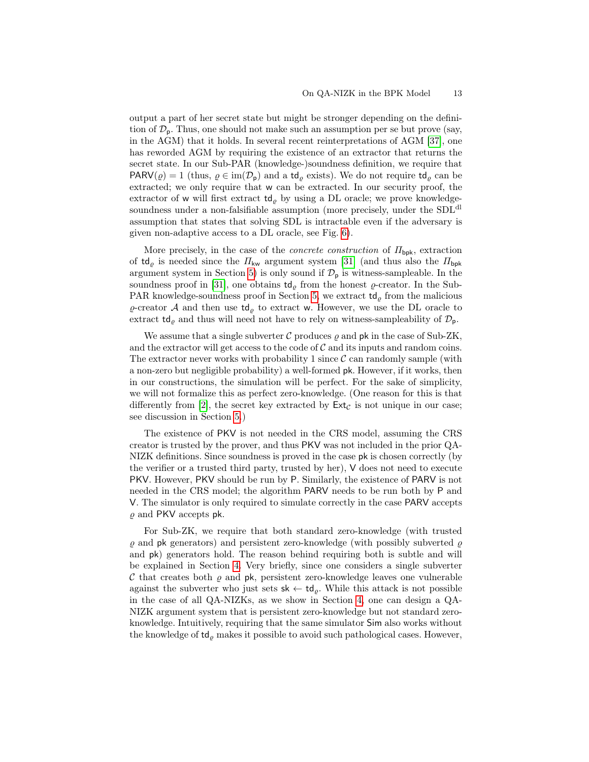output a part of her secret state but might be stronger depending on the definition of $\mathcal{D}_{\mathsf{p}}$. Thus, one should not make such an assumption per se but prove (say, in the AGM) that it holds. In several recent reinterpretations of AGM [37], one has reworded AGM by requiring the existence of an extractor that returns the secret state. In our Sub-PAR (knowledge-)soundness definition, we require that $\mathsf{PARV}(\varrho) = 1$ (thus, $\varrho \in \mathrm{im}(\mathcal{D}_{\mathsf{p}})$ and a $\mathsf{td}_\varrho$ exists). We do not require $\mathsf{td}_\varrho$ can be extracted; we only require that $\mathsf{w}$ can be extracted. In our security proof, the extractor of $\mathsf{w}$ will first extract $\mathsf{td}_\varrho$ by using a DL oracle; we prove knowledge-soundness under a non-falsifiable assumption (more precisely, under the $\mathrm{SDL}^{\mathrm{dl}}$ assumption that states that solving SDL is intractable even if the adversary is given non-adaptive access to a DL oracle, see Fig. 6).

More precisely, in the case of the *concrete construction* of $\Pi_{\mathsf{bpk}}$, extraction of $\mathsf{td}_\varrho$ is needed since the $\Pi_{\mathsf{kw}}$ argument system [31] (and thus also the $\Pi_{\mathsf{bpk}}$ argument system in Section 5) is only sound if $\mathcal{D}_{\mathsf{p}}$ is witness-sampleable. In the soundness proof in [31], one obtains $\mathsf{td}_\varrho$ from the honest $\varrho$-creator. In the Sub-PAR knowledge-soundness proof in Section 5, we extract $\mathsf{td}_\varrho$ from the malicious $\varrho$-creator $\mathcal{A}$ and then use $\mathsf{td}_\varrho$ to extract $\mathsf{w}$. However, we use the DL oracle to extract $\mathsf{td}_\varrho$ and thus will need not have to rely on witness-sampleability of $\mathcal{D}_{\mathsf{p}}$.

We assume that a single subverter $\mathcal{C}$ produces $\varrho$ and $\mathsf{pk}$ in the case of Sub-ZK, and the extractor will get access to the code of $\mathcal{C}$ and its inputs and random coins. The extractor never works with probability 1 since $\mathcal{C}$ can randomly sample (with a non-zero but negligible probability) a well-formed $\mathsf{pk}$. However, if it works, then in our constructions, the simulation will be perfect. For the sake of simplicity, we will not formalize this as perfect zero-knowledge. (One reason for this is that differently from [2], the secret key extracted by $\mathsf{Ext}_{\mathcal{C}}$ is not unique in our case; see discussion in Section 5.)

The existence of $\mathsf{PKV}$ is not needed in the CRS model, assuming the CRS creator is trusted by the prover, and thus $\mathsf{PKV}$ was not included in the prior QA-NIZK definitions. Since soundness is proved in the case $\mathsf{pk}$ is chosen correctly (by the verifier or a trusted third party, trusted by her), $\mathsf{V}$ does not need to execute $\mathsf{PKV}$. However, $\mathsf{PKV}$ should be run by $\mathsf{P}$. Similarly, the existence of $\mathsf{PARV}$ is not needed in the CRS model; the algorithm $\mathsf{PARV}$ needs to be run both by $\mathsf{P}$ and $\mathsf{V}$. The simulator is only required to simulate correctly in the case $\mathsf{PARV}$ accepts $\varrho$ and $\mathsf{PKV}$ accepts $\mathsf{pk}$.

For Sub-ZK, we require that both standard zero-knowledge (with trusted $\varrho$ and $\mathsf{pk}$ generators) and persistent zero-knowledge (with possibly subverted $\varrho$ and $\mathsf{pk}$) generators hold. The reason behind requiring both is subtle and will be explained in Section 4. Very briefly, since one considers a single subverter $\mathcal{C}$ that creates both $\varrho$ and $\mathsf{pk}$, persistent zero-knowledge leaves one vulnerable against the subverter who just sets $\mathsf{sk} \leftarrow \mathsf{td}_\varrho$. While this attack is not possible in the case of all QA-NIZKs, as we show in Section 4, one can design a QA-NIZK argument system that is persistent zero-knowledge but not standard zero-knowledge. Intuitively, requiring that the same simulator $\mathsf{Sim}$ also works without the knowledge of $\mathsf{td}_\varrho$ makes it possible to avoid such pathological cases. However,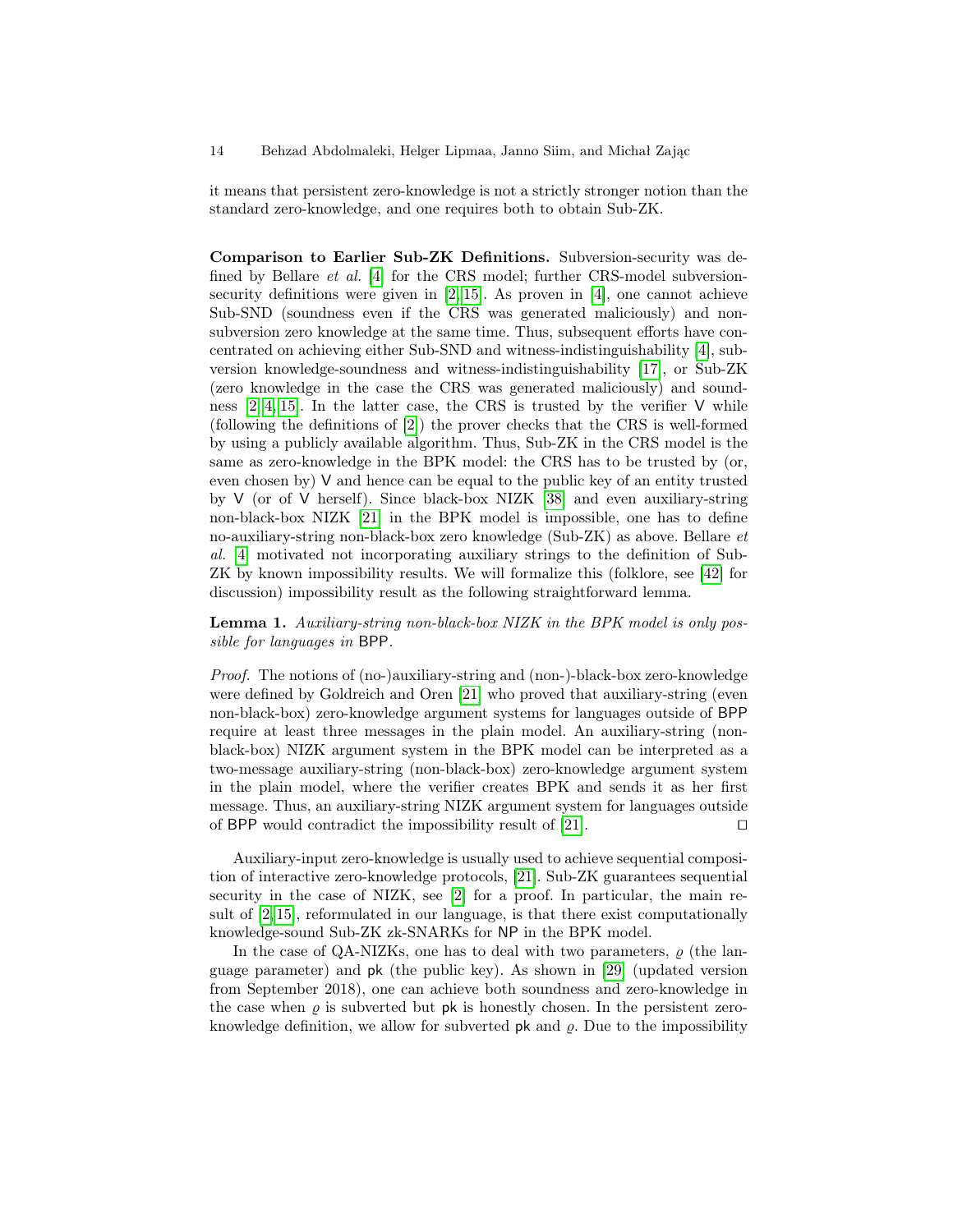it means that persistent zero-knowledge is not a strictly stronger notion than the standard zero-knowledge, and one requires both to obtain Sub-ZK.

**Comparison to Earlier Sub-ZK Definitions.** Subversion-security was defined by Bellare *et al.* [4] for the CRS model; further CRS-model subversion-security definitions were given in [2,15]. As proven in [4], one cannot achieve Sub-SND (soundness even if the CRS was generated maliciously) and non-subversion zero knowledge at the same time. Thus, subsequent efforts have concentrated on achieving either Sub-SND and witness-indistinguishability [4], subversion knowledge-soundness and witness-indistinguishability [17], or Sub-ZK (zero knowledge in the case the CRS was generated maliciously) and soundness [2,4,15]. In the latter case, the CRS is trusted by the verifier $\mathsf{V}$ while (following the definitions of [2]) the prover checks that the CRS is well-formed by using a publicly available algorithm. Thus, Sub-ZK in the CRS model is the same as zero-knowledge in the BPK model: the CRS has to be trusted by (or, even chosen by) $\mathsf{V}$ and hence can be equal to the public key of an entity trusted by $\mathsf{V}$ (or of $\mathsf{V}$ herself). Since black-box NIZK [38] and even auxiliary-string non-black-box NIZK [21] in the BPK model is impossible, one has to define no-auxiliary-string non-black-box zero knowledge (Sub-ZK) as above. Bellare *et al.* [4] motivated not incorporating auxiliary strings to the definition of Sub-ZK by known impossibility results. We will formalize this (folklore, see [42] for discussion) impossibility result as the following straightforward lemma.

**Lemma 1.** *Auxiliary-string non-black-box NIZK in the BPK model is only possible for languages in* $\mathsf{BPP}$.

*Proof.* The notions of (no-)auxiliary-string and (non-)black-box zero-knowledge were defined by Goldreich and Oren [21] who proved that auxiliary-string (even non-black-box) zero-knowledge argument systems for languages outside of $\mathsf{BPP}$ require at least three messages in the plain model. An auxiliary-string (non-black-box) NIZK argument system in the BPK model can be interpreted as a two-message auxiliary-string (non-black-box) zero-knowledge argument system in the plain model, where the verifier creates BPK and sends it as her first message. Thus, an auxiliary-string NIZK argument system for languages outside of $\mathsf{BPP}$ would contradict the impossibility result of [21]. ⊓⊔

Auxiliary-input zero-knowledge is usually used to achieve sequential composition of interactive zero-knowledge protocols, [21]. Sub-ZK guarantees sequential security in the case of NIZK, see [2] for a proof. In particular, the main result of [2,15], reformulated in our language, is that there exist computationally knowledge-sound Sub-ZK zk-SNARKs for $\mathsf{NP}$ in the BPK model.

In the case of QA-NIZKs, one has to deal with two parameters, $\varrho$ (the language parameter) and $\mathsf{pk}$ (the public key). As shown in [29] (updated version from September 2018), one can achieve both soundness and zero-knowledge in the case when $\varrho$ is subverted but $\mathsf{pk}$ is honestly chosen. In the persistent zero-knowledge definition, we allow for subverted $\mathsf{pk}$ and $\varrho$. Due to the impossibility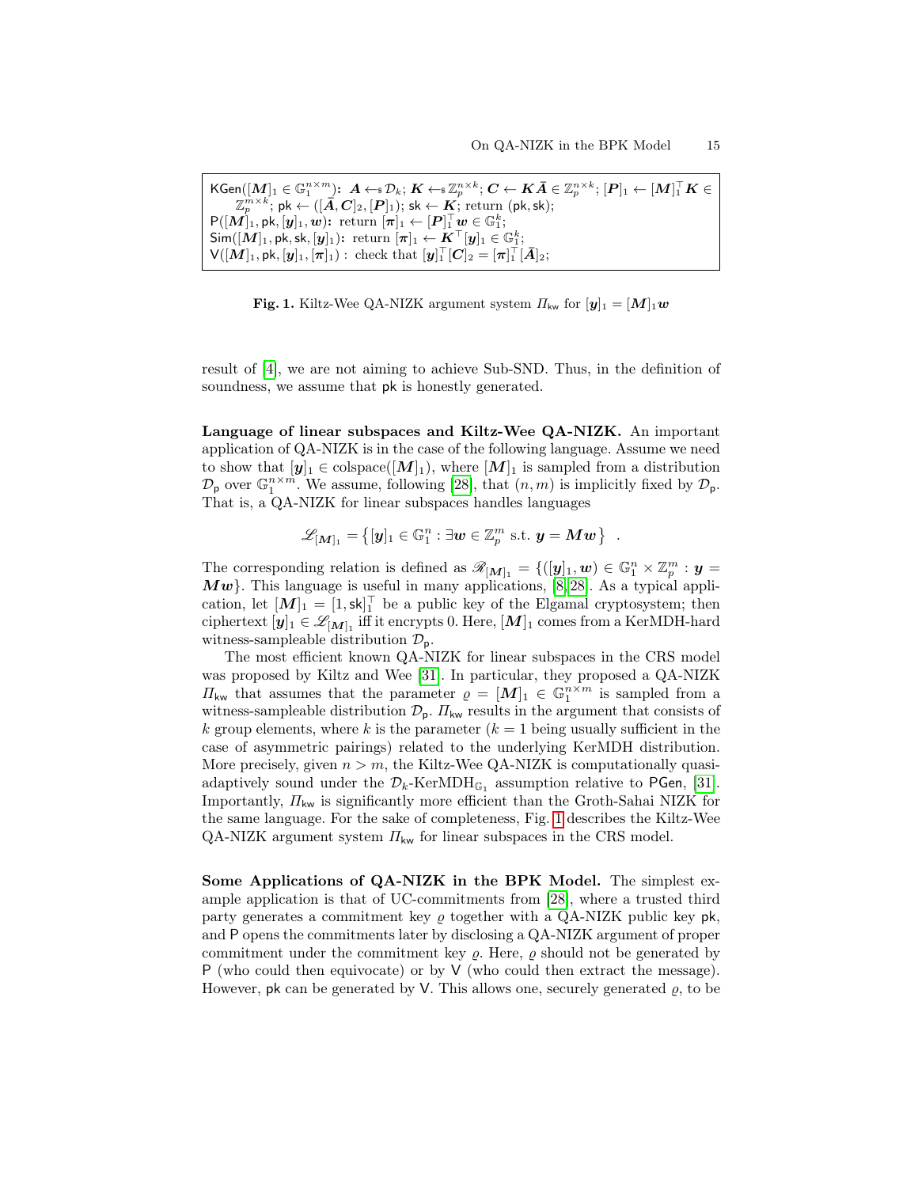KGen($[\boldsymbol{M}]_1 \in \mathbb{G}_1^{n\times m}$): $\boldsymbol{A} \leftarrow_\$ \mathcal{D}_k$; $\boldsymbol{K} \leftarrow_\$ \mathbb{Z}_p^{n\times k}$; $\boldsymbol{C} \leftarrow \boldsymbol{K}\bar{\boldsymbol{A}} \in \mathbb{Z}_p^{n\times k}$; $[\boldsymbol{P}]_1 \leftarrow [\boldsymbol{M}]_1^\top \boldsymbol{K} \in \mathbb{Z}_p^{m\times k}$; $\mathsf{pk} \leftarrow ([\bar{\boldsymbol{A}}, \boldsymbol{C}]_2, [\boldsymbol{P}]_1)$; $\mathsf{sk} \leftarrow \boldsymbol{K}$; return $(\mathsf{pk}, \mathsf{sk})$;
P($[\boldsymbol{M}]_1, \mathsf{pk}, [\boldsymbol{y}]_1, \boldsymbol{w}$): return $[\boldsymbol{\pi}]_1 \leftarrow [\boldsymbol{P}]_1^\top \boldsymbol{w} \in \mathbb{G}_1^k$;
Sim($[\boldsymbol{M}]_1, \mathsf{pk}, \mathsf{sk}, [\boldsymbol{y}]_1$): return $[\boldsymbol{\pi}]_1 \leftarrow \boldsymbol{K}^\top [\boldsymbol{y}]_1 \in \mathbb{G}_1^k$;
V($[\boldsymbol{M}]_1, \mathsf{pk}, [\boldsymbol{y}]_1, [\boldsymbol{\pi}]_1$) : check that $[\boldsymbol{y}]_1^\top [\boldsymbol{C}]_2 = [\boldsymbol{\pi}]_1^\top [\bar{\boldsymbol{A}}]_2$;

**Fig. 1.** Kiltz-Wee QA-NIZK argument system $\Pi_{\mathsf{kw}}$ for $[\boldsymbol{y}]_1 = [\boldsymbol{M}]_1 \boldsymbol{w}$

result of [4], we are not aiming to achieve Sub-SND. Thus, in the definition of soundness, we assume that pk is honestly generated.

**Language of linear subspaces and Kiltz-Wee QA-NIZK.** An important application of QA-NIZK is in the case of the following language. Assume we need to show that $[\boldsymbol{y}]_1 \in \mathrm{colspace}([\boldsymbol{M}]_1)$, where $[\boldsymbol{M}]_1$ is sampled from a distribution $\mathcal{D}_{\mathsf{p}}$ over $\mathbb{G}_1^{n\times m}$. We assume, following [28], that $(n, m)$ is implicitly fixed by $\mathcal{D}_{\mathsf{p}}$. That is, a QA-NIZK for linear subspaces handles languages

$$\mathscr{L}_{[\boldsymbol{M}]_1} = \left\{ [\boldsymbol{y}]_1 \in \mathbb{G}_1^n : \exists \boldsymbol{w} \in \mathbb{Z}_p^m \text{ s.t. } \boldsymbol{y} = \boldsymbol{M}\boldsymbol{w} \right\} \ .$$

The corresponding relation is defined as $\mathscr{R}_{[\boldsymbol{M}]_1} = \{([\boldsymbol{y}]_1, \boldsymbol{w}) \in \mathbb{G}_1^n \times \mathbb{Z}_p^m : \boldsymbol{y} = \boldsymbol{M}\boldsymbol{w}\}$. This language is useful in many applications, [8,28]. As a typical application, let $[\boldsymbol{M}]_1 = [1, \mathsf{sk}]_1^\top$ be a public key of the Elgamal cryptosystem; then ciphertext $[\boldsymbol{y}]_1 \in \mathscr{L}_{[\boldsymbol{M}]_1}$ iff it encrypts 0. Here, $[\boldsymbol{M}]_1$ comes from a KerMDH-hard witness-sampleable distribution $\mathcal{D}_{\mathsf{p}}$.

The most efficient known QA-NIZK for linear subspaces in the CRS model was proposed by Kiltz and Wee [31]. In particular, they proposed a QA-NIZK $\Pi_{\mathsf{kw}}$ that assumes that the parameter $\varrho = [\boldsymbol{M}]_1 \in \mathbb{G}_1^{n\times m}$ is sampled from a witness-sampleable distribution $\mathcal{D}_{\mathsf{p}}$. $\Pi_{\mathsf{kw}}$ results in the argument that consists of $k$ group elements, where $k$ is the parameter ($k = 1$ being usually sufficient in the case of asymmetric pairings) related to the underlying KerMDH distribution. More precisely, given $n > m$, the Kiltz-Wee QA-NIZK is computationally quasi-adaptively sound under the $\mathcal{D}_k$-KerMDH$_{\mathbb{G}_1}$ assumption relative to PGen, [31]. Importantly, $\Pi_{\mathsf{kw}}$ is significantly more efficient than the Groth-Sahai NIZK for the same language. For the sake of completeness, Fig. 1 describes the Kiltz-Wee QA-NIZK argument system $\Pi_{\mathsf{kw}}$ for linear subspaces in the CRS model.

**Some Applications of QA-NIZK in the BPK Model.** The simplest example application is that of UC-commitments from [28], where a trusted third party generates a commitment key $\varrho$ together with a QA-NIZK public key pk, and P opens the commitments later by disclosing a QA-NIZK argument of proper commitment under the commitment key $\varrho$. Here, $\varrho$ should not be generated by P (who could then equivocate) or by V (who could then extract the message). However, pk can be generated by V. This allows one, securely generated $\varrho$, to be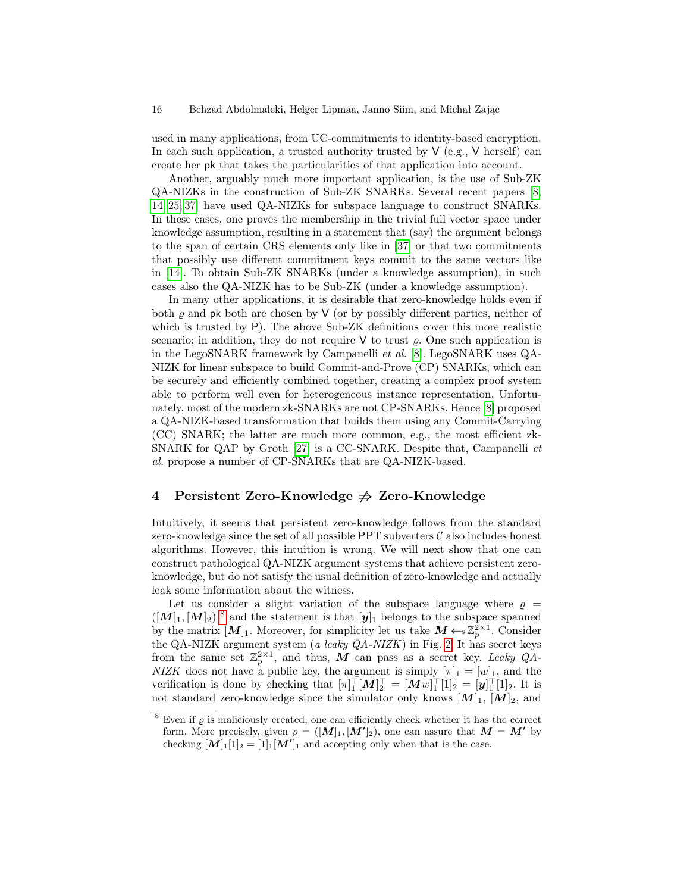used in many applications, from UC-commitments to identity-based encryption. In each such application, a trusted authority trusted by $\mathsf{V}$ (e.g., $\mathsf{V}$ herself) can create her $\mathsf{pk}$ that takes the particularities of that application into account.

Another, arguably much more important application, is the use of Sub-ZK QA-NIZKs in the construction of Sub-ZK SNARKs. Several recent papers [8, 14, 25, 37] have used QA-NIZKs for subspace language to construct SNARKs. In these cases, one proves the membership in the trivial full vector space under knowledge assumption, resulting in a statement that (say) the argument belongs to the span of certain CRS elements only like in [37] or that two commitments that possibly use different commitment keys commit to the same vectors like in [14]. To obtain Sub-ZK SNARKs (under a knowledge assumption), in such cases also the QA-NIZK has to be Sub-ZK (under a knowledge assumption).

In many other applications, it is desirable that zero-knowledge holds even if both $\varrho$ and $\mathsf{pk}$ both are chosen by $\mathsf{V}$ (or by possibly different parties, neither of which is trusted by $\mathsf{P}$). The above Sub-ZK definitions cover this more realistic scenario; in addition, they do not require $\mathsf{V}$ to trust $\varrho$. One such application is in the LegoSNARK framework by Campanelli *et al.* [8]. LegoSNARK uses QA-NIZK for linear subspace to build Commit-and-Prove (CP) SNARKs, which can be securely and efficiently combined together, creating a complex proof system able to perform well even for heterogeneous instance representation. Unfortunately, most of the modern zk-SNARKs are not CP-SNARKs. Hence [8] proposed a QA-NIZK-based transformation that builds them using any Commit-Carrying (CC) SNARK; the latter are much more common, e.g., the most efficient zk-SNARK for QAP by Groth [27] is a CC-SNARK. Despite that, Campanelli *et al.* propose a number of CP-SNARKs that are QA-NIZK-based.

# 4 Persistent Zero-Knowledge $\not\Rightarrow$ Zero-Knowledge

Intuitively, it seems that persistent zero-knowledge follows from the standard zero-knowledge since the set of all possible PPT subverters $\mathcal{C}$ also includes honest algorithms. However, this intuition is wrong. We will next show that one can construct pathological QA-NIZK argument systems that achieve persistent zero-knowledge, but do not satisfy the usual definition of zero-knowledge and actually leak some information about the witness.

Let us consider a slight variation of the subspace language where $\varrho = ([\boldsymbol{M}]_1, [\boldsymbol{M}]_2)$ [8] and the statement is that $[\boldsymbol{y}]_1$ belongs to the subspace spanned by the matrix $[\boldsymbol{M}]_1$. Moreover, for simplicity let us take $\boldsymbol{M} \leftarrow_{\$} \mathbb{Z}_p^{2\times 1}$. Consider the QA-NIZK argument system (*a leaky QA-NIZK*) in Fig. 2. It has secret keys from the same set $\mathbb{Z}_p^{2\times 1}$, and thus, $\boldsymbol{M}$ can pass as a secret key. *Leaky QA-NIZK* does not have a public key, the argument is simply $[\pi]_1 = [w]_1$, and the verification is done by checking that $[\pi]_1^\top [\boldsymbol{M}]_2^\top = [\boldsymbol{M}w]_1^\top [1]_2 = [\boldsymbol{y}]_1^\top [1]_2$. It is not standard zero-knowledge since the simulator only knows $[\boldsymbol{M}]_1$, $[\boldsymbol{M}]_2$, and

[8] Even if $\varrho$ is maliciously created, one can efficiently check whether it has the correct form. More precisely, given $\varrho = ([\boldsymbol{M}]_1, [\boldsymbol{M}']_2)$, one can assure that $\boldsymbol{M} = \boldsymbol{M}'$ by checking $[\boldsymbol{M}]_1[1]_2 = [1]_1[\boldsymbol{M}']_1$ and accepting only when that is the case.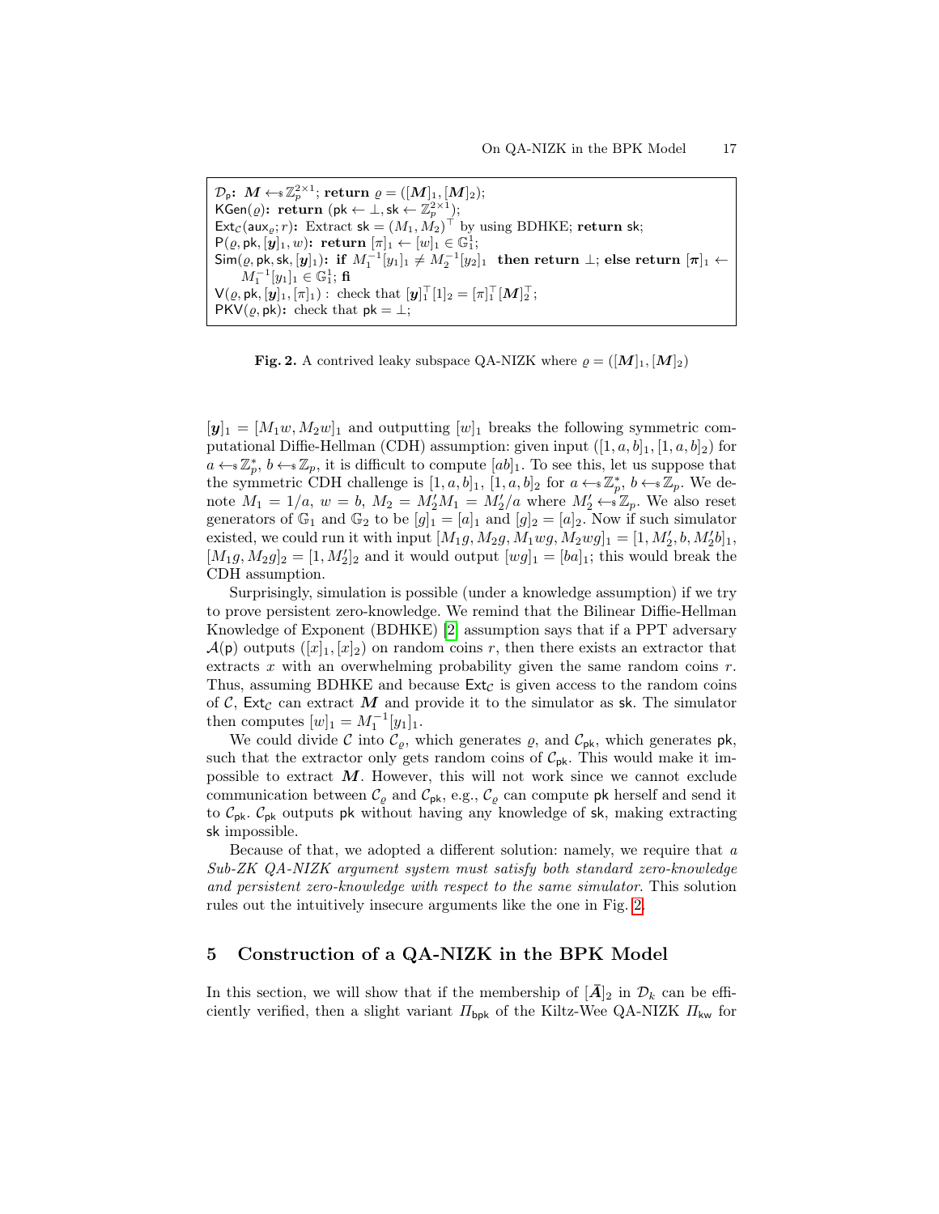$\mathcal{D}_\mathsf{p}$**:** $\boldsymbol{M} \leftarrow_\$ \mathbb{Z}_p^{2\times 1}$; **return** $\varrho = ([\boldsymbol{M}]_1, [\boldsymbol{M}]_2)$;
$\mathsf{KGen}(\varrho)$**: return** $(\mathsf{pk} \leftarrow \perp, \mathsf{sk} \leftarrow \mathbb{Z}_p^{2\times 1})$;
$\mathsf{Ext}_\mathcal{C}(\mathsf{aux}_\varrho; r)$**:** Extract $\mathsf{sk} = (M_1, M_2)^\top$ by using BDHKE; **return** $\mathsf{sk}$;
$\mathsf{P}(\varrho, \mathsf{pk}, [\boldsymbol{y}]_1, w)$**: return** $[\pi]_1 \leftarrow [w]_1 \in \mathbb{G}_1^1$;
$\mathsf{Sim}(\varrho, \mathsf{pk}, \mathsf{sk}, [\boldsymbol{y}]_1)$**: if** $M_1^{-1}[y_1]_1 \neq M_2^{-1}[y_2]_1$ **then return** $\perp$; **else return** $[\boldsymbol{\pi}]_1 \leftarrow M_1^{-1}[y_1]_1 \in \mathbb{G}_1^1$; **fi**
$\mathsf{V}(\varrho, \mathsf{pk}, [\boldsymbol{y}]_1, [\pi]_1)$ : check that $[\boldsymbol{y}]_1^\top [1]_2 = [\pi]_1^\top [\boldsymbol{M}]_2^\top$;
$\mathsf{PKV}(\varrho, \mathsf{pk})$**:** check that $\mathsf{pk} = \perp$;

**Fig. 2.** A contrived leaky subspace QA-NIZK where $\varrho = ([\boldsymbol{M}]_1, [\boldsymbol{M}]_2)$

$[\boldsymbol{y}]_1 = [M_1 w, M_2 w]_1$ and outputting $[w]_1$ breaks the following symmetric computational Diffie-Hellman (CDH) assumption: given input $([1, a, b]_1, [1, a, b]_2)$ for $a \leftarrow_\$ \mathbb{Z}_p^*$, $b \leftarrow_\$ \mathbb{Z}_p$, it is difficult to compute $[ab]_1$. To see this, let us suppose that the symmetric CDH challenge is $[1, a, b]_1$, $[1, a, b]_2$ for $a \leftarrow_\$ \mathbb{Z}_p^*$, $b \leftarrow_\$ \mathbb{Z}_p$. We denote $M_1 = 1/a$, $w = b$, $M_2 = M_2' M_1 = M_2'/a$ where $M_2' \leftarrow_\$ \mathbb{Z}_p$. We also reset generators of $\mathbb{G}_1$ and $\mathbb{G}_2$ to be $[g]_1 = [a]_1$ and $[g]_2 = [a]_2$. Now if such simulator existed, we could run it with input $[M_1 g, M_2 g, M_1 wg, M_2 wg]_1 = [1, M_2', b, M_2' b]_1$, $[M_1 g, M_2 g]_2 = [1, M_2']_2$ and it would output $[wg]_1 = [ba]_1$; this would break the CDH assumption.

Surprisingly, simulation is possible (under a knowledge assumption) if we try to prove persistent zero-knowledge. We remind that the Bilinear Diffie-Hellman Knowledge of Exponent (BDHKE) [2] assumption says that if a PPT adversary $\mathcal{A}(\mathsf{p})$ outputs $([x]_1, [x]_2)$ on random coins $r$, then there exists an extractor that extracts $x$ with an overwhelming probability given the same random coins $r$. Thus, assuming BDHKE and because $\mathsf{Ext}_\mathcal{C}$ is given access to the random coins of $\mathcal{C}$, $\mathsf{Ext}_\mathcal{C}$ can extract $\boldsymbol{M}$ and provide it to the simulator as $\mathsf{sk}$. The simulator then computes $[w]_1 = M_1^{-1}[y_1]_1$.

We could divide $\mathcal{C}$ into $\mathcal{C}_\varrho$, which generates $\varrho$, and $\mathcal{C}_\mathsf{pk}$, which generates $\mathsf{pk}$, such that the extractor only gets random coins of $\mathcal{C}_\mathsf{pk}$. This would make it impossible to extract $\boldsymbol{M}$. However, this will not work since we cannot exclude communication between $\mathcal{C}_\varrho$ and $\mathcal{C}_\mathsf{pk}$, e.g., $\mathcal{C}_\varrho$ can compute $\mathsf{pk}$ herself and send it to $\mathcal{C}_\mathsf{pk}$. $\mathcal{C}_\mathsf{pk}$ outputs $\mathsf{pk}$ without having any knowledge of $\mathsf{sk}$, making extracting $\mathsf{sk}$ impossible.

Because of that, we adopted a different solution: namely, we require that *a Sub-ZK QA-NIZK argument system must satisfy both standard zero-knowledge and persistent zero-knowledge with respect to the same simulator*. This solution rules out the intuitively insecure arguments like the one in Fig. 2.

## 5 Construction of a QA-NIZK in the BPK Model

In this section, we will show that if the membership of $[\bar{\boldsymbol{A}}]_2$ in $\mathcal{D}_k$ can be efficiently verified, then a slight variant $\Pi_\mathsf{bpk}$ of the Kiltz-Wee QA-NIZK $\Pi_\mathsf{kw}$ for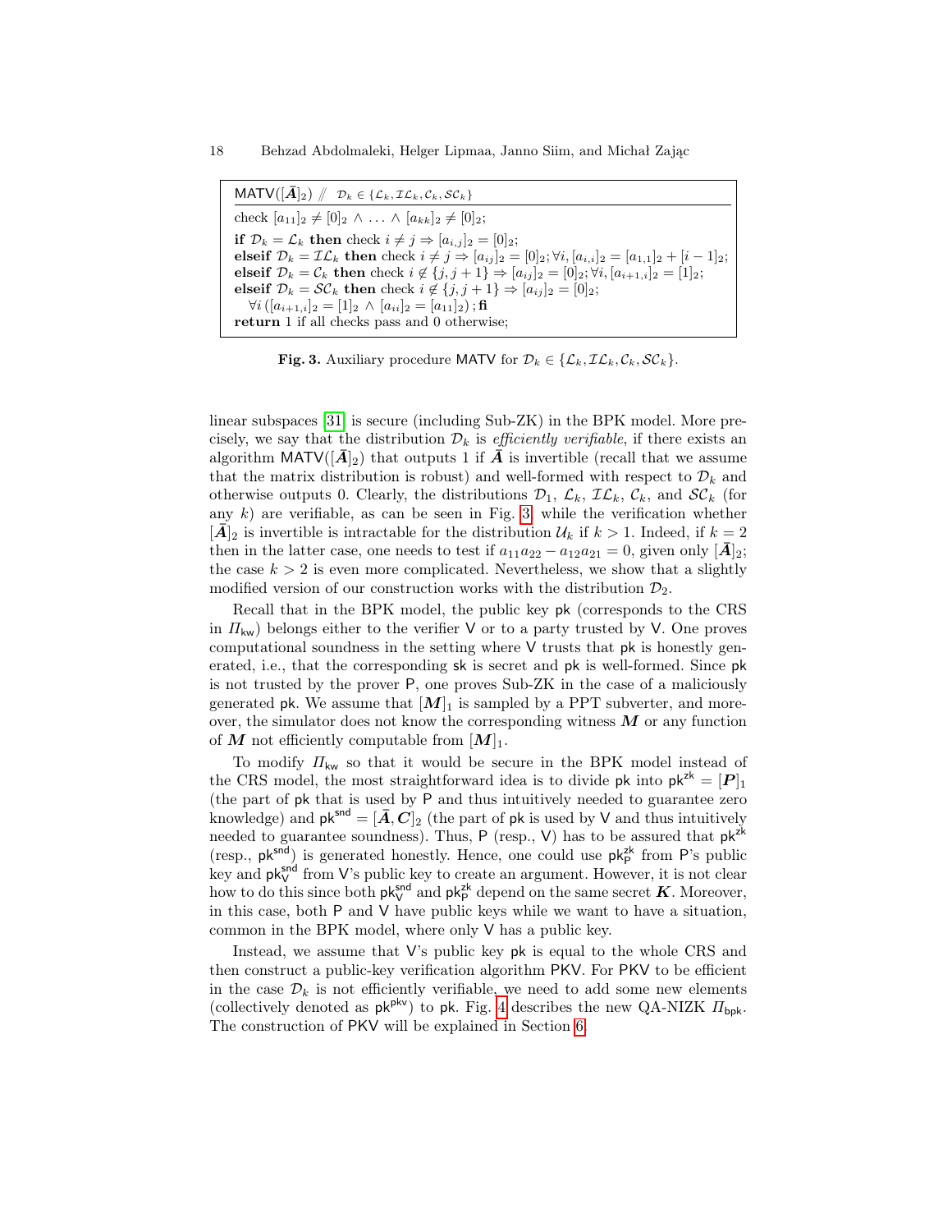```
MATV([Ā]_2) // D_k ∈ {L_k, IL_k, C_k, SC_k}
────────────────────────────────────────────
check [a_11]_2 ≠ [0]_2 ∧ ... ∧ [a_kk]_2 ≠ [0]_2;
if D_k = L_k then check i ≠ j ⇒ [a_{i,j}]_2 = [0]_2;
elseif D_k = IL_k then check i ≠ j ⇒ [a_{ij}]_2 = [0]_2; ∀i, [a_{i,i}]_2 = [a_{1,1}]_2 + [i − 1]_2;
elseif D_k = C_k then check i ∉ {j, j + 1} ⇒ [a_{ij}]_2 = [0]_2; ∀i, [a_{i+1,i}]_2 = [1]_2;
elseif D_k = SC_k then check i ∉ {j, j + 1} ⇒ [a_{ij}]_2 = [0]_2;
  ∀i ([a_{i+1,i}]_2 = [1]_2 ∧ [a_{ii}]_2 = [a_11]_2); fi
return 1 if all checks pass and 0 otherwise;
```

**Fig. 3.** Auxiliary procedure $\mathsf{MATV}$ for $\mathcal{D}_k \in \{\mathcal{L}_k, \mathcal{IL}_k, \mathcal{C}_k, \mathcal{SC}_k\}$.

linear subspaces [31] is secure (including Sub-ZK) in the BPK model. More precisely, we say that the distribution $\mathcal{D}_k$ is *efficiently verifiable*, if there exists an algorithm $\mathsf{MATV}([\bar{\boldsymbol{A}}]_2)$ that outputs 1 if $\bar{\boldsymbol{A}}$ is invertible (recall that we assume that the matrix distribution is robust) and well-formed with respect to $\mathcal{D}_k$ and otherwise outputs 0. Clearly, the distributions $\mathcal{D}_1$, $\mathcal{L}_k$, $\mathcal{IL}_k$, $\mathcal{C}_k$, and $\mathcal{SC}_k$ (for any $k$) are verifiable, as can be seen in Fig. 3, while the verification whether $[\bar{\boldsymbol{A}}]_2$ is invertible is intractable for the distribution $\mathcal{U}_k$ if $k > 1$. Indeed, if $k = 2$ then in the latter case, one needs to test if $a_{11}a_{22} - a_{12}a_{21} = 0$, given only $[\bar{\boldsymbol{A}}]_2$; the case $k > 2$ is even more complicated. Nevertheless, we show that a slightly modified version of our construction works with the distribution $\mathcal{D}_2$.

Recall that in the BPK model, the public key $\mathsf{pk}$ (corresponds to the CRS in $\Pi_{\mathsf{kw}}$) belongs either to the verifier $\mathsf{V}$ or to a party trusted by $\mathsf{V}$. One proves computational soundness in the setting where $\mathsf{V}$ trusts that $\mathsf{pk}$ is honestly generated, i.e., that the corresponding $\mathsf{sk}$ is secret and $\mathsf{pk}$ is well-formed. Since $\mathsf{pk}$ is not trusted by the prover $\mathsf{P}$, one proves Sub-ZK in the case of a maliciously generated $\mathsf{pk}$. We assume that $[\boldsymbol{M}]_1$ is sampled by a PPT subverter, and moreover, the simulator does not know the corresponding witness $\boldsymbol{M}$ or any function of $\boldsymbol{M}$ not efficiently computable from $[\boldsymbol{M}]_1$.

To modify $\Pi_{\mathsf{kw}}$ so that it would be secure in the BPK model instead of the CRS model, the most straightforward idea is to divide $\mathsf{pk}$ into $\mathsf{pk}^{\mathsf{zk}} = [\boldsymbol{P}]_1$ (the part of $\mathsf{pk}$ that is used by $\mathsf{P}$ and thus intuitively needed to guarantee zero knowledge) and $\mathsf{pk}^{\mathsf{snd}} = [\bar{\boldsymbol{A}}, \boldsymbol{C}]_2$ (the part of $\mathsf{pk}$ is used by $\mathsf{V}$ and thus intuitively needed to guarantee soundness). Thus, $\mathsf{P}$ (resp., $\mathsf{V}$) has to be assured that $\mathsf{pk}^{\mathsf{zk}}$ (resp., $\mathsf{pk}^{\mathsf{snd}}$) is generated honestly. Hence, one could use $\mathsf{pk}^{\mathsf{zk}}_{\mathsf{P}}$ from $\mathsf{P}$'s public key and $\mathsf{pk}^{\mathsf{snd}}_{\mathsf{V}}$ from $\mathsf{V}$'s public key to create an argument. However, it is not clear how to do this since both $\mathsf{pk}^{\mathsf{snd}}_{\mathsf{V}}$ and $\mathsf{pk}^{\mathsf{zk}}_{\mathsf{P}}$ depend on the same secret $\boldsymbol{K}$. Moreover, in this case, both $\mathsf{P}$ and $\mathsf{V}$ have public keys while we want to have a situation, common in the BPK model, where only $\mathsf{V}$ has a public key.

Instead, we assume that $\mathsf{V}$'s public key $\mathsf{pk}$ is equal to the whole CRS and then construct a public-key verification algorithm $\mathsf{PKV}$. For $\mathsf{PKV}$ to be efficient in the case $\mathcal{D}_k$ is not efficiently verifiable, we need to add some new elements (collectively denoted as $\mathsf{pk}^{\mathsf{pkv}}$) to $\mathsf{pk}$. Fig. 4 describes the new QA-NIZK $\Pi_{\mathsf{bpk}}$. The construction of $\mathsf{PKV}$ will be explained in Section 6.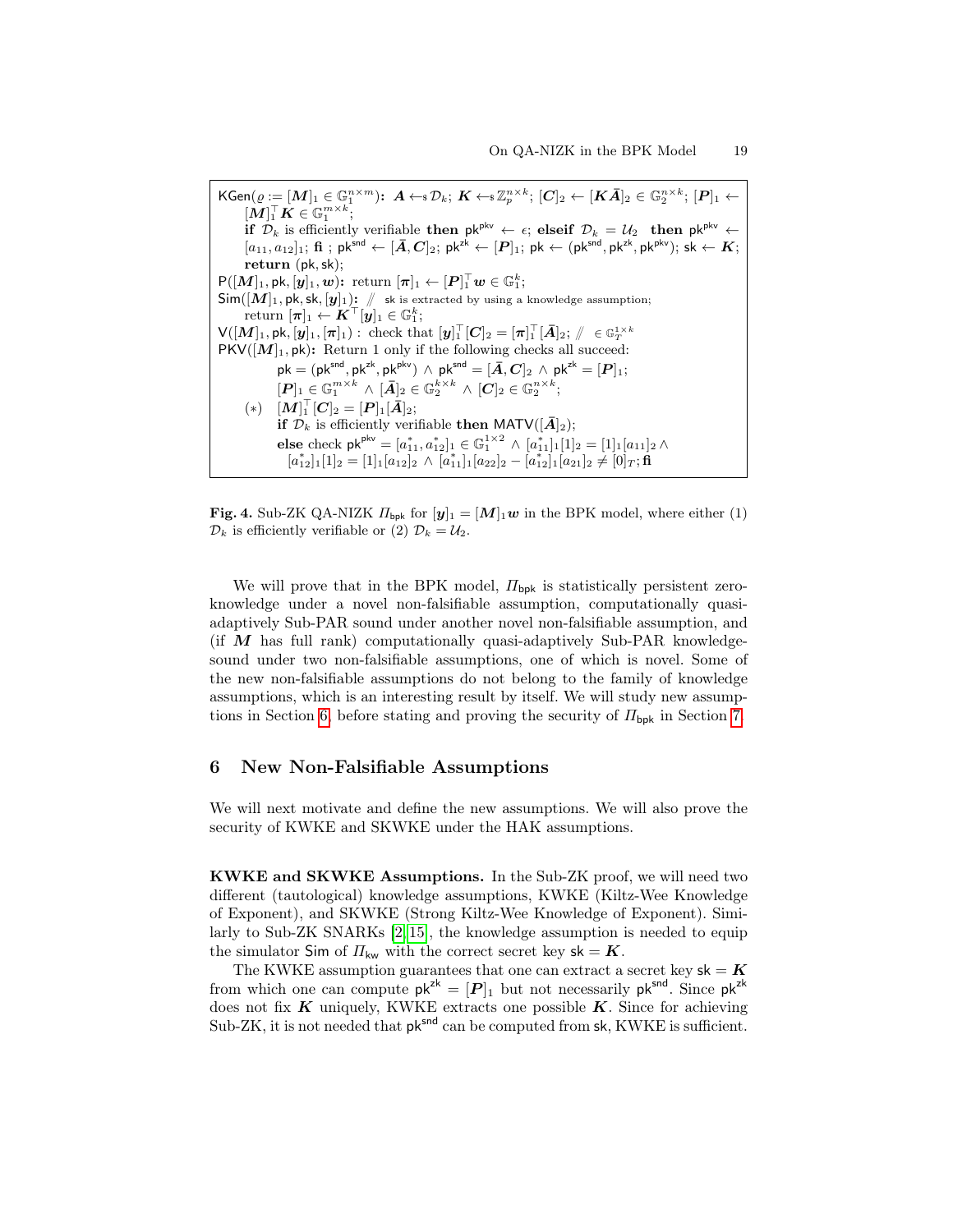$\mathsf{KGen}(\varrho := [\boldsymbol{M}]_1 \in \mathbb{G}_1^{n \times m})$**:** $\boldsymbol{A} \leftarrow_{\$} \mathcal{D}_k$; $\boldsymbol{K} \leftarrow_{\$} \mathbb{Z}_p^{n \times k}$; $[\boldsymbol{C}]_2 \leftarrow [\boldsymbol{K}\bar{\boldsymbol{A}}]_2 \in \mathbb{G}_2^{n \times k}$; $[\boldsymbol{P}]_1 \leftarrow [\boldsymbol{M}]_1^\top \boldsymbol{K} \in \mathbb{G}_1^{m \times k}$;
  **if** $\mathcal{D}_k$ is efficiently verifiable **then** $\mathsf{pk}^{\mathsf{pkv}} \leftarrow \epsilon$; **elseif** $\mathcal{D}_k = \mathcal{U}_2$ **then** $\mathsf{pk}^{\mathsf{pkv}} \leftarrow [a_{11}, a_{12}]_1$; **fi** ; $\mathsf{pk}^{\mathsf{snd}} \leftarrow [\bar{\boldsymbol{A}}, \boldsymbol{C}]_2$; $\mathsf{pk}^{\mathsf{zk}} \leftarrow [\boldsymbol{P}]_1$; $\mathsf{pk} \leftarrow (\mathsf{pk}^{\mathsf{snd}}, \mathsf{pk}^{\mathsf{zk}}, \mathsf{pk}^{\mathsf{pkv}})$; $\mathsf{sk} \leftarrow \boldsymbol{K}$;
  **return** $(\mathsf{pk}, \mathsf{sk})$;
$\mathsf{P}([\boldsymbol{M}]_1, \mathsf{pk}, [\boldsymbol{y}]_1, \boldsymbol{w})$**:** return $[\boldsymbol{\pi}]_1 \leftarrow [\boldsymbol{P}]_1^\top \boldsymbol{w} \in \mathbb{G}_1^k$;
$\mathsf{Sim}([\boldsymbol{M}]_1, \mathsf{pk}, \mathsf{sk}, [\boldsymbol{y}]_1)$**:** // sk is extracted by using a knowledge assumption;
  return $[\boldsymbol{\pi}]_1 \leftarrow \boldsymbol{K}^\top [\boldsymbol{y}]_1 \in \mathbb{G}_1^k$;
$\mathsf{V}([\boldsymbol{M}]_1, \mathsf{pk}, [\boldsymbol{y}]_1, [\boldsymbol{\pi}]_1)$ : check that $[\boldsymbol{y}]_1^\top [\boldsymbol{C}]_2 = [\boldsymbol{\pi}]_1^\top [\bar{\boldsymbol{A}}]_2$; // $\in \mathbb{G}_T^{1 \times k}$
$\mathsf{PKV}([\boldsymbol{M}]_1, \mathsf{pk})$**:** Return 1 only if the following checks all succeed:
  $\mathsf{pk} = (\mathsf{pk}^{\mathsf{snd}}, \mathsf{pk}^{\mathsf{zk}}, \mathsf{pk}^{\mathsf{pkv}}) \wedge \mathsf{pk}^{\mathsf{snd}} = [\bar{\boldsymbol{A}}, \boldsymbol{C}]_2 \wedge \mathsf{pk}^{\mathsf{zk}} = [\boldsymbol{P}]_1$;
  $[\boldsymbol{P}]_1 \in \mathbb{G}_1^{m \times k} \wedge [\bar{\boldsymbol{A}}]_2 \in \mathbb{G}_2^{k \times k} \wedge [\boldsymbol{C}]_2 \in \mathbb{G}_2^{n \times k}$;
  $(*)$ $[\boldsymbol{M}]_1^\top [\boldsymbol{C}]_2 = [\boldsymbol{P}]_1 [\bar{\boldsymbol{A}}]_2$;
  **if** $\mathcal{D}_k$ is efficiently verifiable **then** $\mathsf{MATV}([\bar{\boldsymbol{A}}]_2)$;
  **else** check $\mathsf{pk}^{\mathsf{pkv}} = [a_{11}^*, a_{12}^*]_1 \in \mathbb{G}_1^{1 \times 2} \wedge [a_{11}^*]_1 [1]_2 = [1]_1 [a_{11}]_2 \wedge [a_{12}^*]_1 [1]_2 = [1]_1 [a_{12}]_2 \wedge [a_{11}^*]_1 [a_{22}]_2 - [a_{12}^*]_1 [a_{21}]_2 \neq [0]_T$; **fi**

**Fig. 4.** Sub-ZK QA-NIZK $\Pi_{\mathsf{bpk}}$ for $[\boldsymbol{y}]_1 = [\boldsymbol{M}]_1 \boldsymbol{w}$ in the BPK model, where either (1) $\mathcal{D}_k$ is efficiently verifiable or (2) $\mathcal{D}_k = \mathcal{U}_2$.

We will prove that in the BPK model, $\Pi_{\mathsf{bpk}}$ is statistically persistent zero-knowledge under a novel non-falsifiable assumption, computationally quasi-adaptively Sub-PAR sound under another novel non-falsifiable assumption, and (if $\boldsymbol{M}$ has full rank) computationally quasi-adaptively Sub-PAR knowledge-sound under two non-falsifiable assumptions, one of which is novel. Some of the new non-falsifiable assumptions do not belong to the family of knowledge assumptions, which is an interesting result by itself. We will study new assumptions in Section 6, before stating and proving the security of $\Pi_{\mathsf{bpk}}$ in Section 7.

## 6 New Non-Falsifiable Assumptions

We will next motivate and define the new assumptions. We will also prove the security of KWKE and SKWKE under the HAK assumptions.

**KWKE and SKWKE Assumptions.** In the Sub-ZK proof, we will need two different (tautological) knowledge assumptions, KWKE (Kiltz-Wee Knowledge of Exponent), and SKWKE (Strong Kiltz-Wee Knowledge of Exponent). Similarly to Sub-ZK SNARKs [2,15], the knowledge assumption is needed to equip the simulator Sim of $\Pi_{\mathsf{kw}}$ with the correct secret key $\mathsf{sk} = \boldsymbol{K}$.

The KWKE assumption guarantees that one can extract a secret key $\mathsf{sk} = \boldsymbol{K}$ from which one can compute $\mathsf{pk}^{\mathsf{zk}} = [\boldsymbol{P}]_1$ but not necessarily $\mathsf{pk}^{\mathsf{snd}}$. Since $\mathsf{pk}^{\mathsf{zk}}$ does not fix $\boldsymbol{K}$ uniquely, KWKE extracts one possible $\boldsymbol{K}$. Since for achieving Sub-ZK, it is not needed that $\mathsf{pk}^{\mathsf{snd}}$ can be computed from $\mathsf{sk}$, KWKE is sufficient.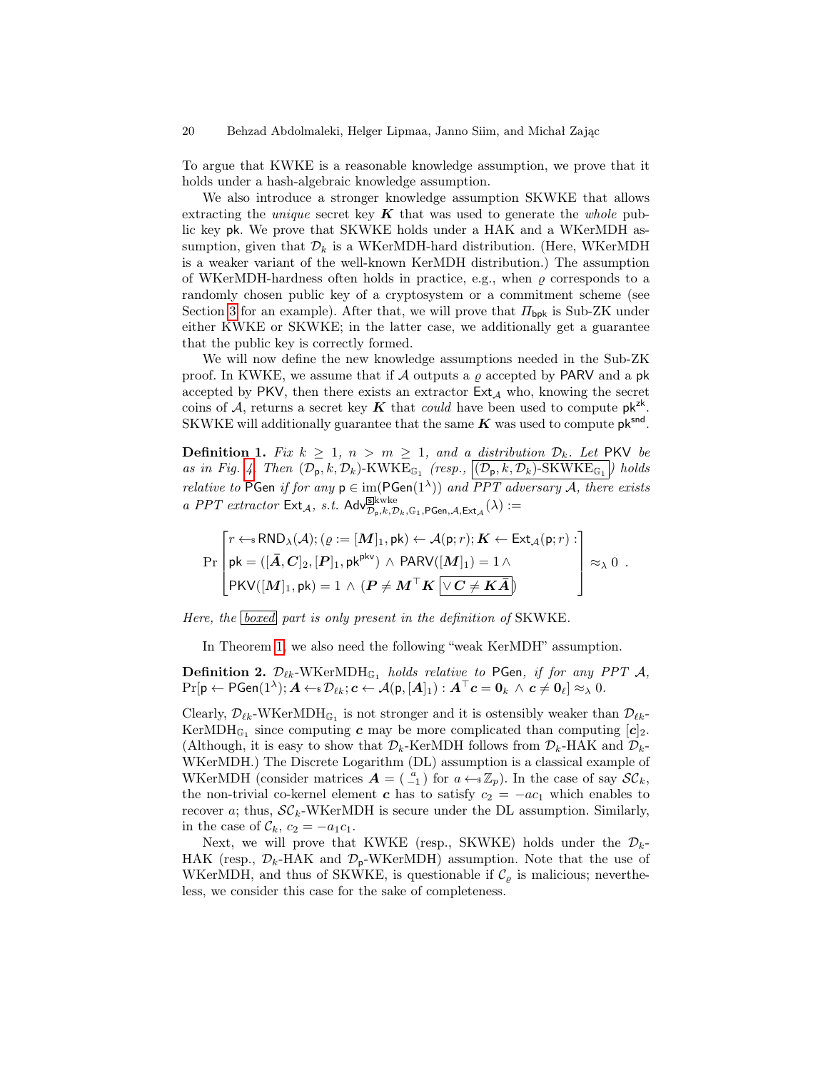To argue that KWKE is a reasonable knowledge assumption, we prove that it holds under a hash-algebraic knowledge assumption.

We also introduce a stronger knowledge assumption SKWKE that allows extracting the *unique* secret key $\boldsymbol{K}$ that was used to generate the *whole* public key $\mathsf{pk}$. We prove that SKWKE holds under a HAK and a WKerMDH assumption, given that $\mathcal{D}_k$ is a WKerMDH-hard distribution. (Here, WKerMDH is a weaker variant of the well-known KerMDH distribution.) The assumption of WKerMDH-hardness often holds in practice, e.g., when $\varrho$ corresponds to a randomly chosen public key of a cryptosystem or a commitment scheme (see Section 3 for an example). After that, we will prove that $\Pi_{\mathsf{bpk}}$ is Sub-ZK under either KWKE or SKWKE; in the latter case, we additionally get a guarantee that the public key is correctly formed.

We will now define the new knowledge assumptions needed in the Sub-ZK proof. In KWKE, we assume that if $\mathcal{A}$ outputs a $\varrho$ accepted by $\mathsf{PARV}$ and a $\mathsf{pk}$ accepted by $\mathsf{PKV}$, then there exists an extractor $\mathsf{Ext}_{\mathcal{A}}$ who, knowing the secret coins of $\mathcal{A}$, returns a secret key $\boldsymbol{K}$ that *could* have been used to compute $\mathsf{pk}^{\mathsf{zk}}$. SKWKE will additionally guarantee that the same $\boldsymbol{K}$ was used to compute $\mathsf{pk}^{\mathsf{snd}}$.

**Definition 1.** *Fix $k \geq 1$, $n > m \geq 1$, and a distribution $\mathcal{D}_k$. Let* $\mathsf{PKV}$ *be as in Fig. 4. Then $(\mathcal{D}_{\mathsf{p}}, k, \mathcal{D}_k)$-KWKE$_{\mathbb{G}_1}$ (resp., $\boxed{(\mathcal{D}_{\mathsf{p}}, k, \mathcal{D}_k)\text{-SKWKE}_{\mathbb{G}_1}}$) holds relative to* $\mathsf{PGen}$ *if for any $\mathsf{p} \in \mathrm{im}(\mathsf{PGen}(1^\lambda))$ and PPT adversary $\mathcal{A}$, there exists a PPT extractor $\mathsf{Ext}_{\mathcal{A}}$, s.t. $\mathsf{Adv}^{\boxed{\mathsf{s}}\mathrm{kwke}}_{\mathcal{D}_{\mathsf{p}},k,\mathcal{D}_k,\mathbb{G}_1,\mathsf{PGen},\mathcal{A},\mathsf{Ext}_{\mathcal{A}}}(\lambda) :=$*

$$\Pr\left[\begin{array}{l} r \leftarrow_{\$} \mathsf{RND}_\lambda(\mathcal{A}); (\varrho := [\boldsymbol{M}]_1, \mathsf{pk}) \leftarrow \mathcal{A}(\mathsf{p}; r); \boldsymbol{K} \leftarrow \mathsf{Ext}_{\mathcal{A}}(\mathsf{p}; r) : \\ \mathsf{pk} = ([\bar{\boldsymbol{A}}, \boldsymbol{C}]_2, [\boldsymbol{P}]_1, \mathsf{pk}^{\mathsf{pkv}}) \wedge \mathsf{PARV}([\boldsymbol{M}]_1) = 1 \wedge \\ \mathsf{PKV}([\boldsymbol{M}]_1, \mathsf{pk}) = 1 \wedge (\boldsymbol{P} \neq \boldsymbol{M}^\top \boldsymbol{K} \boxed{\vee \boldsymbol{C} \neq \boldsymbol{K}\bar{\boldsymbol{A}}}) \end{array}\right] \approx_\lambda 0 \enspace .$$

*Here, the $\boxed{\text{boxed}}$ part is only present in the definition of* SKWKE.

In Theorem 1, we also need the following "weak KerMDH" assumption.

**Definition 2.** *$\mathcal{D}_{\ell k}$-WKerMDH$_{\mathbb{G}_1}$ holds relative to* $\mathsf{PGen}$*, if for any PPT $\mathcal{A}$, $\Pr[\mathsf{p} \leftarrow \mathsf{PGen}(1^\lambda); \boldsymbol{A} \leftarrow_{\$} \mathcal{D}_{\ell k}; \boldsymbol{c} \leftarrow \mathcal{A}(\mathsf{p}, [\boldsymbol{A}]_1) : \boldsymbol{A}^\top \boldsymbol{c} = \boldsymbol{0}_k \wedge \boldsymbol{c} \neq \boldsymbol{0}_\ell] \approx_\lambda 0$.*

Clearly, $\mathcal{D}_{\ell k}$-WKerMDH$_{\mathbb{G}_1}$ is not stronger and it is ostensibly weaker than $\mathcal{D}_{\ell k}$-KerMDH$_{\mathbb{G}_1}$ since computing $\boldsymbol{c}$ may be more complicated than computing $[\boldsymbol{c}]_2$. (Although, it is easy to show that $\mathcal{D}_k$-KerMDH follows from $\mathcal{D}_k$-HAK and $\mathcal{D}_k$-WKerMDH.) The Discrete Logarithm (DL) assumption is a classical example of WKerMDH (consider matrices $\boldsymbol{A} = \binom{a}{-1}$ for $a \leftarrow_{\$} \mathbb{Z}_p$). In the case of say $\mathcal{SC}_k$, the non-trivial co-kernel element $\boldsymbol{c}$ has to satisfy $c_2 = -ac_1$ which enables to recover $a$; thus, $\mathcal{SC}_k$-WKerMDH is secure under the DL assumption. Similarly, in the case of $\mathcal{C}_k$, $c_2 = -a_1 c_1$.

Next, we will prove that KWKE (resp., SKWKE) holds under the $\mathcal{D}_k$-HAK (resp., $\mathcal{D}_k$-HAK and $\mathcal{D}_{\mathsf{p}}$-WKerMDH) assumption. Note that the use of WKerMDH, and thus of SKWKE, is questionable if $\mathcal{C}_\varrho$ is malicious; nevertheless, we consider this case for the sake of completeness.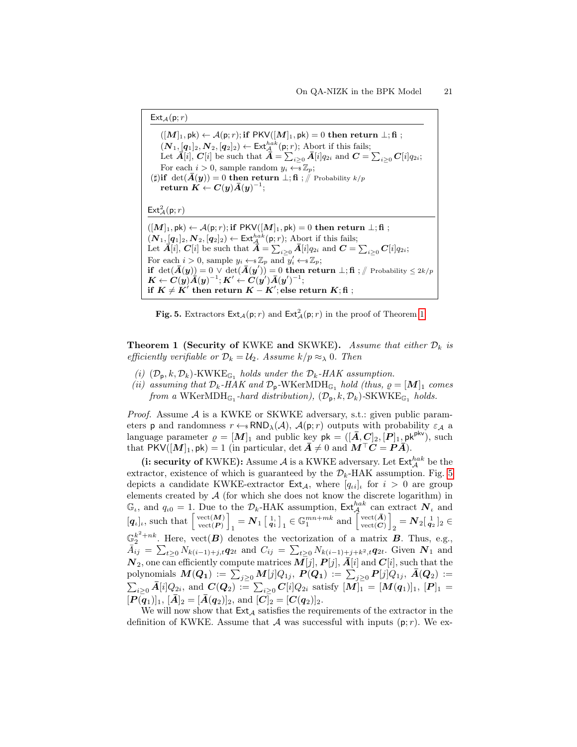```
Ext_A(p; r)
────────────────────────────────────────
  ([M]_1, pk) ← A(p; r); if PKV([M]_1, pk) = 0 then return ⊥; fi ;
  (N_1, [q_1]_2, N_2, [q_2]_2) ← Ext^hak_A(p; r); Abort if this fails;
  Let Ā[i], C[i] be such that Ā = Σ_{i≥0} Ā[i]q_{2i} and C = Σ_{i≥0} C[i]q_{2i};
  For each i > 0, sample random y_i ←$ Z_p;
(♯)if det(Ā(y)) = 0 then return ⊥; fi ; // Probability k/p
  return K ← C(y)Ā(y)^{-1};

Ext²_A(p; r)
────────────────────────────────────────
([M]_1, pk) ← A(p; r); if PKV([M]_1, pk) = 0 then return ⊥; fi ;
(N_1, [q_1]_2, N_2, [q_2]_2) ← Ext^hak_A(p; r); Abort if this fails;
Let Ā[i], C[i] be such that Ā = Σ_{i≥0} Ā[i]q_{2i} and C = Σ_{i≥0} C[i]q_{2i};
For each i > 0, sample y_i ←$ Z_p and y'_i ←$ Z_p;
if det(Ā(y)) = 0 ∨ det(Ā(y')) = 0 then return ⊥; fi ; // Probability ≤ 2k/p
K ← C(y)Ā(y)^{-1}; K' ← C(y')Ā(y')^{-1};
if K ≠ K' then return K − K'; else return K; fi ;
```

**Fig. 5.** Extractors $\mathsf{Ext}_{\mathcal{A}}(\mathsf{p}; r)$ and $\mathsf{Ext}^2_{\mathcal{A}}(\mathsf{p}; r)$ in the proof of Theorem 1

**Theorem 1 (Security of KWKE and SKWKE).** *Assume that either $\mathcal{D}_k$ is efficiently verifiable or $\mathcal{D}_k = \mathcal{U}_2$. Assume $k/p \approx_\lambda 0$. Then*

*(i) $(\mathcal{D}_{\mathsf{p}}, k, \mathcal{D}_k)$-KWKE$_{\mathbb{G}_1}$ holds under the $\mathcal{D}_k$-HAK assumption.*

*(ii) assuming that $\mathcal{D}_k$-HAK and $\mathcal{D}_{\mathsf{p}}$-WKerMDH$_{\mathbb{G}_1}$ hold (thus, $\varrho = [\boldsymbol{M}]_1$ comes from a WKerMDH$_{\mathbb{G}_1}$-hard distribution), $(\mathcal{D}_{\mathsf{p}}, k, \mathcal{D}_k)$-SKWKE$_{\mathbb{G}_1}$ holds.*

*Proof.* Assume $\mathcal{A}$ is a KWKE or SKWKE adversary, s.t.: given public parameters $\mathsf{p}$ and randomness $r \leftarrow_\$ \mathsf{RND}_\lambda(\mathcal{A})$, $\mathcal{A}(\mathsf{p}; r)$ outputs with probability $\varepsilon_{\mathcal{A}}$ a language parameter $\varrho = [\boldsymbol{M}]_1$ and public key $\mathsf{pk} = ([\bar{\boldsymbol{A}}, \boldsymbol{C}]_2, [\boldsymbol{P}]_1, \mathsf{pk}^{\mathsf{pkv}})$, such that $\mathsf{PKV}([\boldsymbol{M}]_1, \mathsf{pk}) = 1$ (in particular, $\det \bar{\boldsymbol{A}} \neq 0$ and $\boldsymbol{M}^\top \boldsymbol{C} = \boldsymbol{P}\bar{\boldsymbol{A}}$).

**(i: security of KWKE):** Assume $\mathcal{A}$ is a KWKE adversary. Let $\mathsf{Ext}^{hak}_{\mathcal{A}}$ be the extractor, existence of which is guaranteed by the $\mathcal{D}_k$-HAK assumption. Fig. 5 depicts a candidate KWKE-extractor $\mathsf{Ext}_{\mathcal{A}}$, where $[q_{\iota i}]_\iota$ for $i > 0$ are group elements created by $\mathcal{A}$ (for which she does not know the discrete logarithm) in $\mathbb{G}_\iota$, and $q_{\iota 0} = 1$. Due to the $\mathcal{D}_k$-HAK assumption, $\mathsf{Ext}^{hak}_{\mathcal{A}}$ can extract $\boldsymbol{N}_\iota$ and $[\boldsymbol{q}_\iota]_\iota$, such that $\left[\begin{smallmatrix} \mathrm{vect}(\boldsymbol{M}) \\ \mathrm{vect}(\boldsymbol{P}) \end{smallmatrix}\right]_1 = \boldsymbol{N}_1 \left[\begin{smallmatrix} 1 \\ \boldsymbol{q}_1 \end{smallmatrix}\right]_1 \in \mathbb{G}_1^{mn+mk}$ and $\left[\begin{smallmatrix} \mathrm{vect}(\bar{\boldsymbol{A}}) \\ \mathrm{vect}(\boldsymbol{C}) \end{smallmatrix}\right]_2 = \boldsymbol{N}_2 \left[\begin{smallmatrix} 1 \\ \boldsymbol{q}_2 \end{smallmatrix}\right]_2 \in \mathbb{G}_2^{k^2+nk}$. Here, $\mathrm{vect}(\boldsymbol{B})$ denotes the vectorization of a matrix $\boldsymbol{B}$. Thus, e.g., $\bar{A}_{ij} = \sum_{t \geq 0} N_{k(i-1)+j,t} \boldsymbol{q}_{2t}$ and $C_{ij} = \sum_{t \geq 0} N_{k(i-1)+j+k^2,t} \boldsymbol{q}_{2t}$. Given $\boldsymbol{N}_1$ and $\boldsymbol{N}_2$, one can efficiently compute matrices $\boldsymbol{M}[j]$, $\boldsymbol{P}[j]$, $\bar{\boldsymbol{A}}[i]$ and $\boldsymbol{C}[i]$, such that the polynomials $\boldsymbol{M}(\boldsymbol{Q_1}) := \sum_{j \geq 0} \boldsymbol{M}[j] Q_{1j}$, $\boldsymbol{P}(\boldsymbol{Q_1}) := \sum_{j \geq 0} \boldsymbol{P}[j] Q_{1j}$, $\bar{\boldsymbol{A}}(\boldsymbol{Q}_2) := \sum_{i \geq 0} \bar{\boldsymbol{A}}[i] Q_{2i}$, and $\boldsymbol{C}(\boldsymbol{Q}_2) := \sum_{i \geq 0} \boldsymbol{C}[i] Q_{2i}$ satisfy $[\boldsymbol{M}]_1 = [\boldsymbol{M}(\boldsymbol{q}_1)]_1$, $[\boldsymbol{P}]_1 = [\boldsymbol{P}(\boldsymbol{q}_1)]_1$, $[\bar{\boldsymbol{A}}]_2 = [\bar{\boldsymbol{A}}(\boldsymbol{q}_2)]_2$, and $[\boldsymbol{C}]_2 = [\boldsymbol{C}(\boldsymbol{q}_2)]_2$.

We will now show that $\mathsf{Ext}_{\mathcal{A}}$ satisfies the requirements of the extractor in the definition of KWKE. Assume that $\mathcal{A}$ was successful with inputs $(\mathsf{p}; r)$. We ex-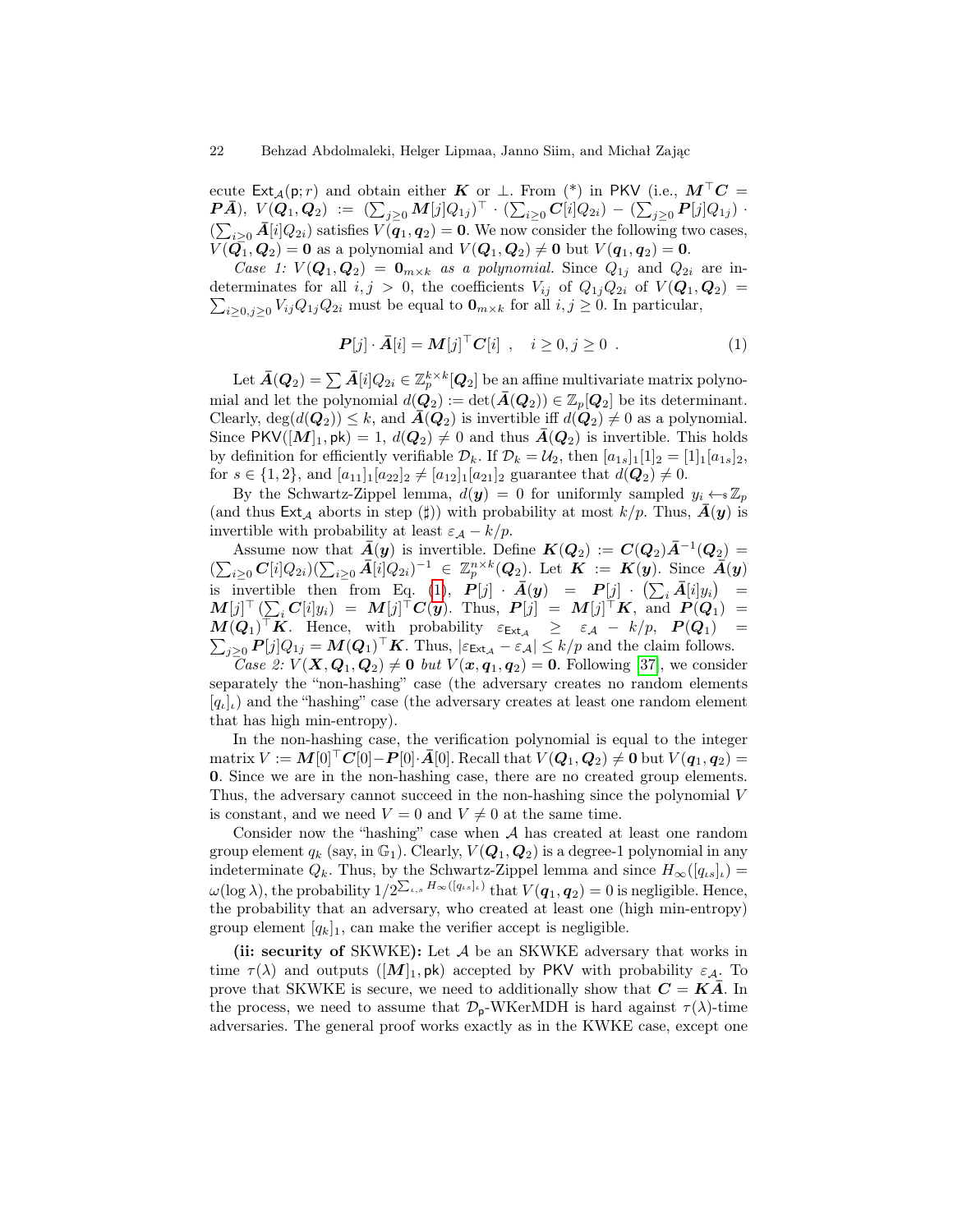ecute $\mathsf{Ext}_{\mathcal{A}}(\mathsf{p}; r)$ and obtain either $\boldsymbol{K}$ or $\perp$. From (*) in $\mathsf{PKV}$ (i.e., $\boldsymbol{M}^\top \boldsymbol{C} = \boldsymbol{P}\bar{\boldsymbol{A}}$), $V(\boldsymbol{Q}_1, \boldsymbol{Q}_2) := (\sum_{j \geq 0} \boldsymbol{M}[j] Q_{1j})^\top \cdot (\sum_{i \geq 0} \boldsymbol{C}[i] Q_{2i}) - (\sum_{j \geq 0} \boldsymbol{P}[j] Q_{1j}) \cdot (\sum_{i \geq 0} \bar{\boldsymbol{A}}[i] Q_{2i})$ satisfies $V(\boldsymbol{q}_1, \boldsymbol{q}_2) = \boldsymbol{0}$. We now consider the following two cases, $V(\boldsymbol{Q}_1, \boldsymbol{Q}_2) = \boldsymbol{0}$ as a polynomial and $V(\boldsymbol{Q}_1, \boldsymbol{Q}_2) \neq \boldsymbol{0}$ but $V(\boldsymbol{q}_1, \boldsymbol{q}_2) = \boldsymbol{0}$.

*Case 1: $V(\boldsymbol{Q}_1, \boldsymbol{Q}_2) = \boldsymbol{0}_{m \times k}$ as a polynomial.* Since $Q_{1j}$ and $Q_{2i}$ are indeterminates for all $i, j > 0$, the coefficients $V_{ij}$ of $Q_{1j} Q_{2i}$ of $V(\boldsymbol{Q}_1, \boldsymbol{Q}_2) = \sum_{i \geq 0, j \geq 0} V_{ij} Q_{1j} Q_{2i}$ must be equal to $\boldsymbol{0}_{m \times k}$ for all $i, j \geq 0$. In particular,

$$\boldsymbol{P}[j] \cdot \bar{\boldsymbol{A}}[i] = \boldsymbol{M}[j]^\top \boldsymbol{C}[i] \ , \quad i \geq 0, j \geq 0 \ . \tag{1}$$

Let $\bar{\boldsymbol{A}}(\boldsymbol{Q}_2) = \sum \bar{\boldsymbol{A}}[i] Q_{2i} \in \mathbb{Z}_p^{k \times k}[\boldsymbol{Q}_2]$ be an affine multivariate matrix polynomial and let the polynomial $d(\boldsymbol{Q}_2) := \det(\bar{\boldsymbol{A}}(\boldsymbol{Q}_2)) \in \mathbb{Z}_p[\boldsymbol{Q}_2]$ be its determinant. Clearly, $\deg(d(\boldsymbol{Q}_2)) \leq k$, and $\bar{\boldsymbol{A}}(\boldsymbol{Q}_2)$ is invertible iff $d(\boldsymbol{Q}_2) \neq 0$ as a polynomial. Since $\mathsf{PKV}([\boldsymbol{M}]_1, \mathsf{pk}) = 1$, $d(\boldsymbol{Q}_2) \neq 0$ and thus $\bar{\boldsymbol{A}}(\boldsymbol{Q}_2)$ is invertible. This holds by definition for efficiently verifiable $\mathcal{D}_k$. If $\mathcal{D}_k = \mathcal{U}_2$, then $[a_{1s}]_1 [1]_2 = [1]_1 [a_{1s}]_2$, for $s \in \{1, 2\}$, and $[a_{11}]_1 [a_{22}]_2 \neq [a_{12}]_1 [a_{21}]_2$ guarantee that $d(\boldsymbol{Q}_2) \neq 0$.

By the Schwartz-Zippel lemma, $d(\boldsymbol{y}) = 0$ for uniformly sampled $y_i \leftarrow_{\$} \mathbb{Z}_p$ (and thus $\mathsf{Ext}_{\mathcal{A}}$ aborts in step ($\sharp$)) with probability at most $k/p$. Thus, $\bar{\boldsymbol{A}}(\boldsymbol{y})$ is invertible with probability at least $\varepsilon_{\mathcal{A}} - k/p$.

Assume now that $\bar{\boldsymbol{A}}(\boldsymbol{y})$ is invertible. Define $\boldsymbol{K}(\boldsymbol{Q}_2) := \boldsymbol{C}(\boldsymbol{Q}_2) \bar{\boldsymbol{A}}^{-1}(\boldsymbol{Q}_2) = (\sum_{i \geq 0} \boldsymbol{C}[i] Q_{2i})(\sum_{i \geq 0} \bar{\boldsymbol{A}}[i] Q_{2i})^{-1} \in \mathbb{Z}_p^{n \times k}(\boldsymbol{Q}_2)$. Let $\boldsymbol{K} := \boldsymbol{K}(\boldsymbol{y})$. Since $\bar{\boldsymbol{A}}(\boldsymbol{y})$ is invertible then from Eq. (1), $\boldsymbol{P}[j] \cdot \bar{\boldsymbol{A}}(\boldsymbol{y}) = \boldsymbol{P}[j] \cdot \left(\sum_i \bar{\boldsymbol{A}}[i] y_i\right) = \boldsymbol{M}[j]^\top \left(\sum_i \boldsymbol{C}[i] y_i\right) = \boldsymbol{M}[j]^\top \boldsymbol{C}(\boldsymbol{y})$. Thus, $\boldsymbol{P}[j] = \boldsymbol{M}[j]^\top \boldsymbol{K}$, and $\boldsymbol{P}(\boldsymbol{Q}_1) = \boldsymbol{M}(\boldsymbol{Q}_1)^\top \boldsymbol{K}$. Hence, with probability $\varepsilon_{\mathsf{Ext}_{\mathcal{A}}} \geq \varepsilon_{\mathcal{A}} - k/p$, $\boldsymbol{P}(\boldsymbol{Q}_1) = \sum_{j \geq 0} \boldsymbol{P}[j] Q_{1j} = \boldsymbol{M}(\boldsymbol{Q}_1)^\top \boldsymbol{K}$. Thus, $|\varepsilon_{\mathsf{Ext}_{\mathcal{A}}} - \varepsilon_{\mathcal{A}}| \leq k/p$ and the claim follows.

*Case 2: $V(\boldsymbol{X}, \boldsymbol{Q}_1, \boldsymbol{Q}_2) \neq \boldsymbol{0}$ but $V(\boldsymbol{x}, \boldsymbol{q}_1, \boldsymbol{q}_2) = \boldsymbol{0}$.* Following [37], we consider separately the "non-hashing" case (the adversary creates no random elements $[q_\iota]_\iota$) and the "hashing" case (the adversary creates at least one random element that has high min-entropy).

In the non-hashing case, the verification polynomial is equal to the integer matrix $V := \boldsymbol{M}[0]^\top \boldsymbol{C}[0] - \boldsymbol{P}[0] \cdot \bar{\boldsymbol{A}}[0]$. Recall that $V(\boldsymbol{Q}_1, \boldsymbol{Q}_2) \neq \boldsymbol{0}$ but $V(\boldsymbol{q}_1, \boldsymbol{q}_2) = \boldsymbol{0}$. Since we are in the non-hashing case, there are no created group elements. Thus, the adversary cannot succeed in the non-hashing since the polynomial $V$ is constant, and we need $V = 0$ and $V \neq 0$ at the same time.

Consider now the "hashing" case when $\mathcal{A}$ has created at least one random group element $q_k$ (say, in $\mathbb{G}_1$). Clearly, $V(\boldsymbol{Q}_1, \boldsymbol{Q}_2)$ is a degree-1 polynomial in any indeterminate $Q_k$. Thus, by the Schwartz-Zippel lemma and since $H_\infty([q_{\iota s}]_\iota) = \omega(\log \lambda)$, the probability $1/2^{\sum_{\iota, s} H_\infty([q_{\iota s}]_\iota)}$ that $V(\boldsymbol{q}_1, \boldsymbol{q}_2) = 0$ is negligible. Hence, the probability that an adversary, who created at least one (high min-entropy) group element $[q_k]_1$, can make the verifier accept is negligible.

**(ii: security of** SKWKE**):** Let $\mathcal{A}$ be an SKWKE adversary that works in time $\tau(\lambda)$ and outputs $([\boldsymbol{M}]_1, \mathsf{pk})$ accepted by $\mathsf{PKV}$ with probability $\varepsilon_{\mathcal{A}}$. To prove that SKWKE is secure, we need to additionally show that $\boldsymbol{C} = \boldsymbol{K}\bar{\boldsymbol{A}}$. In the process, we need to assume that $\mathcal{D}_\mathsf{p}$-WKerMDH is hard against $\tau(\lambda)$-time adversaries. The general proof works exactly as in the KWKE case, except one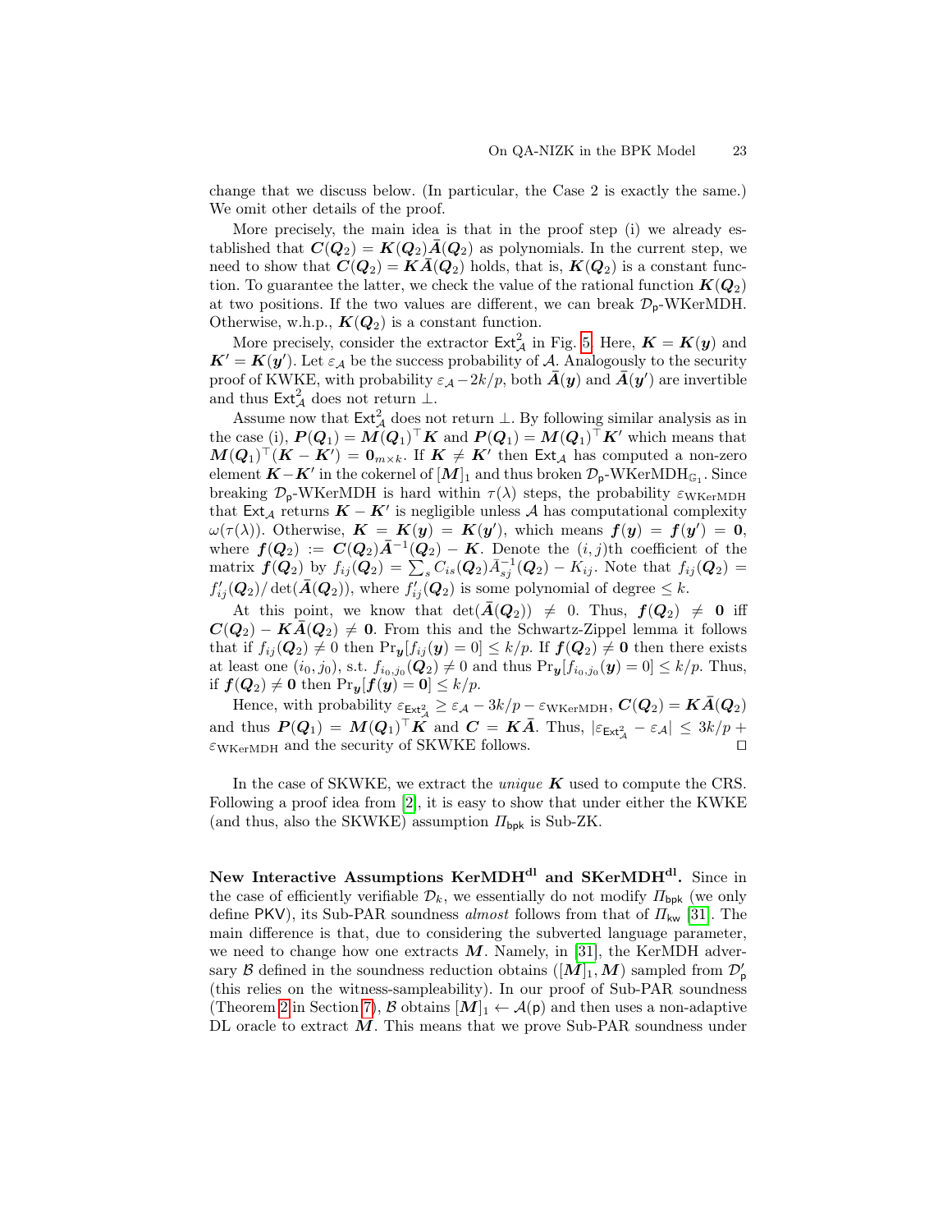change that we discuss below. (In particular, the Case 2 is exactly the same.) We omit other details of the proof.

More precisely, the main idea is that in the proof step (i) we already established that $\boldsymbol{C}(\boldsymbol{Q}_2) = \boldsymbol{K}(\boldsymbol{Q}_2)\bar{\boldsymbol{A}}(\boldsymbol{Q}_2)$ as polynomials. In the current step, we need to show that $\boldsymbol{C}(\boldsymbol{Q}_2) = \boldsymbol{K}\bar{\boldsymbol{A}}(\boldsymbol{Q}_2)$ holds, that is, $\boldsymbol{K}(\boldsymbol{Q}_2)$ is a constant function. To guarantee the latter, we check the value of the rational function $\boldsymbol{K}(\boldsymbol{Q}_2)$ at two positions. If the two values are different, we can break $\mathcal{D}_{\mathsf{p}}$-WKerMDH. Otherwise, w.h.p., $\boldsymbol{K}(\boldsymbol{Q}_2)$ is a constant function.

More precisely, consider the extractor $\mathsf{Ext}^2_{\mathcal{A}}$ in Fig. 5. Here, $\boldsymbol{K} = \boldsymbol{K}(\boldsymbol{y})$ and $\boldsymbol{K}' = \boldsymbol{K}(\boldsymbol{y}')$. Let $\varepsilon_{\mathcal{A}}$ be the success probability of $\mathcal{A}$. Analogously to the security proof of KWKE, with probability $\varepsilon_{\mathcal{A}} - 2k/p$, both $\bar{\boldsymbol{A}}(\boldsymbol{y})$ and $\bar{\boldsymbol{A}}(\boldsymbol{y}')$ are invertible and thus $\mathsf{Ext}^2_{\mathcal{A}}$ does not return $\perp$.

Assume now that $\mathsf{Ext}^2_{\mathcal{A}}$ does not return $\perp$. By following similar analysis as in the case (i), $\boldsymbol{P}(\boldsymbol{Q}_1) = \boldsymbol{M}(\boldsymbol{Q}_1)^\top \boldsymbol{K}$ and $\boldsymbol{P}(\boldsymbol{Q}_1) = \boldsymbol{M}(\boldsymbol{Q}_1)^\top \boldsymbol{K}'$ which means that $\boldsymbol{M}(\boldsymbol{Q}_1)^\top(\boldsymbol{K} - \boldsymbol{K}') = \boldsymbol{0}_{m \times k}$. If $\boldsymbol{K} \neq \boldsymbol{K}'$ then $\mathsf{Ext}_{\mathcal{A}}$ has computed a non-zero element $\boldsymbol{K} - \boldsymbol{K}'$ in the cokernel of $[\boldsymbol{M}]_1$ and thus broken $\mathcal{D}_{\mathsf{p}}$-WKerMDH$_{\mathbb{G}_1}$. Since breaking $\mathcal{D}_{\mathsf{p}}$-WKerMDH is hard within $\tau(\lambda)$ steps, the probability $\varepsilon_{\mathrm{WKerMDH}}$ that $\mathsf{Ext}_{\mathcal{A}}$ returns $\boldsymbol{K} - \boldsymbol{K}'$ is negligible unless $\mathcal{A}$ has computational complexity $\omega(\tau(\lambda))$. Otherwise, $\boldsymbol{K} = \boldsymbol{K}(\boldsymbol{y}) = \boldsymbol{K}(\boldsymbol{y}')$, which means $\boldsymbol{f}(\boldsymbol{y}) = \boldsymbol{f}(\boldsymbol{y}') = \boldsymbol{0}$, where $\boldsymbol{f}(\boldsymbol{Q}_2) := \boldsymbol{C}(\boldsymbol{Q}_2)\bar{\boldsymbol{A}}^{-1}(\boldsymbol{Q}_2) - \boldsymbol{K}$. Denote the $(i,j)$th coefficient of the matrix $\boldsymbol{f}(\boldsymbol{Q}_2)$ by $f_{ij}(\boldsymbol{Q}_2) = \sum_s C_{is}(\boldsymbol{Q}_2)\bar{A}^{-1}_{sj}(\boldsymbol{Q}_2) - K_{ij}$. Note that $f_{ij}(\boldsymbol{Q}_2) = f'_{ij}(\boldsymbol{Q}_2)/\det(\bar{\boldsymbol{A}}(\boldsymbol{Q}_2))$, where $f'_{ij}(\boldsymbol{Q}_2)$ is some polynomial of degree $\leq k$.

At this point, we know that $\det(\bar{\boldsymbol{A}}(\boldsymbol{Q}_2)) \neq 0$. Thus, $\boldsymbol{f}(\boldsymbol{Q}_2) \neq \boldsymbol{0}$ iff $\boldsymbol{C}(\boldsymbol{Q}_2) - \boldsymbol{K}\bar{\boldsymbol{A}}(\boldsymbol{Q}_2) \neq \boldsymbol{0}$. From this and the Schwartz-Zippel lemma it follows that if $f_{ij}(\boldsymbol{Q}_2) \neq 0$ then $\Pr_{\boldsymbol{y}}[f_{ij}(\boldsymbol{y}) = 0] \leq k/p$. If $\boldsymbol{f}(\boldsymbol{Q}_2) \neq \boldsymbol{0}$ then there exists at least one $(i_0, j_0)$, s.t. $f_{i_0,j_0}(\boldsymbol{Q}_2) \neq 0$ and thus $\Pr_{\boldsymbol{y}}[f_{i_0,j_0}(\boldsymbol{y}) = 0] \leq k/p$. Thus, if $\boldsymbol{f}(\boldsymbol{Q}_2) \neq \boldsymbol{0}$ then $\Pr_{\boldsymbol{y}}[\boldsymbol{f}(\boldsymbol{y}) = \boldsymbol{0}] \leq k/p$.

Hence, with probability $\varepsilon_{\mathsf{Ext}^2_{\mathcal{A}}} \geq \varepsilon_{\mathcal{A}} - 3k/p - \varepsilon_{\mathrm{WKerMDH}}$, $\boldsymbol{C}(\boldsymbol{Q}_2) = \boldsymbol{K}\bar{\boldsymbol{A}}(\boldsymbol{Q}_2)$ and thus $\boldsymbol{P}(\boldsymbol{Q}_1) = \boldsymbol{M}(\boldsymbol{Q}_1)^\top \boldsymbol{K}$ and $\boldsymbol{C} = \boldsymbol{K}\bar{\boldsymbol{A}}$. Thus, $|\varepsilon_{\mathsf{Ext}^2_{\mathcal{A}}} - \varepsilon_{\mathcal{A}}| \leq 3k/p + \varepsilon_{\mathrm{WKerMDH}}$ and the security of SKWKE follows. ◻

In the case of SKWKE, we extract the *unique* $\boldsymbol{K}$ used to compute the CRS. Following a proof idea from [2], it is easy to show that under either the KWKE (and thus, also the SKWKE) assumption $\Pi_{\mathsf{bpk}}$ is Sub-ZK.

**New Interactive Assumptions KerMDH$^{\mathbf{dl}}$ and SKerMDH$^{\mathbf{dl}}$.** Since in the case of efficiently verifiable $\mathcal{D}_k$, we essentially do not modify $\Pi_{\mathsf{bpk}}$ (we only define PKV), its Sub-PAR soundness *almost* follows from that of $\Pi_{\mathsf{kw}}$ [31]. The main difference is that, due to considering the subverted language parameter, we need to change how one extracts $\boldsymbol{M}$. Namely, in [31], the KerMDH adversary $\mathcal{B}$ defined in the soundness reduction obtains $([\boldsymbol{M}]_1, \boldsymbol{M})$ sampled from $\mathcal{D}'_{\mathsf{p}}$ (this relies on the witness-sampleability). In our proof of Sub-PAR soundness (Theorem 2 in Section 7), $\mathcal{B}$ obtains $[\boldsymbol{M}]_1 \leftarrow \mathcal{A}(\mathsf{p})$ and then uses a non-adaptive DL oracle to extract $\boldsymbol{M}$. This means that we prove Sub-PAR soundness under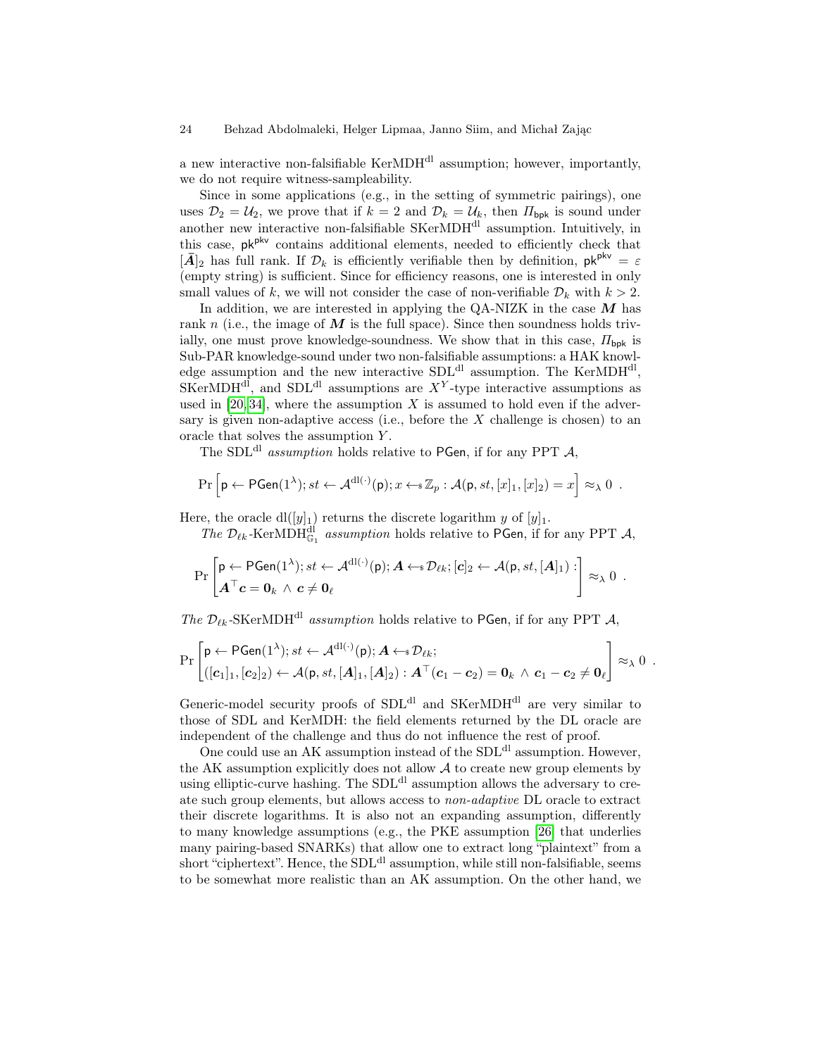a new interactive non-falsifiable $\text{KerMDH}^{\text{dl}}$ assumption; however, importantly, we do not require witness-sampleability.

Since in some applications (e.g., in the setting of symmetric pairings), one uses $\mathcal{D}_2 = \mathcal{U}_2$, we prove that if $k = 2$ and $\mathcal{D}_k = \mathcal{U}_k$, then $\Pi_{\mathsf{bpk}}$ is sound under another new interactive non-falsifiable $\text{SKerMDH}^{\text{dl}}$ assumption. Intuitively, in this case, $\mathsf{pk}^{\mathsf{pkv}}$ contains additional elements, needed to efficiently check that $[\bar{\boldsymbol{A}}]_2$ has full rank. If $\mathcal{D}_k$ is efficiently verifiable then by definition, $\mathsf{pk}^{\mathsf{pkv}} = \varepsilon$ (empty string) is sufficient. Since for efficiency reasons, one is interested in only small values of $k$, we will not consider the case of non-verifiable $\mathcal{D}_k$ with $k > 2$.

In addition, we are interested in applying the QA-NIZK in the case $\boldsymbol{M}$ has rank $n$ (i.e., the image of $\boldsymbol{M}$ is the full space). Since then soundness holds trivially, one must prove knowledge-soundness. We show that in this case, $\Pi_{\mathsf{bpk}}$ is Sub-PAR knowledge-sound under two non-falsifiable assumptions: a HAK knowledge assumption and the new interactive $\text{SDL}^{\text{dl}}$ assumption. The $\text{KerMDH}^{\text{dl}}$, $\text{SKerMDH}^{\text{dl}}$, and $\text{SDL}^{\text{dl}}$ assumptions are $X^Y$-type interactive assumptions as used in [20,34], where the assumption $X$ is assumed to hold even if the adversary is given non-adaptive access (i.e., before the $X$ challenge is chosen) to an oracle that solves the assumption $Y$.

The $\text{SDL}^{\text{dl}}$ *assumption* holds relative to $\mathsf{PGen}$, if for any PPT $\mathcal{A}$,

$$\Pr\left[\mathsf{p} \leftarrow \mathsf{PGen}(1^\lambda); st \leftarrow \mathcal{A}^{\text{dl}(\cdot)}(\mathsf{p}); x \leftarrow_{\$} \mathbb{Z}_p : \mathcal{A}(\mathsf{p}, st, [x]_1, [x]_2) = x\right] \approx_\lambda 0 \enspace .$$

Here, the oracle $\text{dl}([y]_1)$ returns the discrete logarithm $y$ of $[y]_1$.

*The* $\mathcal{D}_{\ell k}$-$\text{KerMDH}^{\text{dl}}_{\mathbb{G}_1}$ *assumption* holds relative to $\mathsf{PGen}$, if for any PPT $\mathcal{A}$,

$$\Pr\left[\begin{matrix}\mathsf{p} \leftarrow \mathsf{PGen}(1^\lambda); st \leftarrow \mathcal{A}^{\text{dl}(\cdot)}(\mathsf{p}); \boldsymbol{A} \leftarrow_{\$} \mathcal{D}_{\ell k}; [\boldsymbol{c}]_2 \leftarrow \mathcal{A}(\mathsf{p}, st, [\boldsymbol{A}]_1) : \\ \boldsymbol{A}^\top \boldsymbol{c} = \boldsymbol{0}_k \wedge \boldsymbol{c} \neq \boldsymbol{0}_\ell\end{matrix}\right] \approx_\lambda 0 \enspace .$$

*The* $\mathcal{D}_{\ell k}$-$\text{SKerMDH}^{\text{dl}}$ *assumption* holds relative to $\mathsf{PGen}$, if for any PPT $\mathcal{A}$,

$$\Pr\left[\begin{matrix}\mathsf{p} \leftarrow \mathsf{PGen}(1^\lambda); st \leftarrow \mathcal{A}^{\text{dl}(\cdot)}(\mathsf{p}); \boldsymbol{A} \leftarrow_{\$} \mathcal{D}_{\ell k}; \\ ([\boldsymbol{c}_1]_1, [\boldsymbol{c}_2]_2) \leftarrow \mathcal{A}(\mathsf{p}, st, [\boldsymbol{A}]_1, [\boldsymbol{A}]_2) : \boldsymbol{A}^\top(\boldsymbol{c}_1 - \boldsymbol{c}_2) = \boldsymbol{0}_k \wedge \boldsymbol{c}_1 - \boldsymbol{c}_2 \neq \boldsymbol{0}_\ell\end{matrix}\right] \approx_\lambda 0 \enspace .$$

Generic-model security proofs of $\text{SDL}^{\text{dl}}$ and $\text{SKerMDH}^{\text{dl}}$ are very similar to those of SDL and KerMDH: the field elements returned by the DL oracle are independent of the challenge and thus do not influence the rest of proof.

One could use an AK assumption instead of the $\text{SDL}^{\text{dl}}$ assumption. However, the AK assumption explicitly does not allow $\mathcal{A}$ to create new group elements by using elliptic-curve hashing. The $\text{SDL}^{\text{dl}}$ assumption allows the adversary to create such group elements, but allows access to *non-adaptive* DL oracle to extract their discrete logarithms. It is also not an expanding assumption, differently to many knowledge assumptions (e.g., the PKE assumption [26] that underlies many pairing-based SNARKs) that allow one to extract long "plaintext" from a short "ciphertext". Hence, the $\text{SDL}^{\text{dl}}$ assumption, while still non-falsifiable, seems to be somewhat more realistic than an AK assumption. On the other hand, we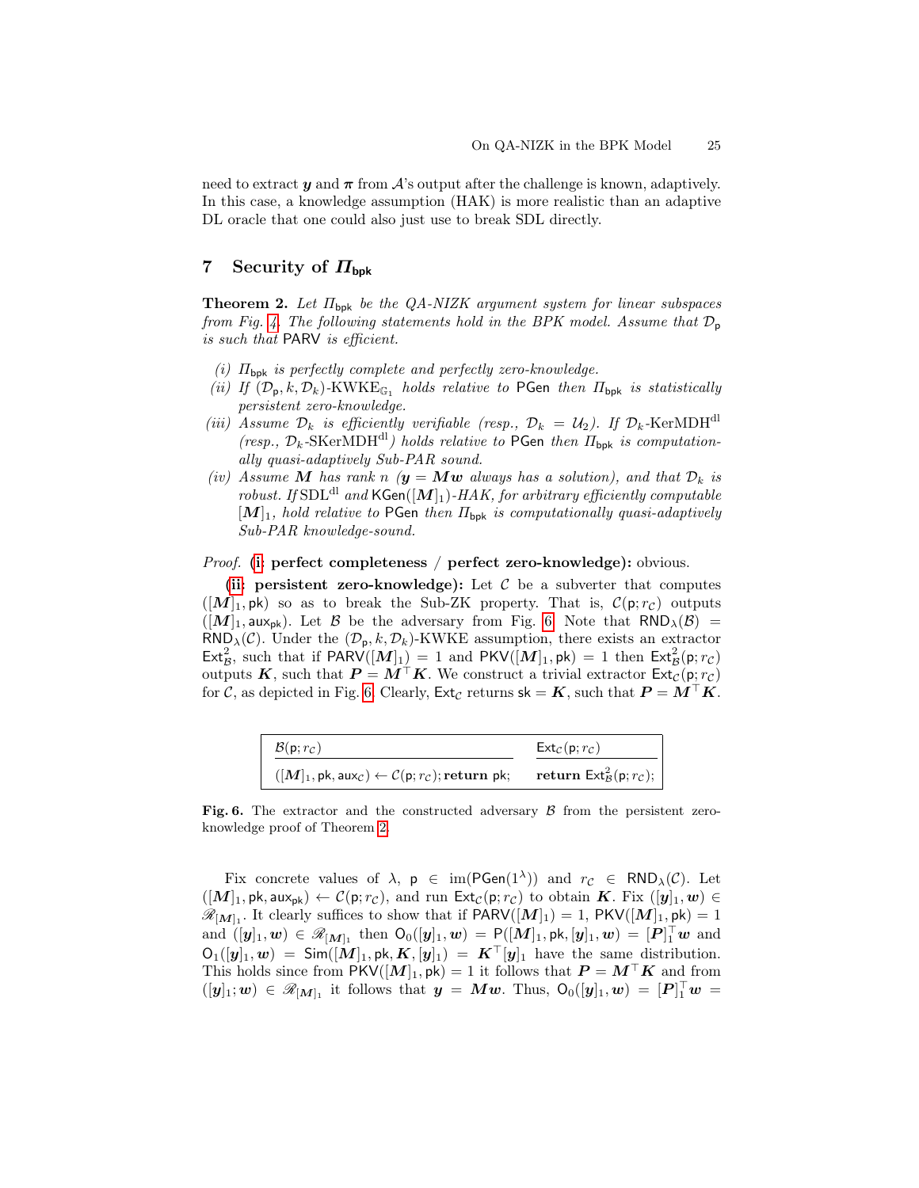need to extract $\boldsymbol{y}$ and $\boldsymbol{\pi}$ from $\mathcal{A}$'s output after the challenge is known, adaptively. In this case, a knowledge assumption (HAK) is more realistic than an adaptive DL oracle that one could also just use to break SDL directly.

## 7 Security of $\Pi_{\mathsf{bpk}}$

**Theorem 2.** *Let $\Pi_{\mathsf{bpk}}$ be the QA-NIZK argument system for linear subspaces from Fig. 4. The following statements hold in the BPK model. Assume that $\mathcal{D}_{\mathsf{p}}$ is such that* PARV *is efficient.*

*(i) $\Pi_{\mathsf{bpk}}$ is perfectly complete and perfectly zero-knowledge.*

*(ii) If $(\mathcal{D}_{\mathsf{p}}, k, \mathcal{D}_k)$-KWKE$_{\mathbb{G}_1}$ holds relative to* PGen *then $\Pi_{\mathsf{bpk}}$ is statistically persistent zero-knowledge.*

*(iii) Assume $\mathcal{D}_k$ is efficiently verifiable (resp., $\mathcal{D}_k = \mathcal{U}_2$). If $\mathcal{D}_k$-KerMDH$^{\mathrm{dl}}$ (resp., $\mathcal{D}_k$-SKerMDH$^{\mathrm{dl}}$) holds relative to* PGen *then $\Pi_{\mathsf{bpk}}$ is computationally quasi-adaptively Sub-PAR sound.*

*(iv) Assume $\boldsymbol{M}$ has rank $n$ ($\boldsymbol{y} = \boldsymbol{M}\boldsymbol{w}$ always has a solution), and that $\mathcal{D}_k$ is robust. If SDL$^{\mathrm{dl}}$ and* KGen$([\boldsymbol{M}]_1)$*-HAK, for arbitrary efficiently computable $[\boldsymbol{M}]_1$, hold relative to* PGen *then $\Pi_{\mathsf{bpk}}$ is computationally quasi-adaptively Sub-PAR knowledge-sound.*

*Proof.* (**i**: **perfect completeness** / **perfect zero-knowledge):** obvious.

(**ii**: **persistent zero-knowledge):** Let $\mathcal{C}$ be a subverter that computes $([\boldsymbol{M}]_1, \mathsf{pk})$ so as to break the Sub-ZK property. That is, $\mathcal{C}(\mathsf{p}; r_{\mathcal{C}})$ outputs $([\boldsymbol{M}]_1, \mathsf{aux}_{\mathsf{pk}})$. Let $\mathcal{B}$ be the adversary from Fig. 6. Note that $\mathsf{RND}_\lambda(\mathcal{B}) = \mathsf{RND}_\lambda(\mathcal{C})$. Under the $(\mathcal{D}_{\mathsf{p}}, k, \mathcal{D}_k)$-KWKE assumption, there exists an extractor $\mathsf{Ext}^2_{\mathcal{B}}$, such that if $\mathsf{PARV}([\boldsymbol{M}]_1) = 1$ and $\mathsf{PKV}([\boldsymbol{M}]_1, \mathsf{pk}) = 1$ then $\mathsf{Ext}^2_{\mathcal{B}}(\mathsf{p}; r_{\mathcal{C}})$ outputs $\boldsymbol{K}$, such that $\boldsymbol{P} = \boldsymbol{M}^\top \boldsymbol{K}$. We construct a trivial extractor $\mathsf{Ext}_{\mathcal{C}}(\mathsf{p}; r_{\mathcal{C}})$ for $\mathcal{C}$, as depicted in Fig. 6. Clearly, $\mathsf{Ext}_{\mathcal{C}}$ returns $\mathsf{sk} = \boldsymbol{K}$, such that $\boldsymbol{P} = \boldsymbol{M}^\top \boldsymbol{K}$.

| $\mathcal{B}(\mathsf{p}; r_{\mathcal{C}})$ | $\mathsf{Ext}_{\mathcal{C}}(\mathsf{p}; r_{\mathcal{C}})$ |
|---|---|
| $([\boldsymbol{M}]_1, \mathsf{pk}, \mathsf{aux}_{\mathcal{C}}) \leftarrow \mathcal{C}(\mathsf{p}; r_{\mathcal{C}})$; **return** $\mathsf{pk}$; | **return** $\mathsf{Ext}^2_{\mathcal{B}}(\mathsf{p}; r_{\mathcal{C}})$; |

**Fig. 6.** The extractor and the constructed adversary $\mathcal{B}$ from the persistent zero-knowledge proof of Theorem 2.

Fix concrete values of $\lambda$, $\mathsf{p} \in \mathrm{im}(\mathsf{PGen}(1^\lambda))$ and $r_{\mathcal{C}} \in \mathsf{RND}_\lambda(\mathcal{C})$. Let $([\boldsymbol{M}]_1, \mathsf{pk}, \mathsf{aux}_{\mathsf{pk}}) \leftarrow \mathcal{C}(\mathsf{p}; r_{\mathcal{C}})$, and run $\mathsf{Ext}_{\mathcal{C}}(\mathsf{p}; r_{\mathcal{C}})$ to obtain $\boldsymbol{K}$. Fix $([\boldsymbol{y}]_1, \boldsymbol{w}) \in \mathscr{R}_{[\boldsymbol{M}]_1}$. It clearly suffices to show that if $\mathsf{PARV}([\boldsymbol{M}]_1) = 1$, $\mathsf{PKV}([\boldsymbol{M}]_1, \mathsf{pk}) = 1$ and $([\boldsymbol{y}]_1, \boldsymbol{w}) \in \mathscr{R}_{[\boldsymbol{M}]_1}$ then $\mathsf{O}_0([\boldsymbol{y}]_1, \boldsymbol{w}) = \mathsf{P}([\boldsymbol{M}]_1, \mathsf{pk}, [\boldsymbol{y}]_1, \boldsymbol{w}) = [\boldsymbol{P}]_1^\top \boldsymbol{w}$ and $\mathsf{O}_1([\boldsymbol{y}]_1, \boldsymbol{w}) = \mathsf{Sim}([\boldsymbol{M}]_1, \mathsf{pk}, \boldsymbol{K}, [\boldsymbol{y}]_1) = \boldsymbol{K}^\top [\boldsymbol{y}]_1$ have the same distribution. This holds since from $\mathsf{PKV}([\boldsymbol{M}]_1, \mathsf{pk}) = 1$ it follows that $\boldsymbol{P} = \boldsymbol{M}^\top \boldsymbol{K}$ and from $([\boldsymbol{y}]_1; \boldsymbol{w}) \in \mathscr{R}_{[\boldsymbol{M}]_1}$ it follows that $\boldsymbol{y} = \boldsymbol{M}\boldsymbol{w}$. Thus, $\mathsf{O}_0([\boldsymbol{y}]_1, \boldsymbol{w}) = [\boldsymbol{P}]_1^\top \boldsymbol{w} =$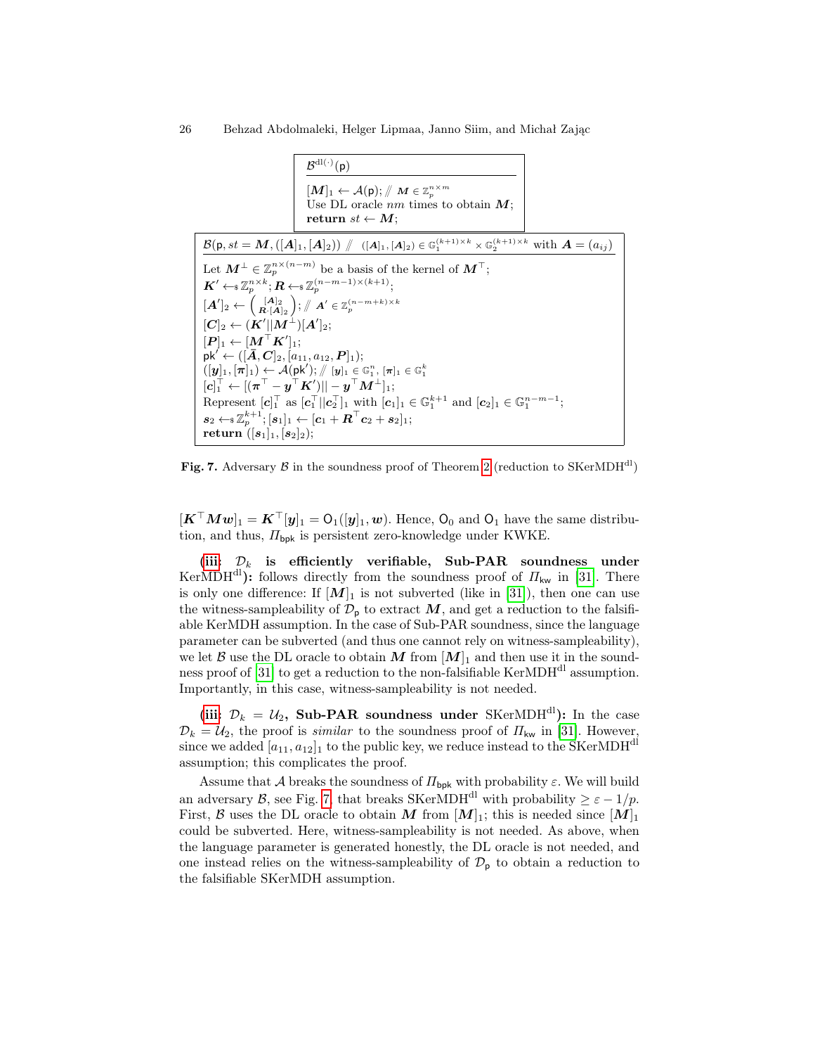```
B^{dl(·)}(p)
---------------------------------------------
[M]_1 ← A(p); // M ∈ Z_p^{n×m}
Use DL oracle nm times to obtain M;
return st ← M;
```

```
B(p, st = M, ([A]_1, [A]_2)) // ([A]_1, [A]_2) ∈ G_1^{(k+1)×k} × G_2^{(k+1)×k} with A = (a_ij)
---------------------------------------------
Let M^⊥ ∈ Z_p^{n×(n−m)} be a basis of the kernel of M^⊤;
K' ←$ Z_p^{n×k}; R ←$ Z_p^{(n−m−1)×(k+1)};
[A']_2 ← ( [A]_2 ; R·[A]_2 ); // A' ∈ Z_p^{(n−m+k)×k}
[C]_2 ← (K' || M^⊥)[A']_2;
[P]_1 ← [M^⊤ K']_1;
pk' ← ([Ā, C]_2, [a_11, a_12, P]_1);
([y]_1, [π]_1) ← A(pk'); // [y]_1 ∈ G_1^n, [π]_1 ∈ G_1^k
[c]_1^⊤ ← [(π^⊤ − y^⊤ K') || − y^⊤ M^⊥]_1;
Represent [c]_1^⊤ as [c_1^⊤ || c_2^⊤]_1 with [c_1]_1 ∈ G_1^{k+1} and [c_2]_1 ∈ G_1^{n−m−1};
s_2 ←$ Z_p^{k+1}; [s_1]_1 ← [c_1 + R^⊤ c_2 + s_2]_1;
return ([s_1]_1, [s_2]_2);
```

**Fig. 7.** Adversary $\mathcal{B}$ in the soundness proof of Theorem 2 (reduction to SKerMDH$^{\text{dl}}$)

$[\boldsymbol{K}^\top \boldsymbol{M}\boldsymbol{w}]_1 = \boldsymbol{K}^\top[\boldsymbol{y}]_1 = \mathsf{O}_1([\boldsymbol{y}]_1, \boldsymbol{w})$. Hence, $\mathsf{O}_0$ and $\mathsf{O}_1$ have the same distribution, and thus, $\Pi_{\mathsf{bpk}}$ is persistent zero-knowledge under KWKE.

**(iii: $\mathcal{D}_k$ is efficiently verifiable, Sub-PAR soundness under KerMDH$^{\text{dl}}$):** follows directly from the soundness proof of $\Pi_{\mathsf{kw}}$ in [31]. There is only one difference: If $[\boldsymbol{M}]_1$ is not subverted (like in [31]), then one can use the witness-sampleability of $\mathcal{D}_{\mathsf{p}}$ to extract $\boldsymbol{M}$, and get a reduction to the falsifiable KerMDH assumption. In the case of Sub-PAR soundness, since the language parameter can be subverted (and thus one cannot rely on witness-sampleability), we let $\mathcal{B}$ use the DL oracle to obtain $\boldsymbol{M}$ from $[\boldsymbol{M}]_1$ and then use it in the soundness proof of [31] to get a reduction to the non-falsifiable KerMDH$^{\text{dl}}$ assumption. Importantly, in this case, witness-sampleability is not needed.

**(iii: $\mathcal{D}_k = \mathcal{U}_2$, Sub-PAR soundness under SKerMDH$^{\text{dl}}$):** In the case $\mathcal{D}_k = \mathcal{U}_2$, the proof is *similar* to the soundness proof of $\Pi_{\mathsf{kw}}$ in [31]. However, since we added $[a_{11}, a_{12}]_1$ to the public key, we reduce instead to the SKerMDH$^{\text{dl}}$ assumption; this complicates the proof.

Assume that $\mathcal{A}$ breaks the soundness of $\Pi_{\mathsf{bpk}}$ with probability $\varepsilon$. We will build an adversary $\mathcal{B}$, see Fig. 7, that breaks SKerMDH$^{\text{dl}}$ with probability $\geq \varepsilon - 1/p$. First, $\mathcal{B}$ uses the DL oracle to obtain $\boldsymbol{M}$ from $[\boldsymbol{M}]_1$; this is needed since $[\boldsymbol{M}]_1$ could be subverted. Here, witness-sampleability is not needed. As above, when the language parameter is generated honestly, the DL oracle is not needed, and one instead relies on the witness-sampleability of $\mathcal{D}_{\mathsf{p}}$ to obtain a reduction to the falsifiable SKerMDH assumption.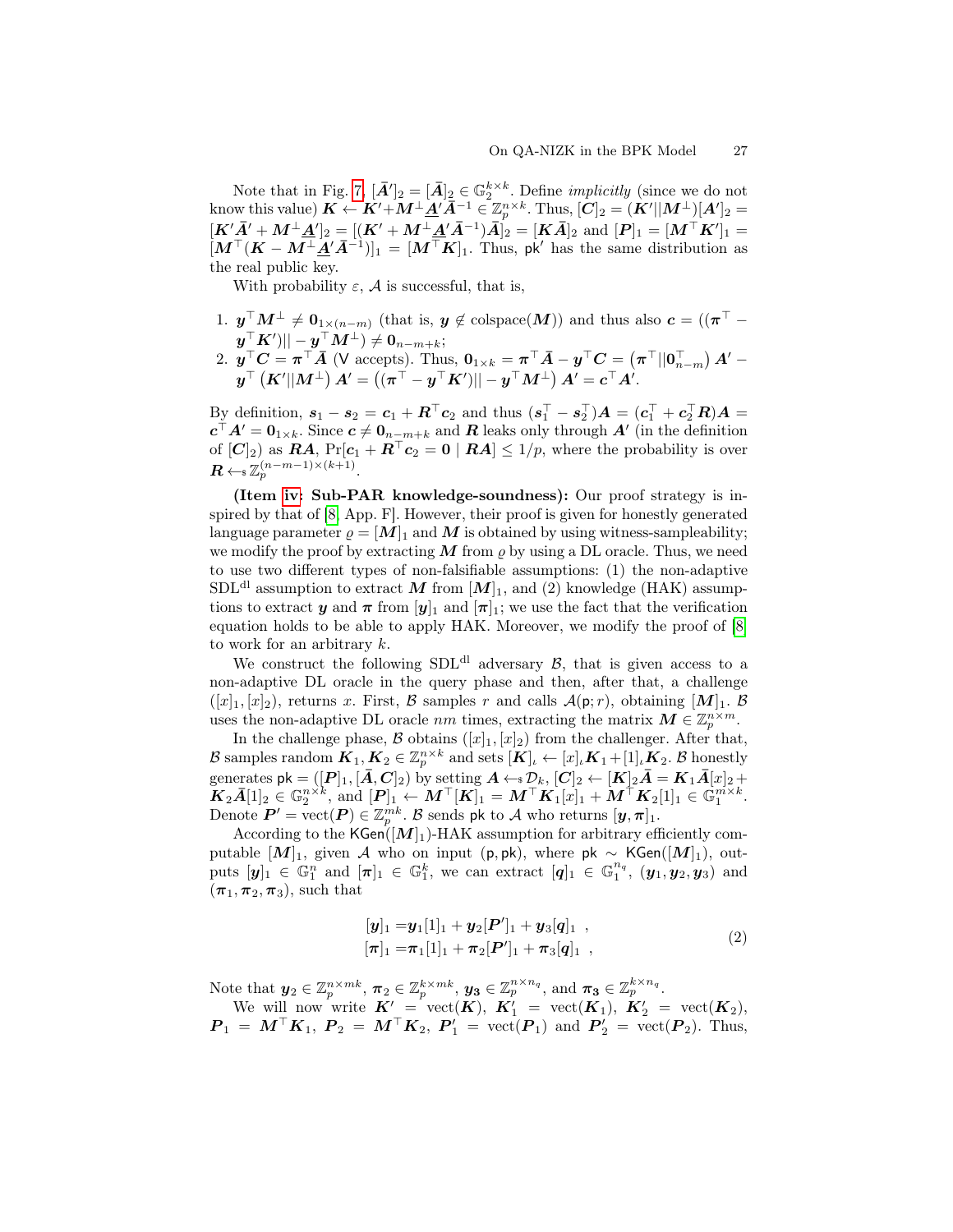Note that in Fig. 7, $[\bar{\boldsymbol{A}}']_2 = [\bar{\boldsymbol{A}}]_2 \in \mathbb{G}_2^{k \times k}$. Define *implicitly* (since we do not know this value) $\boldsymbol{K} \leftarrow \boldsymbol{K}' + \boldsymbol{M}^{\perp} \underline{\boldsymbol{A}}' \bar{\boldsymbol{A}}^{-1} \in \mathbb{Z}_p^{n \times k}$. Thus, $[\boldsymbol{C}]_2 = (\boldsymbol{K}' || \boldsymbol{M}^{\perp})[\boldsymbol{A}']_2 = [\boldsymbol{K}'\bar{\boldsymbol{A}}' + \boldsymbol{M}^{\perp}\underline{\boldsymbol{A}}']_2 = [(\boldsymbol{K}' + \boldsymbol{M}^{\perp}\underline{\boldsymbol{A}}'\bar{\boldsymbol{A}}^{-1})\bar{\boldsymbol{A}}]_2 = [\boldsymbol{K}\bar{\boldsymbol{A}}]_2$ and $[\boldsymbol{P}]_1 = [\boldsymbol{M}^{\top}\boldsymbol{K}']_1 = [\boldsymbol{M}^{\top}(\boldsymbol{K} - \boldsymbol{M}^{\perp}\underline{\boldsymbol{A}}'\bar{\boldsymbol{A}}^{-1})]_1 = [\boldsymbol{M}^{\top}\boldsymbol{K}]_1$. Thus, $\mathsf{pk}'$ has the same distribution as the real public key.

With probability $\varepsilon$, $\mathcal{A}$ is successful, that is,

1. $\boldsymbol{y}^{\top}\boldsymbol{M}^{\perp} \neq \boldsymbol{0}_{1 \times (n-m)}$ (that is, $\boldsymbol{y} \notin \operatorname{colspace}(\boldsymbol{M})$) and thus also $\boldsymbol{c} = ((\boldsymbol{\pi}^{\top} - \boldsymbol{y}^{\top}\boldsymbol{K}')|| - \boldsymbol{y}^{\top}\boldsymbol{M}^{\perp}) \neq \boldsymbol{0}_{n-m+k}$;
2. $\boldsymbol{y}^{\top}\boldsymbol{C} = \boldsymbol{\pi}^{\top}\bar{\boldsymbol{A}}$ ($\mathsf{V}$ accepts). Thus, $\boldsymbol{0}_{1 \times k} = \boldsymbol{\pi}^{\top}\bar{\boldsymbol{A}} - \boldsymbol{y}^{\top}\boldsymbol{C} = \left(\boldsymbol{\pi}^{\top} || \boldsymbol{0}_{n-m}^{\top}\right)\boldsymbol{A}' - \boldsymbol{y}^{\top}\left(\boldsymbol{K}' || \boldsymbol{M}^{\perp}\right)\boldsymbol{A}' = \left((\boldsymbol{\pi}^{\top} - \boldsymbol{y}^{\top}\boldsymbol{K}')|| - \boldsymbol{y}^{\top}\boldsymbol{M}^{\perp}\right)\boldsymbol{A}' = \boldsymbol{c}^{\top}\boldsymbol{A}'$.

By definition, $\boldsymbol{s}_1 - \boldsymbol{s}_2 = \boldsymbol{c}_1 + \boldsymbol{R}^{\top}\boldsymbol{c}_2$ and thus $(\boldsymbol{s}_1^{\top} - \boldsymbol{s}_2^{\top})\boldsymbol{A} = (\boldsymbol{c}_1^{\top} + \boldsymbol{c}_2^{\top}\boldsymbol{R})\boldsymbol{A} = \boldsymbol{c}^{\top}\boldsymbol{A}' = \boldsymbol{0}_{1 \times k}$. Since $\boldsymbol{c} \neq \boldsymbol{0}_{n-m+k}$ and $\boldsymbol{R}$ leaks only through $\boldsymbol{A}'$ (in the definition of $[\boldsymbol{C}]_2$) as $\boldsymbol{R}\boldsymbol{A}$, $\Pr[\boldsymbol{c}_1 + \boldsymbol{R}^{\top}\boldsymbol{c}_2 = \boldsymbol{0} \mid \boldsymbol{R}\boldsymbol{A}] \leq 1/p$, where the probability is over $\boldsymbol{R} \leftarrow_{\$} \mathbb{Z}_p^{(n-m-1) \times (k+1)}$.

**(Item iv: Sub-PAR knowledge-soundness):** Our proof strategy is inspired by that of [8, App. F]. However, their proof is given for honestly generated language parameter $\varrho = [\boldsymbol{M}]_1$ and $\boldsymbol{M}$ is obtained by using witness-sampleability; we modify the proof by extracting $\boldsymbol{M}$ from $\varrho$ by using a DL oracle. Thus, we need to use two different types of non-falsifiable assumptions: (1) the non-adaptive $\mathrm{SDL}^{\mathrm{dl}}$ assumption to extract $\boldsymbol{M}$ from $[\boldsymbol{M}]_1$, and (2) knowledge (HAK) assumptions to extract $\boldsymbol{y}$ and $\boldsymbol{\pi}$ from $[\boldsymbol{y}]_1$ and $[\boldsymbol{\pi}]_1$; we use the fact that the verification equation holds to be able to apply HAK. Moreover, we modify the proof of [8] to work for an arbitrary $k$.

We construct the following $\mathrm{SDL}^{\mathrm{dl}}$ adversary $\mathcal{B}$, that is given access to a non-adaptive DL oracle in the query phase and then, after that, a challenge $([x]_1, [x]_2)$, returns $x$. First, $\mathcal{B}$ samples $r$ and calls $\mathcal{A}(\mathsf{p}; r)$, obtaining $[\boldsymbol{M}]_1$. $\mathcal{B}$ uses the non-adaptive DL oracle $nm$ times, extracting the matrix $\boldsymbol{M} \in \mathbb{Z}_p^{n \times m}$.

In the challenge phase, $\mathcal{B}$ obtains $([x]_1, [x]_2)$ from the challenger. After that, $\mathcal{B}$ samples random $\boldsymbol{K}_1, \boldsymbol{K}_2 \in \mathbb{Z}_p^{n \times k}$ and sets $[\boldsymbol{K}]_{\iota} \leftarrow [x]_{\iota}\boldsymbol{K}_1 + [1]_{\iota}\boldsymbol{K}_2$. $\mathcal{B}$ honestly generates $\mathsf{pk} = ([\boldsymbol{P}]_1, [\bar{\boldsymbol{A}}, \boldsymbol{C}]_2)$ by setting $\boldsymbol{A} \leftarrow_{\$} \mathcal{D}_k$, $[\boldsymbol{C}]_2 \leftarrow [\boldsymbol{K}]_2\bar{\boldsymbol{A}} = \boldsymbol{K}_1\bar{\boldsymbol{A}}[x]_2 + \boldsymbol{K}_2\bar{\boldsymbol{A}}[1]_2 \in \mathbb{G}_2^{n \times k}$, and $[\boldsymbol{P}]_1 \leftarrow \boldsymbol{M}^{\top}[\boldsymbol{K}]_1 = \boldsymbol{M}^{\top}\boldsymbol{K}_1[x]_1 + \boldsymbol{M}^{\top}\boldsymbol{K}_2[1]_1 \in \mathbb{G}_1^{m \times k}$. Denote $\boldsymbol{P}' = \operatorname{vect}(\boldsymbol{P}) \in \mathbb{Z}_p^{mk}$. $\mathcal{B}$ sends $\mathsf{pk}$ to $\mathcal{A}$ who returns $[\boldsymbol{y}, \boldsymbol{\pi}]_1$.

According to the $\mathsf{KGen}([\boldsymbol{M}]_1)$-HAK assumption for arbitrary efficiently computable $[\boldsymbol{M}]_1$, given $\mathcal{A}$ who on input $(\mathsf{p}, \mathsf{pk})$, where $\mathsf{pk} \sim \mathsf{KGen}([\boldsymbol{M}]_1)$, outputs $[\boldsymbol{y}]_1 \in \mathbb{G}_1^n$ and $[\boldsymbol{\pi}]_1 \in \mathbb{G}_1^k$, we can extract $[\boldsymbol{q}]_1 \in \mathbb{G}_1^{n_q}$, $(\boldsymbol{y}_1, \boldsymbol{y}_2, \boldsymbol{y}_3)$ and $(\boldsymbol{\pi}_1, \boldsymbol{\pi}_2, \boldsymbol{\pi}_3)$, such that

$$
\begin{aligned}
[\boldsymbol{y}]_1 &= \boldsymbol{y}_1[1]_1 + \boldsymbol{y}_2[\boldsymbol{P}']_1 + \boldsymbol{y}_3[\boldsymbol{q}]_1 \ , \\
[\boldsymbol{\pi}]_1 &= \boldsymbol{\pi}_1[1]_1 + \boldsymbol{\pi}_2[\boldsymbol{P}']_1 + \boldsymbol{\pi}_3[\boldsymbol{q}]_1 \ ,
\end{aligned}
\tag{2}
$$

Note that $\boldsymbol{y}_2 \in \mathbb{Z}_p^{n \times mk}$, $\boldsymbol{\pi}_2 \in \mathbb{Z}_p^{k \times mk}$, $\boldsymbol{y}_3 \in \mathbb{Z}_p^{n \times n_q}$, and $\boldsymbol{\pi}_3 \in \mathbb{Z}_p^{k \times n_q}$.

We will now write $\boldsymbol{K}' = \operatorname{vect}(\boldsymbol{K})$, $\boldsymbol{K}_1' = \operatorname{vect}(\boldsymbol{K}_1)$, $\boldsymbol{K}_2' = \operatorname{vect}(\boldsymbol{K}_2)$, $\boldsymbol{P}_1 = \boldsymbol{M}^{\top}\boldsymbol{K}_1$, $\boldsymbol{P}_2 = \boldsymbol{M}^{\top}\boldsymbol{K}_2$, $\boldsymbol{P}_1' = \operatorname{vect}(\boldsymbol{P}_1)$ and $\boldsymbol{P}_2' = \operatorname{vect}(\boldsymbol{P}_2)$. Thus,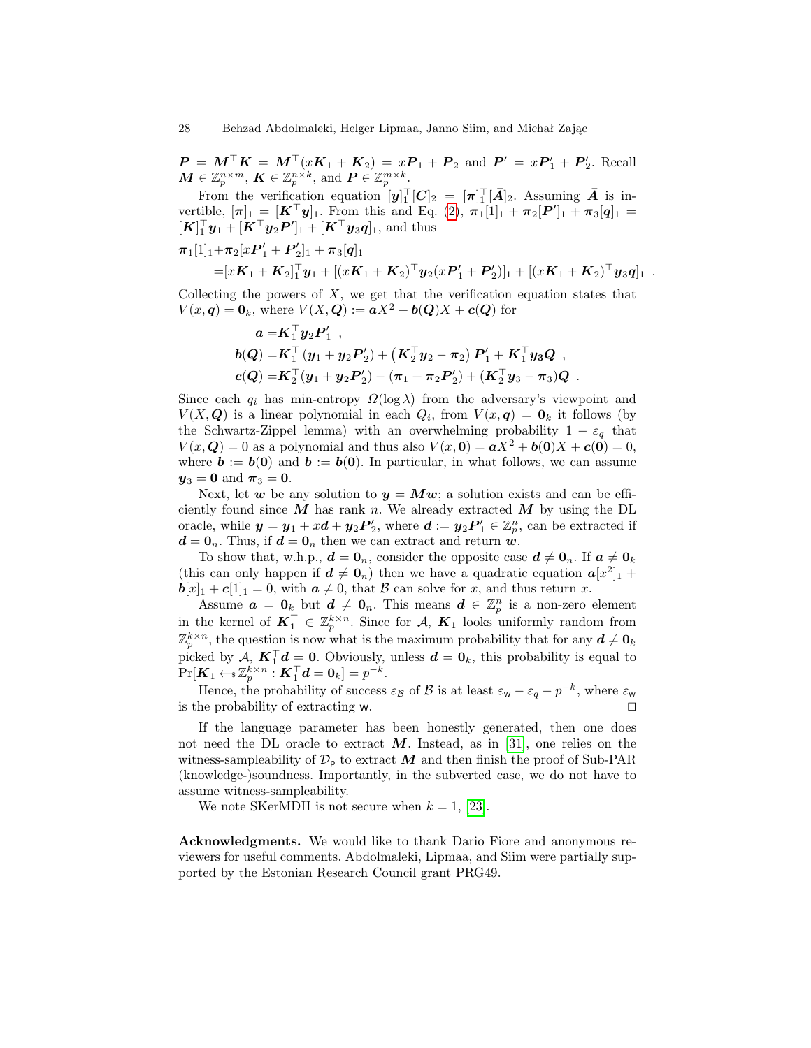$\boldsymbol{P} = \boldsymbol{M}^\top \boldsymbol{K} = \boldsymbol{M}^\top (x\boldsymbol{K}_1 + \boldsymbol{K}_2) = x\boldsymbol{P}_1 + \boldsymbol{P}_2$ and $\boldsymbol{P}' = x\boldsymbol{P}'_1 + \boldsymbol{P}'_2$. Recall $\boldsymbol{M} \in \mathbb{Z}_p^{n \times m}$, $\boldsymbol{K} \in \mathbb{Z}_p^{n \times k}$, and $\boldsymbol{P} \in \mathbb{Z}_p^{m \times k}$.

From the verification equation $[\boldsymbol{y}]_1^\top [\boldsymbol{C}]_2 = [\boldsymbol{\pi}]_1^\top [\bar{\boldsymbol{A}}]_2$. Assuming $\bar{\boldsymbol{A}}$ is invertible, $[\boldsymbol{\pi}]_1 = [\boldsymbol{K}^\top \boldsymbol{y}]_1$. From this and Eq. (2), $\boldsymbol{\pi}_1[1]_1 + \boldsymbol{\pi}_2[\boldsymbol{P}']_1 + \boldsymbol{\pi}_3[\boldsymbol{q}]_1 = [\boldsymbol{K}]_1^\top \boldsymbol{y}_1 + [\boldsymbol{K}^\top \boldsymbol{y}_2 \boldsymbol{P}']_1 + [\boldsymbol{K}^\top \boldsymbol{y}_3 \boldsymbol{q}]_1$, and thus

$$
\begin{aligned}
\boldsymbol{\pi}_1[1]_1 + &\boldsymbol{\pi}_2[x\boldsymbol{P}'_1 + \boldsymbol{P}'_2]_1 + \boldsymbol{\pi}_3[\boldsymbol{q}]_1 \\
&= [x\boldsymbol{K}_1 + \boldsymbol{K}_2]_1^\top \boldsymbol{y}_1 + [(x\boldsymbol{K}_1 + \boldsymbol{K}_2)^\top \boldsymbol{y}_2 (x\boldsymbol{P}'_1 + \boldsymbol{P}'_2)]_1 + [(x\boldsymbol{K}_1 + \boldsymbol{K}_2)^\top \boldsymbol{y}_3 \boldsymbol{q}]_1 \ .
\end{aligned}
$$

Collecting the powers of $X$, we get that the verification equation states that $V(x, \boldsymbol{q}) = \boldsymbol{0}_k$, where $V(X, \boldsymbol{Q}) := \boldsymbol{a}X^2 + \boldsymbol{b}(\boldsymbol{Q})X + \boldsymbol{c}(\boldsymbol{Q})$ for

$$
\begin{aligned}
\boldsymbol{a} =& \boldsymbol{K}_1^\top \boldsymbol{y}_2 \boldsymbol{P}'_1 \ , \\
\boldsymbol{b}(\boldsymbol{Q}) =& \boldsymbol{K}_1^\top (\boldsymbol{y}_1 + \boldsymbol{y}_2 \boldsymbol{P}'_2) + \left(\boldsymbol{K}_2^\top \boldsymbol{y}_2 - \boldsymbol{\pi}_2\right) \boldsymbol{P}'_1 + \boldsymbol{K}_1^\top \boldsymbol{y}_3 \boldsymbol{Q} \ , \\
\boldsymbol{c}(\boldsymbol{Q}) =& \boldsymbol{K}_2^\top (\boldsymbol{y}_1 + \boldsymbol{y}_2 \boldsymbol{P}'_2) - (\boldsymbol{\pi}_1 + \boldsymbol{\pi}_2 \boldsymbol{P}'_2) + (\boldsymbol{K}_2^\top \boldsymbol{y}_3 - \boldsymbol{\pi}_3)\boldsymbol{Q} \ .
\end{aligned}
$$

Since each $q_i$ has min-entropy $\Omega(\log \lambda)$ from the adversary's viewpoint and $V(X, \boldsymbol{Q})$ is a linear polynomial in each $Q_i$, from $V(x, \boldsymbol{q}) = \boldsymbol{0}_k$ it follows (by the Schwartz-Zippel lemma) with an overwhelming probability $1 - \varepsilon_q$ that $V(x, \boldsymbol{Q}) = 0$ as a polynomial and thus also $V(x, \boldsymbol{0}) = \boldsymbol{a}X^2 + \boldsymbol{b}(\boldsymbol{0})X + \boldsymbol{c}(\boldsymbol{0}) = 0$, where $\boldsymbol{b} := \boldsymbol{b}(\boldsymbol{0})$ and $\boldsymbol{b} := \boldsymbol{b}(\boldsymbol{0})$. In particular, in what follows, we can assume $\boldsymbol{y}_3 = \boldsymbol{0}$ and $\boldsymbol{\pi}_3 = \boldsymbol{0}$.

Next, let $\boldsymbol{w}$ be any solution to $\boldsymbol{y} = \boldsymbol{M}\boldsymbol{w}$; a solution exists and can be efficiently found since $\boldsymbol{M}$ has rank $n$. We already extracted $\boldsymbol{M}$ by using the DL oracle, while $\boldsymbol{y} = \boldsymbol{y}_1 + x\boldsymbol{d} + \boldsymbol{y}_2 \boldsymbol{P}'_2$, where $\boldsymbol{d} := \boldsymbol{y}_2 \boldsymbol{P}'_1 \in \mathbb{Z}_p^n$, can be extracted if $\boldsymbol{d} = \boldsymbol{0}_n$. Thus, if $\boldsymbol{d} = \boldsymbol{0}_n$ then we can extract and return $\boldsymbol{w}$.

To show that, w.h.p., $\boldsymbol{d} = \boldsymbol{0}_n$, consider the opposite case $\boldsymbol{d} \neq \boldsymbol{0}_n$. If $\boldsymbol{a} \neq \boldsymbol{0}_k$ (this can only happen if $\boldsymbol{d} \neq \boldsymbol{0}_n$) then we have a quadratic equation $\boldsymbol{a}[x^2]_1 + \boldsymbol{b}[x]_1 + \boldsymbol{c}[1]_1 = 0$, with $\boldsymbol{a} \neq 0$, that $\mathcal{B}$ can solve for $x$, and thus return $x$.

Assume $\boldsymbol{a} = \boldsymbol{0}_k$ but $\boldsymbol{d} \neq \boldsymbol{0}_n$. This means $\boldsymbol{d} \in \mathbb{Z}_p^n$ is a non-zero element in the kernel of $\boldsymbol{K}_1^\top \in \mathbb{Z}_p^{k \times n}$. Since for $\mathcal{A}$, $\boldsymbol{K}_1$ looks uniformly random from $\mathbb{Z}_p^{k \times n}$, the question is now what is the maximum probability that for any $\boldsymbol{d} \neq \boldsymbol{0}_k$ picked by $\mathcal{A}$, $\boldsymbol{K}_1^\top \boldsymbol{d} = \boldsymbol{0}$. Obviously, unless $\boldsymbol{d} = \boldsymbol{0}_k$, this probability is equal to $\Pr[\boldsymbol{K}_1 \leftarrow_{\$} \mathbb{Z}_p^{k \times n} : \boldsymbol{K}_1^\top \boldsymbol{d} = \boldsymbol{0}_k] = p^{-k}$.

Hence, the probability of success $\varepsilon_{\mathcal{B}}$ of $\mathcal{B}$ is at least $\varepsilon_{\mathsf{w}} - \varepsilon_q - p^{-k}$, where $\varepsilon_{\mathsf{w}}$ is the probability of extracting $\mathsf{w}$. ◻

If the language parameter has been honestly generated, then one does not need the DL oracle to extract $\boldsymbol{M}$. Instead, as in [31], one relies on the witness-sampleability of $\mathcal{D}_{\mathsf{p}}$ to extract $\boldsymbol{M}$ and then finish the proof of Sub-PAR (knowledge-)soundness. Importantly, in the subverted case, we do not have to assume witness-sampleability.

We note SKerMDH is not secure when $k = 1$, [23].

**Acknowledgments.** We would like to thank Dario Fiore and anonymous reviewers for useful comments. Abdolmaleki, Lipmaa, and Siim were partially supported by the Estonian Research Council grant PRG49.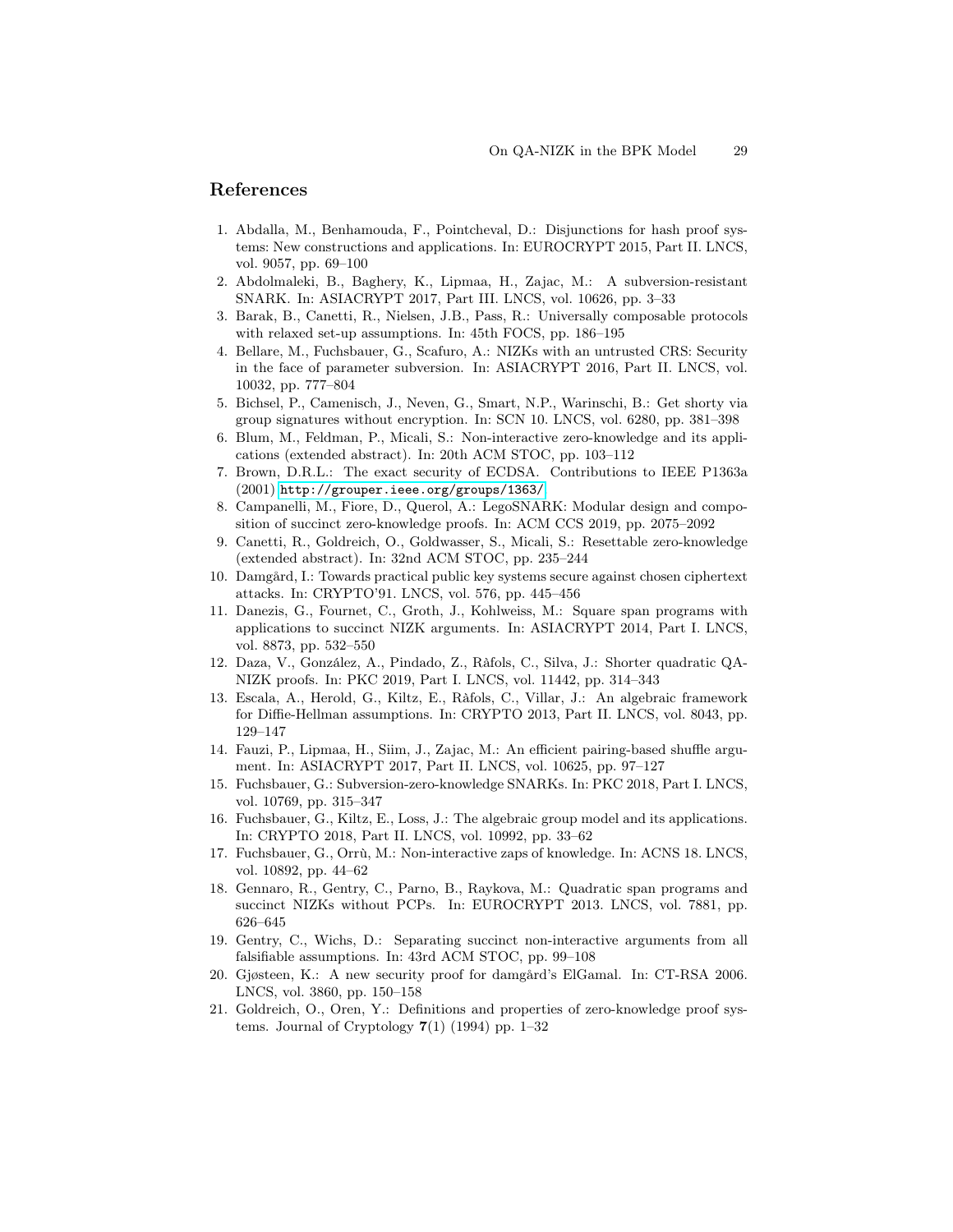## References

1. Abdalla, M., Benhamouda, F., Pointcheval, D.: Disjunctions for hash proof systems: New constructions and applications. In: EUROCRYPT 2015, Part II. LNCS, vol. 9057, pp. 69–100
2. Abdolmaleki, B., Baghery, K., Lipmaa, H., Zajac, M.: A subversion-resistant SNARK. In: ASIACRYPT 2017, Part III. LNCS, vol. 10626, pp. 3–33
3. Barak, B., Canetti, R., Nielsen, J.B., Pass, R.: Universally composable protocols with relaxed set-up assumptions. In: 45th FOCS, pp. 186–195
4. Bellare, M., Fuchsbauer, G., Scafuro, A.: NIZKs with an untrusted CRS: Security in the face of parameter subversion. In: ASIACRYPT 2016, Part II. LNCS, vol. 10032, pp. 777–804
5. Bichsel, P., Camenisch, J., Neven, G., Smart, N.P., Warinschi, B.: Get shorty via group signatures without encryption. In: SCN 10. LNCS, vol. 6280, pp. 381–398
6. Blum, M., Feldman, P., Micali, S.: Non-interactive zero-knowledge and its applications (extended abstract). In: 20th ACM STOC, pp. 103–112
7. Brown, D.R.L.: The exact security of ECDSA. Contributions to IEEE P1363a (2001) http://grouper.ieee.org/groups/1363/
8. Campanelli, M., Fiore, D., Querol, A.: LegoSNARK: Modular design and composition of succinct zero-knowledge proofs. In: ACM CCS 2019, pp. 2075–2092
9. Canetti, R., Goldreich, O., Goldwasser, S., Micali, S.: Resettable zero-knowledge (extended abstract). In: 32nd ACM STOC, pp. 235–244
10. Damgård, I.: Towards practical public key systems secure against chosen ciphertext attacks. In: CRYPTO'91. LNCS, vol. 576, pp. 445–456
11. Danezis, G., Fournet, C., Groth, J., Kohlweiss, M.: Square span programs with applications to succinct NIZK arguments. In: ASIACRYPT 2014, Part I. LNCS, vol. 8873, pp. 532–550
12. Daza, V., González, A., Pindado, Z., Ràfols, C., Silva, J.: Shorter quadratic QA-NIZK proofs. In: PKC 2019, Part I. LNCS, vol. 11442, pp. 314–343
13. Escala, A., Herold, G., Kiltz, E., Ràfols, C., Villar, J.: An algebraic framework for Diffie-Hellman assumptions. In: CRYPTO 2013, Part II. LNCS, vol. 8043, pp. 129–147
14. Fauzi, P., Lipmaa, H., Siim, J., Zajac, M.: An efficient pairing-based shuffle argument. In: ASIACRYPT 2017, Part II. LNCS, vol. 10625, pp. 97–127
15. Fuchsbauer, G.: Subversion-zero-knowledge SNARKs. In: PKC 2018, Part I. LNCS, vol. 10769, pp. 315–347
16. Fuchsbauer, G., Kiltz, E., Loss, J.: The algebraic group model and its applications. In: CRYPTO 2018, Part II. LNCS, vol. 10992, pp. 33–62
17. Fuchsbauer, G., Orrù, M.: Non-interactive zaps of knowledge. In: ACNS 18. LNCS, vol. 10892, pp. 44–62
18. Gennaro, R., Gentry, C., Parno, B., Raykova, M.: Quadratic span programs and succinct NIZKs without PCPs. In: EUROCRYPT 2013. LNCS, vol. 7881, pp. 626–645
19. Gentry, C., Wichs, D.: Separating succinct non-interactive arguments from all falsifiable assumptions. In: 43rd ACM STOC, pp. 99–108
20. Gjøsteen, K.: A new security proof for damgård's ElGamal. In: CT-RSA 2006. LNCS, vol. 3860, pp. 150–158
21. Goldreich, O., Oren, Y.: Definitions and properties of zero-knowledge proof systems. Journal of Cryptology **7**(1) (1994) pp. 1–32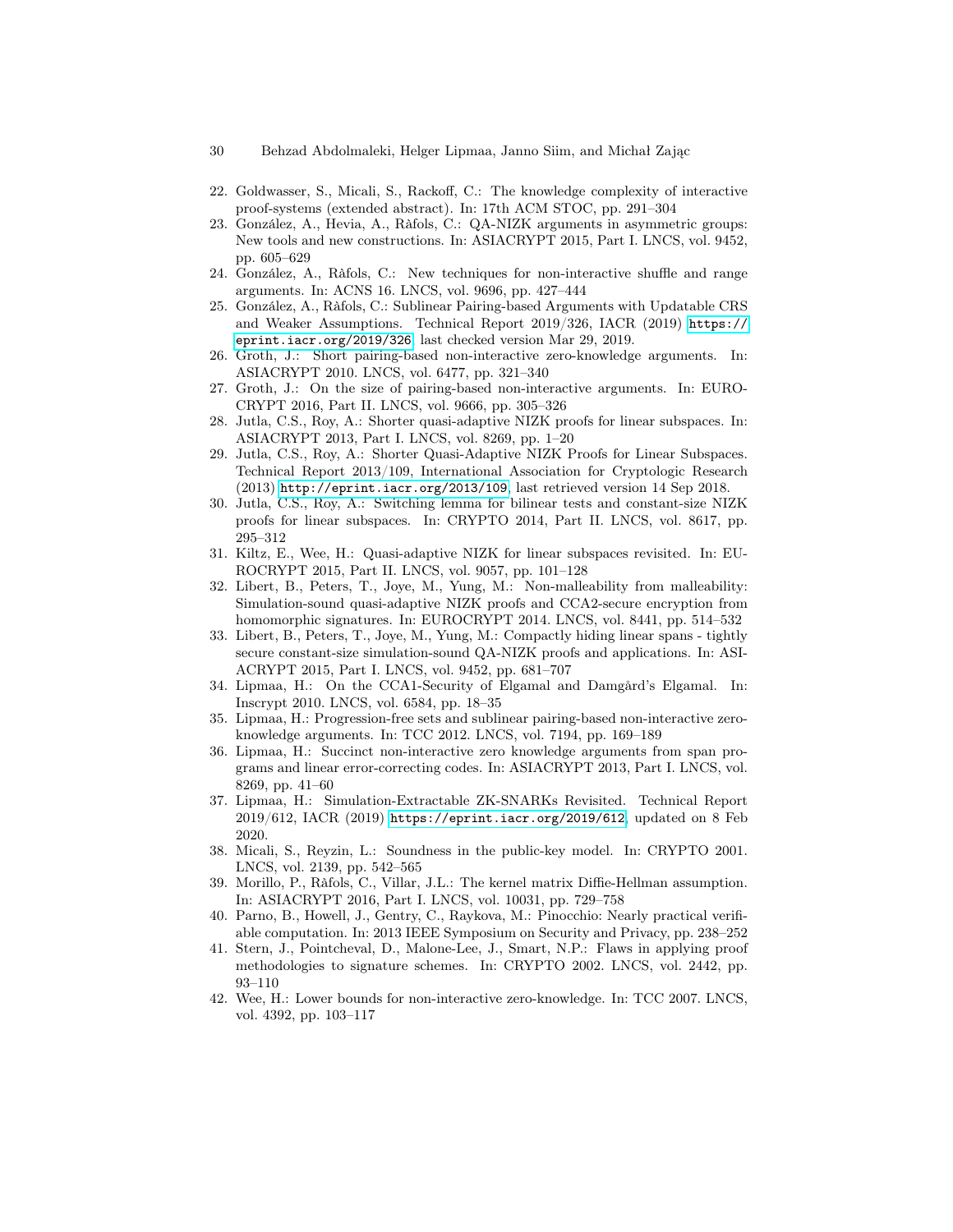22. Goldwasser, S., Micali, S., Rackoff, C.: The knowledge complexity of interactive proof-systems (extended abstract). In: 17th ACM STOC, pp. 291–304
23. González, A., Hevia, A., Ràfols, C.: QA-NIZK arguments in asymmetric groups: New tools and new constructions. In: ASIACRYPT 2015, Part I. LNCS, vol. 9452, pp. 605–629
24. González, A., Ràfols, C.: New techniques for non-interactive shuffle and range arguments. In: ACNS 16. LNCS, vol. 9696, pp. 427–444
25. González, A., Ràfols, C.: Sublinear Pairing-based Arguments with Updatable CRS and Weaker Assumptions. Technical Report 2019/326, IACR (2019) https://eprint.iacr.org/2019/326, last checked version Mar 29, 2019.
26. Groth, J.: Short pairing-based non-interactive zero-knowledge arguments. In: ASIACRYPT 2010. LNCS, vol. 6477, pp. 321–340
27. Groth, J.: On the size of pairing-based non-interactive arguments. In: EUROCRYPT 2016, Part II. LNCS, vol. 9666, pp. 305–326
28. Jutla, C.S., Roy, A.: Shorter quasi-adaptive NIZK proofs for linear subspaces. In: ASIACRYPT 2013, Part I. LNCS, vol. 8269, pp. 1–20
29. Jutla, C.S., Roy, A.: Shorter Quasi-Adaptive NIZK Proofs for Linear Subspaces. Technical Report 2013/109, International Association for Cryptologic Research (2013) http://eprint.iacr.org/2013/109, last retrieved version 14 Sep 2018.
30. Jutla, C.S., Roy, A.: Switching lemma for bilinear tests and constant-size NIZK proofs for linear subspaces. In: CRYPTO 2014, Part II. LNCS, vol. 8617, pp. 295–312
31. Kiltz, E., Wee, H.: Quasi-adaptive NIZK for linear subspaces revisited. In: EUROCRYPT 2015, Part II. LNCS, vol. 9057, pp. 101–128
32. Libert, B., Peters, T., Joye, M., Yung, M.: Non-malleability from malleability: Simulation-sound quasi-adaptive NIZK proofs and CCA2-secure encryption from homomorphic signatures. In: EUROCRYPT 2014. LNCS, vol. 8441, pp. 514–532
33. Libert, B., Peters, T., Joye, M., Yung, M.: Compactly hiding linear spans - tightly secure constant-size simulation-sound QA-NIZK proofs and applications. In: ASIACRYPT 2015, Part I. LNCS, vol. 9452, pp. 681–707
34. Lipmaa, H.: On the CCA1-Security of Elgamal and Damgård's Elgamal. In: Inscrypt 2010. LNCS, vol. 6584, pp. 18–35
35. Lipmaa, H.: Progression-free sets and sublinear pairing-based non-interactive zero-knowledge arguments. In: TCC 2012. LNCS, vol. 7194, pp. 169–189
36. Lipmaa, H.: Succinct non-interactive zero knowledge arguments from span programs and linear error-correcting codes. In: ASIACRYPT 2013, Part I. LNCS, vol. 8269, pp. 41–60
37. Lipmaa, H.: Simulation-Extractable ZK-SNARKs Revisited. Technical Report 2019/612, IACR (2019) https://eprint.iacr.org/2019/612, updated on 8 Feb 2020.
38. Micali, S., Reyzin, L.: Soundness in the public-key model. In: CRYPTO 2001. LNCS, vol. 2139, pp. 542–565
39. Morillo, P., Ràfols, C., Villar, J.L.: The kernel matrix Diffie-Hellman assumption. In: ASIACRYPT 2016, Part I. LNCS, vol. 10031, pp. 729–758
40. Parno, B., Howell, J., Gentry, C., Raykova, M.: Pinocchio: Nearly practical verifiable computation. In: 2013 IEEE Symposium on Security and Privacy, pp. 238–252
41. Stern, J., Pointcheval, D., Malone-Lee, J., Smart, N.P.: Flaws in applying proof methodologies to signature schemes. In: CRYPTO 2002. LNCS, vol. 2442, pp. 93–110
42. Wee, H.: Lower bounds for non-interactive zero-knowledge. In: TCC 2007. LNCS, vol. 4392, pp. 103–117